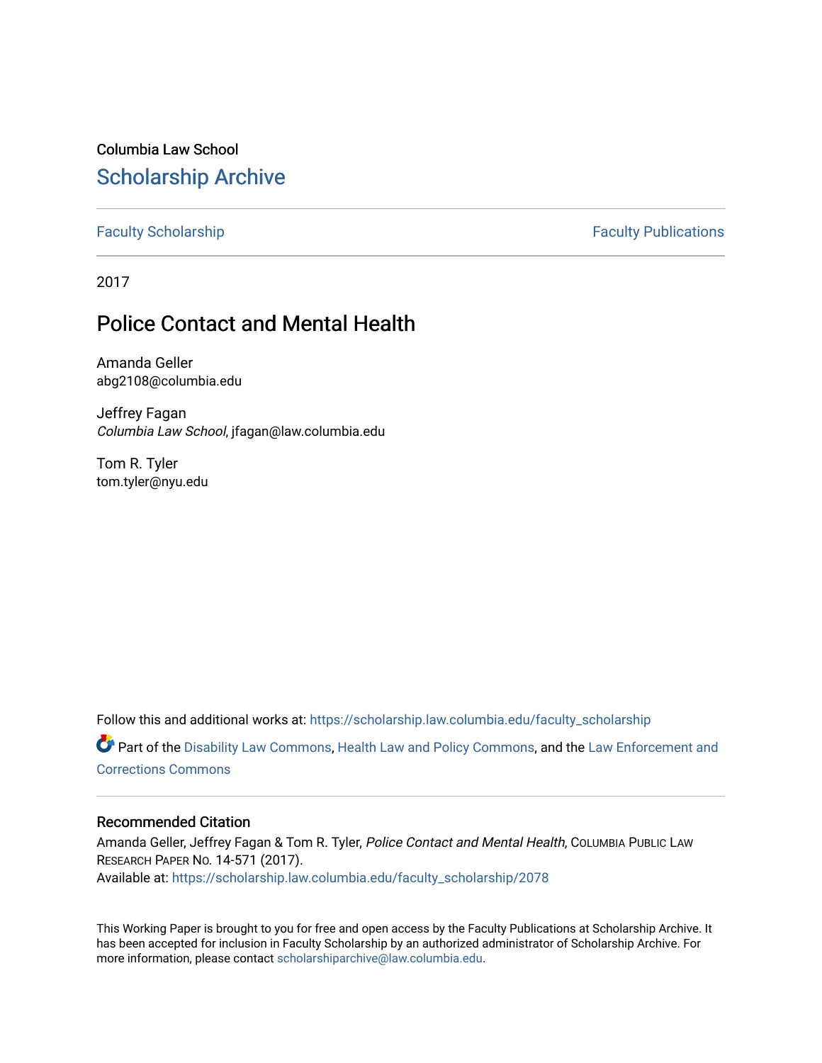Columbia Law School

## Scholarship Archive

Faculty Scholarship | Faculty Publications

2017

# Police Contact and Mental Health

Amanda Geller
abg2108@columbia.edu

Jeffrey Fagan
*Columbia Law School*, jfagan@law.columbia.edu

Tom R. Tyler
tom.tyler@nyu.edu

Follow this and additional works at: https://scholarship.law.columbia.edu/faculty_scholarship

Part of the Disability Law Commons, Health Law and Policy Commons, and the Law Enforcement and Corrections Commons

### Recommended Citation

Amanda Geller, Jeffrey Fagan & Tom R. Tyler, *Police Contact and Mental Health*, COLUMBIA PUBLIC LAW RESEARCH PAPER NO. 14-571 (2017).
Available at: https://scholarship.law.columbia.edu/faculty_scholarship/2078

This Working Paper is brought to you for free and open access by the Faculty Publications at Scholarship Archive. It has been accepted for inclusion in Faculty Scholarship by an authorized administrator of Scholarship Archive. For more information, please contact scholarshiparchive@law.columbia.edu.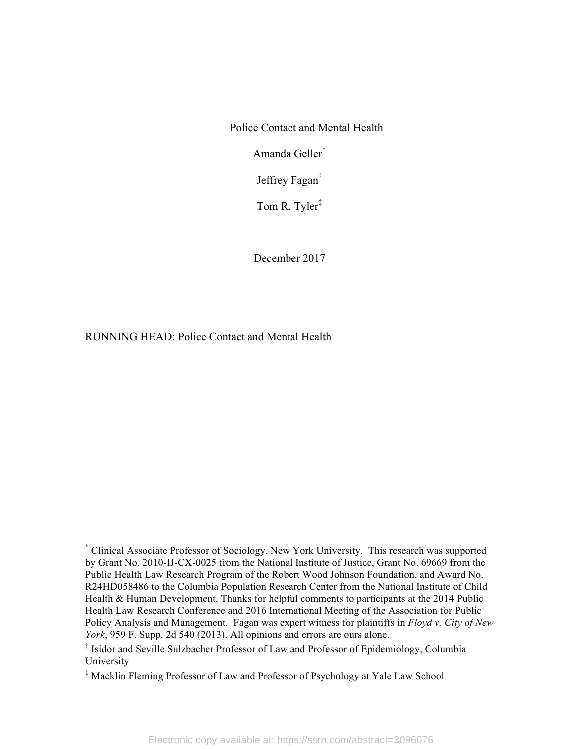Police Contact and Mental Health

Amanda Geller[*]

Jeffrey Fagan[†]

Tom R. Tyler[‡]

December 2017

RUNNING HEAD: Police Contact and Mental Health

---

[*] Clinical Associate Professor of Sociology, New York University. This research was supported by Grant No. 2010-IJ-CX-0025 from the National Institute of Justice, Grant No. 69669 from the Public Health Law Research Program of the Robert Wood Johnson Foundation, and Award No. R24HD058486 to the Columbia Population Research Center from the National Institute of Child Health & Human Development. Thanks for helpful comments to participants at the 2014 Public Health Law Research Conference and 2016 International Meeting of the Association for Public Policy Analysis and Management. Fagan was expert witness for plaintiffs in *Floyd v. City of New York*, 959 F. Supp. 2d 540 (2013). All opinions and errors are ours alone.

[†] Isidor and Seville Sulzbacher Professor of Law and Professor of Epidemiology, Columbia University

[‡] Macklin Fleming Professor of Law and Professor of Psychology at Yale Law School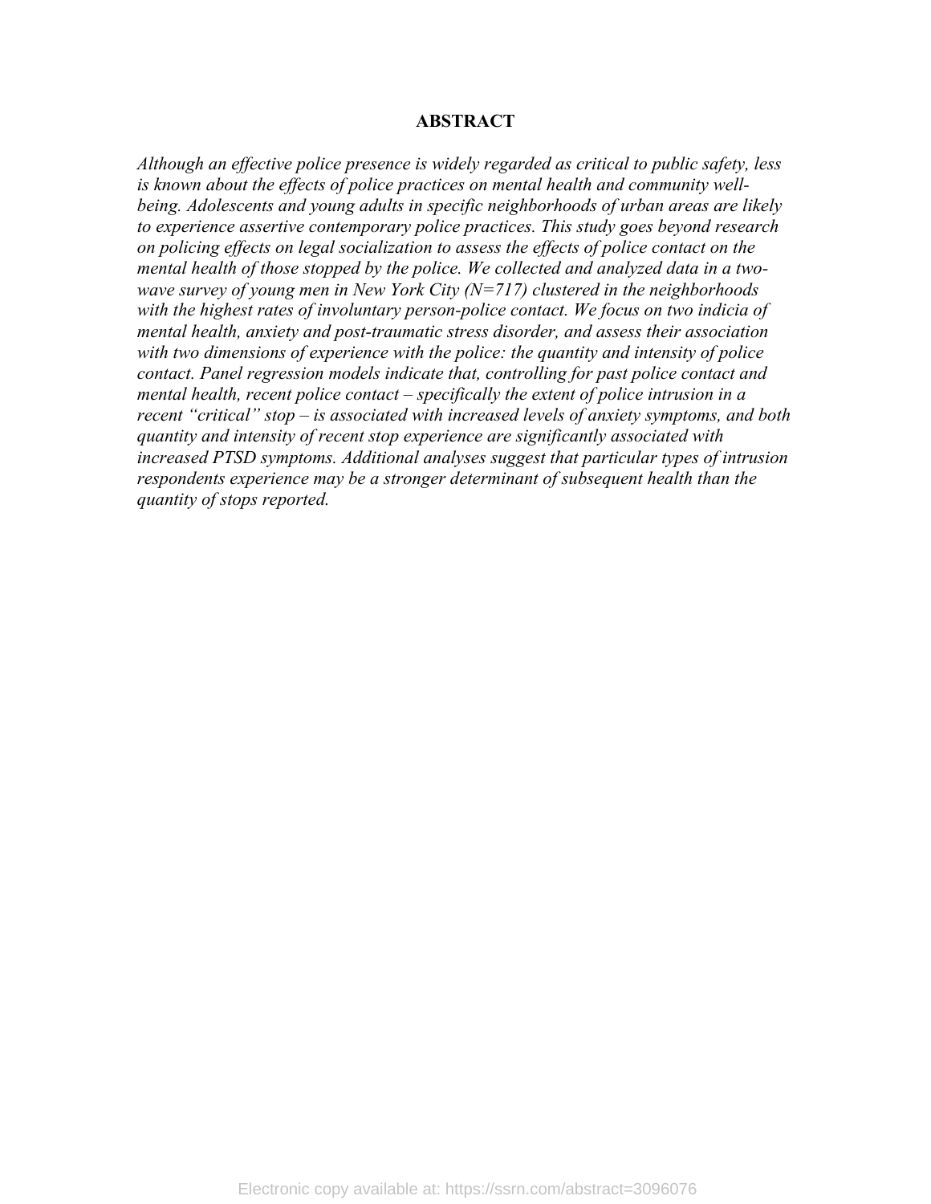## ABSTRACT

*Although an effective police presence is widely regarded as critical to public safety, less is known about the effects of police practices on mental health and community well-being. Adolescents and young adults in specific neighborhoods of urban areas are likely to experience assertive contemporary police practices. This study goes beyond research on policing effects on legal socialization to assess the effects of police contact on the mental health of those stopped by the police. We collected and analyzed data in a two-wave survey of young men in New York City (N=717) clustered in the neighborhoods with the highest rates of involuntary person-police contact. We focus on two indicia of mental health, anxiety and post-traumatic stress disorder, and assess their association with two dimensions of experience with the police: the quantity and intensity of police contact. Panel regression models indicate that, controlling for past police contact and mental health, recent police contact – specifically the extent of police intrusion in a recent "critical" stop – is associated with increased levels of anxiety symptoms, and both quantity and intensity of recent stop experience are significantly associated with increased PTSD symptoms. Additional analyses suggest that particular types of intrusion respondents experience may be a stronger determinant of subsequent health than the quantity of stops reported.*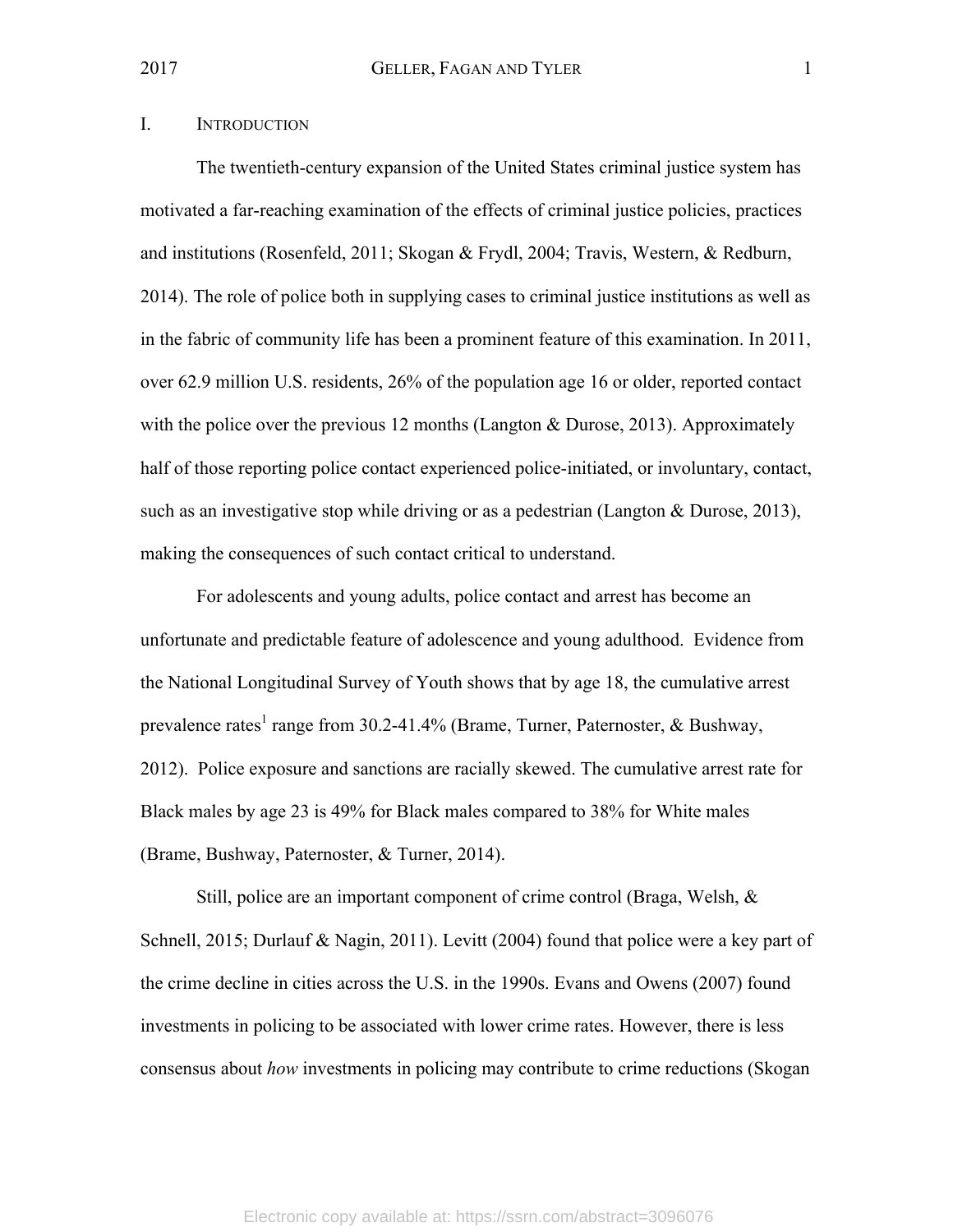## I. INTRODUCTION

The twentieth-century expansion of the United States criminal justice system has motivated a far-reaching examination of the effects of criminal justice policies, practices and institutions (Rosenfeld, 2011; Skogan & Frydl, 2004; Travis, Western, & Redburn, 2014). The role of police both in supplying cases to criminal justice institutions as well as in the fabric of community life has been a prominent feature of this examination. In 2011, over 62.9 million U.S. residents, 26% of the population age 16 or older, reported contact with the police over the previous 12 months (Langton & Durose, 2013). Approximately half of those reporting police contact experienced police-initiated, or involuntary, contact, such as an investigative stop while driving or as a pedestrian (Langton & Durose, 2013), making the consequences of such contact critical to understand.

For adolescents and young adults, police contact and arrest has become an unfortunate and predictable feature of adolescence and young adulthood. Evidence from the National Longitudinal Survey of Youth shows that by age 18, the cumulative arrest prevalence rates[1] range from 30.2-41.4% (Brame, Turner, Paternoster, & Bushway, 2012). Police exposure and sanctions are racially skewed. The cumulative arrest rate for Black males by age 23 is 49% for Black males compared to 38% for White males (Brame, Bushway, Paternoster, & Turner, 2014).

Still, police are an important component of crime control (Braga, Welsh, & Schnell, 2015; Durlauf & Nagin, 2011). Levitt (2004) found that police were a key part of the crime decline in cities across the U.S. in the 1990s. Evans and Owens (2007) found investments in policing to be associated with lower crime rates. However, there is less consensus about *how* investments in policing may contribute to crime reductions (Skogan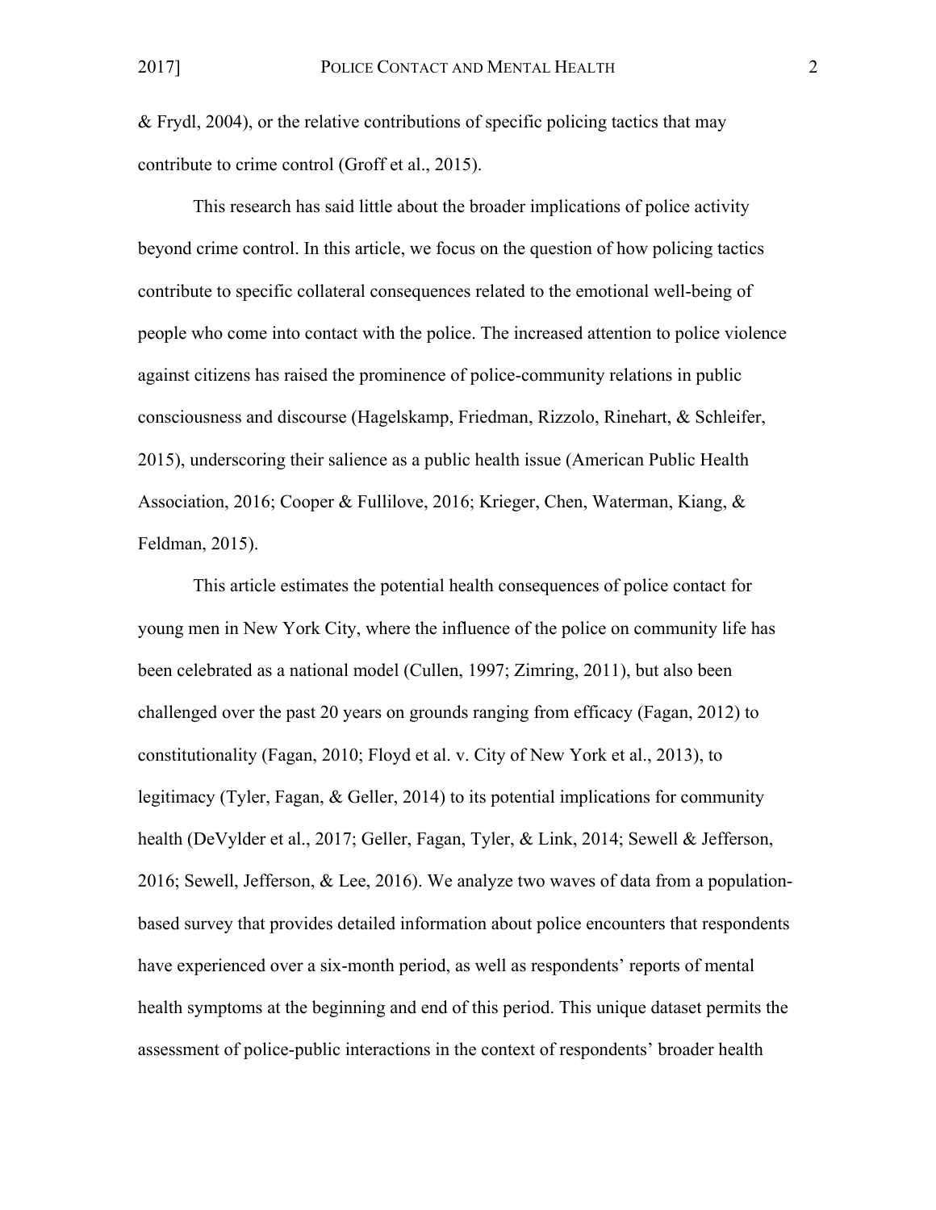& Frydl, 2004), or the relative contributions of specific policing tactics that may contribute to crime control (Groff et al., 2015).

This research has said little about the broader implications of police activity beyond crime control. In this article, we focus on the question of how policing tactics contribute to specific collateral consequences related to the emotional well-being of people who come into contact with the police. The increased attention to police violence against citizens has raised the prominence of police-community relations in public consciousness and discourse (Hagelskamp, Friedman, Rizzolo, Rinehart, & Schleifer, 2015), underscoring their salience as a public health issue (American Public Health Association, 2016; Cooper & Fullilove, 2016; Krieger, Chen, Waterman, Kiang, & Feldman, 2015).

This article estimates the potential health consequences of police contact for young men in New York City, where the influence of the police on community life has been celebrated as a national model (Cullen, 1997; Zimring, 2011), but also been challenged over the past 20 years on grounds ranging from efficacy (Fagan, 2012) to constitutionality (Fagan, 2010; Floyd et al. v. City of New York et al., 2013), to legitimacy (Tyler, Fagan, & Geller, 2014) to its potential implications for community health (DeVylder et al., 2017; Geller, Fagan, Tyler, & Link, 2014; Sewell & Jefferson, 2016; Sewell, Jefferson, & Lee, 2016). We analyze two waves of data from a population-based survey that provides detailed information about police encounters that respondents have experienced over a six-month period, as well as respondents' reports of mental health symptoms at the beginning and end of this period. This unique dataset permits the assessment of police-public interactions in the context of respondents' broader health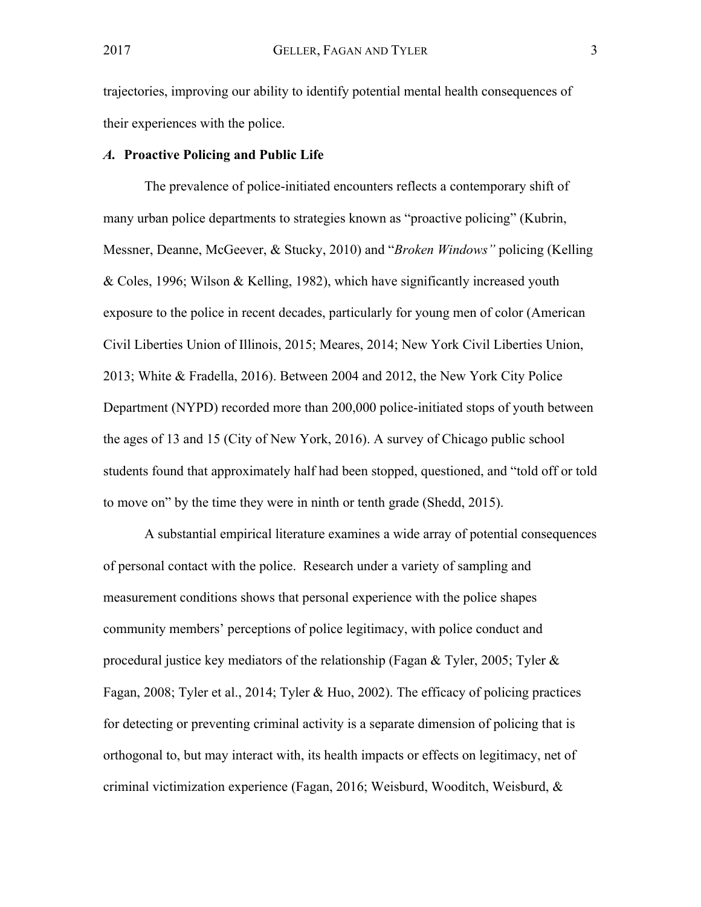trajectories, improving our ability to identify potential mental health consequences of their experiences with the police.

### *A.* Proactive Policing and Public Life

The prevalence of police-initiated encounters reflects a contemporary shift of many urban police departments to strategies known as "proactive policing" (Kubrin, Messner, Deanne, McGeever, & Stucky, 2010) and "*Broken Windows"* policing (Kelling & Coles, 1996; Wilson & Kelling, 1982), which have significantly increased youth exposure to the police in recent decades, particularly for young men of color (American Civil Liberties Union of Illinois, 2015; Meares, 2014; New York Civil Liberties Union, 2013; White & Fradella, 2016). Between 2004 and 2012, the New York City Police Department (NYPD) recorded more than 200,000 police-initiated stops of youth between the ages of 13 and 15 (City of New York, 2016). A survey of Chicago public school students found that approximately half had been stopped, questioned, and "told off or told to move on" by the time they were in ninth or tenth grade (Shedd, 2015).

A substantial empirical literature examines a wide array of potential consequences of personal contact with the police. Research under a variety of sampling and measurement conditions shows that personal experience with the police shapes community members' perceptions of police legitimacy, with police conduct and procedural justice key mediators of the relationship (Fagan & Tyler, 2005; Tyler & Fagan, 2008; Tyler et al., 2014; Tyler & Huo, 2002). The efficacy of policing practices for detecting or preventing criminal activity is a separate dimension of policing that is orthogonal to, but may interact with, its health impacts or effects on legitimacy, net of criminal victimization experience (Fagan, 2016; Weisburd, Wooditch, Weisburd, &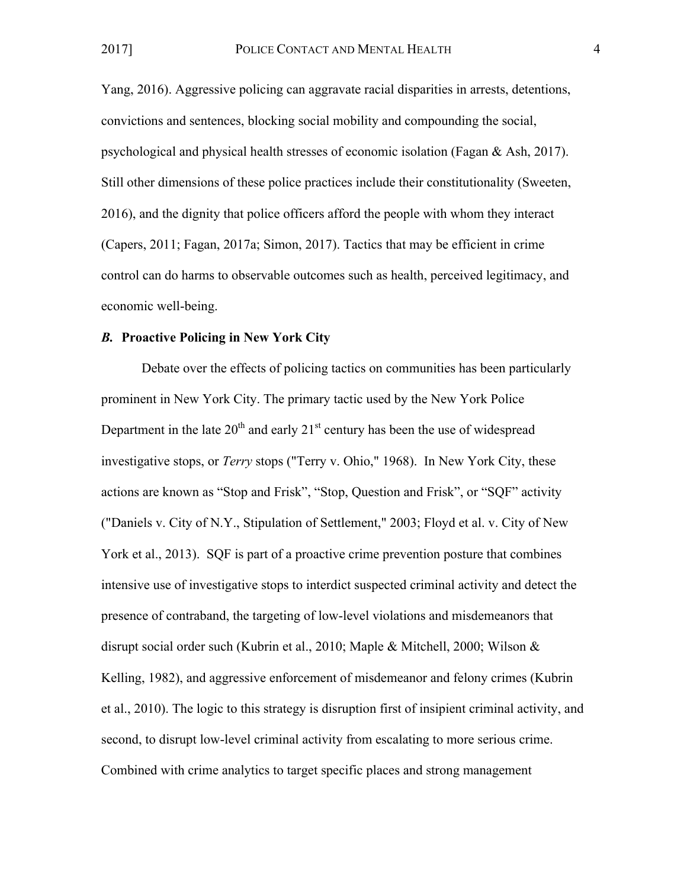Yang, 2016). Aggressive policing can aggravate racial disparities in arrests, detentions, convictions and sentences, blocking social mobility and compounding the social, psychological and physical health stresses of economic isolation (Fagan & Ash, 2017). Still other dimensions of these police practices include their constitutionality (Sweeten, 2016), and the dignity that police officers afford the people with whom they interact (Capers, 2011; Fagan, 2017a; Simon, 2017). Tactics that may be efficient in crime control can do harms to observable outcomes such as health, perceived legitimacy, and economic well-being.

### *B.* Proactive Policing in New York City

Debate over the effects of policing tactics on communities has been particularly prominent in New York City. The primary tactic used by the New York Police Department in the late 20th and early 21st century has been the use of widespread investigative stops, or *Terry* stops ("Terry v. Ohio," 1968). In New York City, these actions are known as “Stop and Frisk”, “Stop, Question and Frisk”, or “SQF” activity ("Daniels v. City of N.Y., Stipulation of Settlement," 2003; Floyd et al. v. City of New York et al., 2013). SQF is part of a proactive crime prevention posture that combines intensive use of investigative stops to interdict suspected criminal activity and detect the presence of contraband, the targeting of low-level violations and misdemeanors that disrupt social order such (Kubrin et al., 2010; Maple & Mitchell, 2000; Wilson & Kelling, 1982), and aggressive enforcement of misdemeanor and felony crimes (Kubrin et al., 2010). The logic to this strategy is disruption first of insipient criminal activity, and second, to disrupt low-level criminal activity from escalating to more serious crime. Combined with crime analytics to target specific places and strong management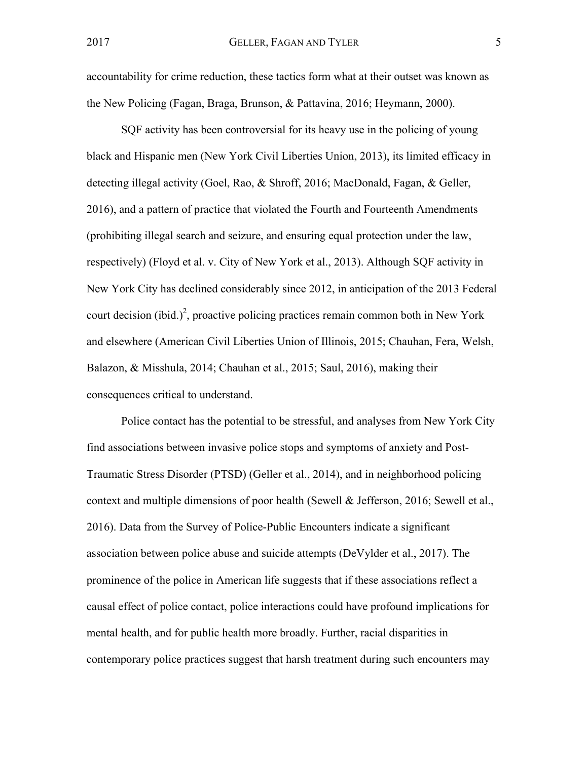accountability for crime reduction, these tactics form what at their outset was known as the New Policing (Fagan, Braga, Brunson, & Pattavina, 2016; Heymann, 2000).

SQF activity has been controversial for its heavy use in the policing of young black and Hispanic men (New York Civil Liberties Union, 2013), its limited efficacy in detecting illegal activity (Goel, Rao, & Shroff, 2016; MacDonald, Fagan, & Geller, 2016), and a pattern of practice that violated the Fourth and Fourteenth Amendments (prohibiting illegal search and seizure, and ensuring equal protection under the law, respectively) (Floyd et al. v. City of New York et al., 2013). Although SQF activity in New York City has declined considerably since 2012, in anticipation of the 2013 Federal court decision (ibid.)[2], proactive policing practices remain common both in New York and elsewhere (American Civil Liberties Union of Illinois, 2015; Chauhan, Fera, Welsh, Balazon, & Misshula, 2014; Chauhan et al., 2015; Saul, 2016), making their consequences critical to understand.

Police contact has the potential to be stressful, and analyses from New York City find associations between invasive police stops and symptoms of anxiety and Post-Traumatic Stress Disorder (PTSD) (Geller et al., 2014), and in neighborhood policing context and multiple dimensions of poor health (Sewell & Jefferson, 2016; Sewell et al., 2016). Data from the Survey of Police-Public Encounters indicate a significant association between police abuse and suicide attempts (DeVylder et al., 2017). The prominence of the police in American life suggests that if these associations reflect a causal effect of police contact, police interactions could have profound implications for mental health, and for public health more broadly. Further, racial disparities in contemporary police practices suggest that harsh treatment during such encounters may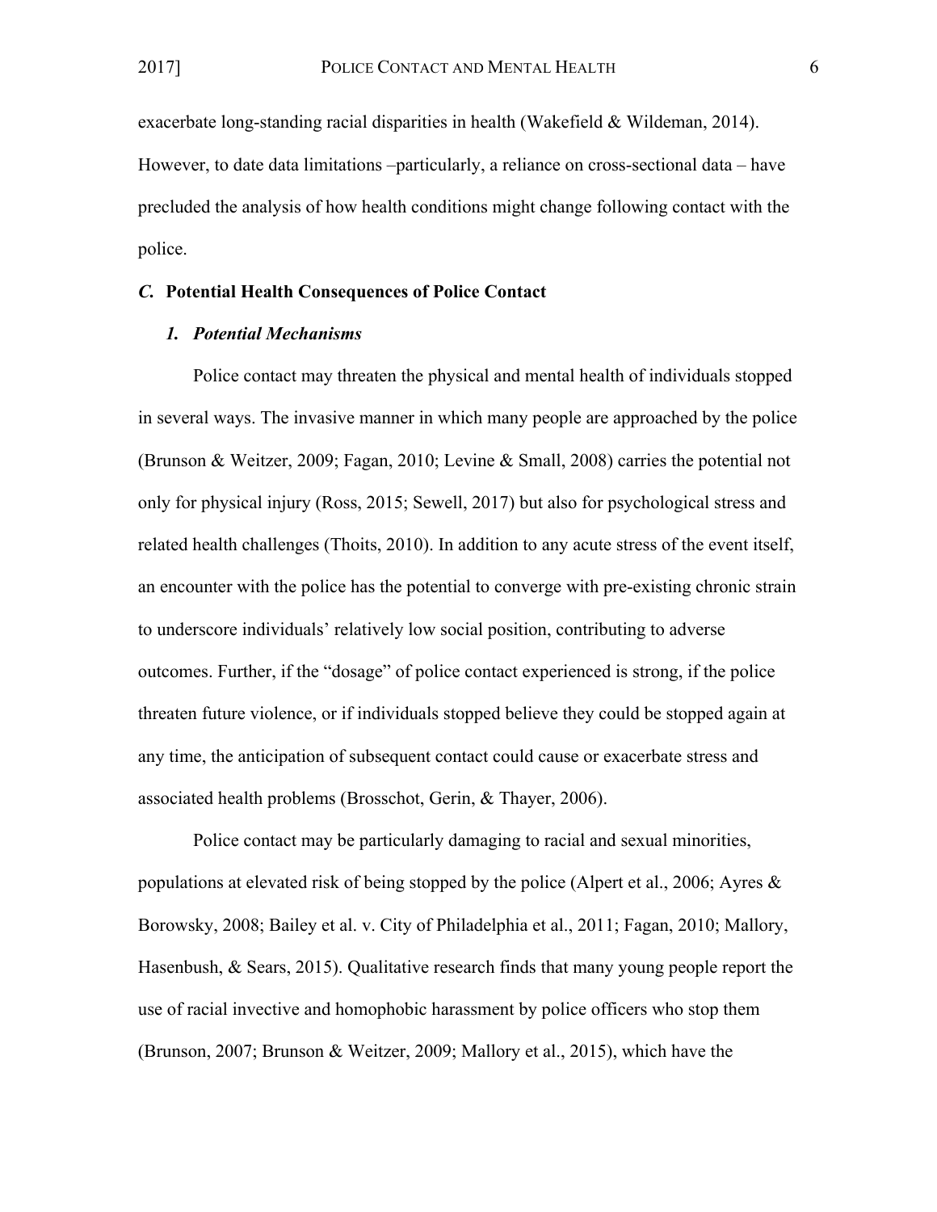exacerbate long-standing racial disparities in health (Wakefield & Wildeman, 2014). However, to date data limitations –particularly, a reliance on cross-sectional data – have precluded the analysis of how health conditions might change following contact with the police.

### *C.* Potential Health Consequences of Police Contact

#### *1. Potential Mechanisms*

Police contact may threaten the physical and mental health of individuals stopped in several ways. The invasive manner in which many people are approached by the police (Brunson & Weitzer, 2009; Fagan, 2010; Levine & Small, 2008) carries the potential not only for physical injury (Ross, 2015; Sewell, 2017) but also for psychological stress and related health challenges (Thoits, 2010). In addition to any acute stress of the event itself, an encounter with the police has the potential to converge with pre-existing chronic strain to underscore individuals' relatively low social position, contributing to adverse outcomes. Further, if the "dosage" of police contact experienced is strong, if the police threaten future violence, or if individuals stopped believe they could be stopped again at any time, the anticipation of subsequent contact could cause or exacerbate stress and associated health problems (Brosschot, Gerin, & Thayer, 2006).

Police contact may be particularly damaging to racial and sexual minorities, populations at elevated risk of being stopped by the police (Alpert et al., 2006; Ayres & Borowsky, 2008; Bailey et al. v. City of Philadelphia et al., 2011; Fagan, 2010; Mallory, Hasenbush, & Sears, 2015). Qualitative research finds that many young people report the use of racial invective and homophobic harassment by police officers who stop them (Brunson, 2007; Brunson & Weitzer, 2009; Mallory et al., 2015), which have the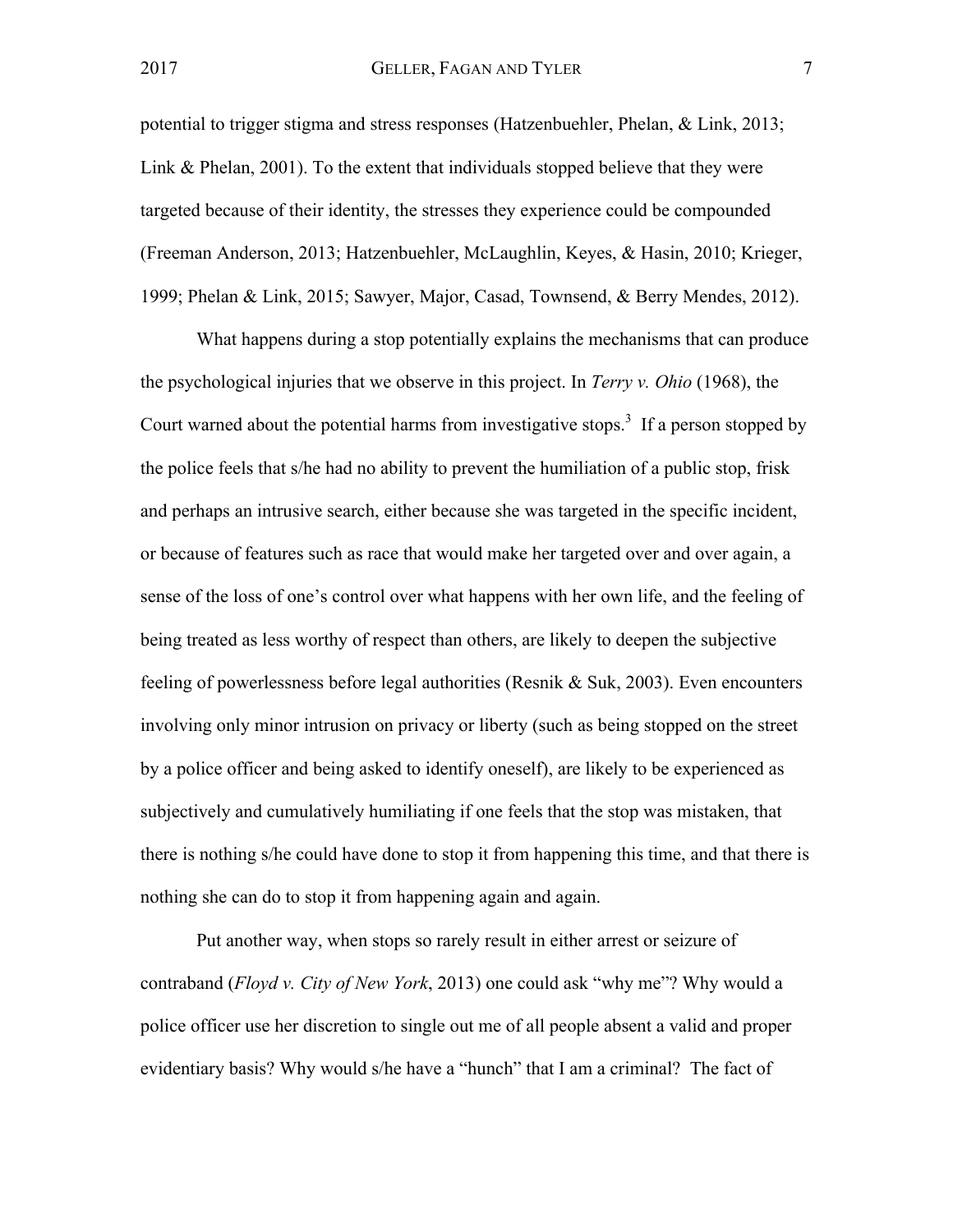potential to trigger stigma and stress responses (Hatzenbuehler, Phelan, & Link, 2013; Link & Phelan, 2001). To the extent that individuals stopped believe that they were targeted because of their identity, the stresses they experience could be compounded (Freeman Anderson, 2013; Hatzenbuehler, McLaughlin, Keyes, & Hasin, 2010; Krieger, 1999; Phelan & Link, 2015; Sawyer, Major, Casad, Townsend, & Berry Mendes, 2012).

What happens during a stop potentially explains the mechanisms that can produce the psychological injuries that we observe in this project. In *Terry v. Ohio* (1968), the Court warned about the potential harms from investigative stops.[3] If a person stopped by the police feels that s/he had no ability to prevent the humiliation of a public stop, frisk and perhaps an intrusive search, either because she was targeted in the specific incident, or because of features such as race that would make her targeted over and over again, a sense of the loss of one's control over what happens with her own life, and the feeling of being treated as less worthy of respect than others, are likely to deepen the subjective feeling of powerlessness before legal authorities (Resnik & Suk, 2003). Even encounters involving only minor intrusion on privacy or liberty (such as being stopped on the street by a police officer and being asked to identify oneself), are likely to be experienced as subjectively and cumulatively humiliating if one feels that the stop was mistaken, that there is nothing s/he could have done to stop it from happening this time, and that there is nothing she can do to stop it from happening again and again.

Put another way, when stops so rarely result in either arrest or seizure of contraband (*Floyd v. City of New York*, 2013) one could ask "why me"? Why would a police officer use her discretion to single out me of all people absent a valid and proper evidentiary basis? Why would s/he have a "hunch" that I am a criminal? The fact of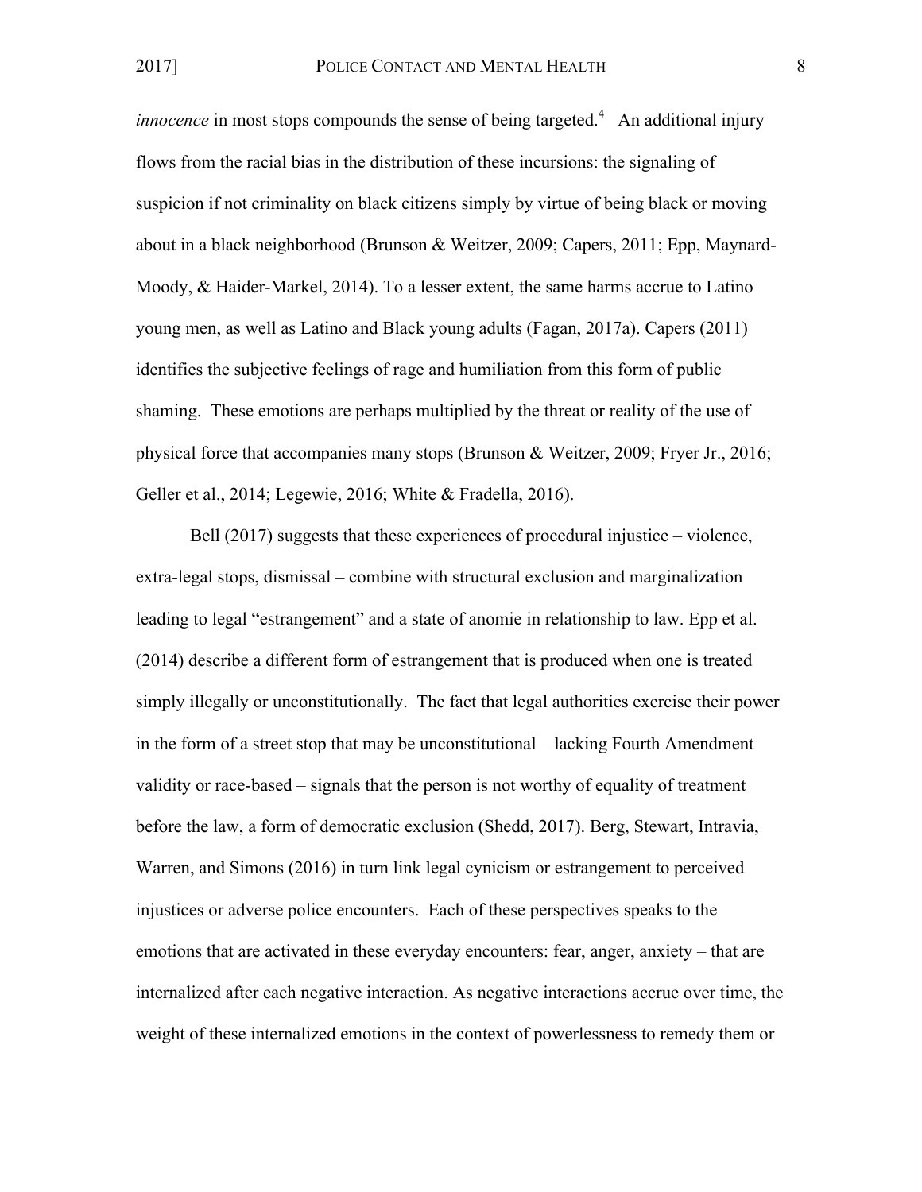*innocence* in most stops compounds the sense of being targeted.[4] An additional injury flows from the racial bias in the distribution of these incursions: the signaling of suspicion if not criminality on black citizens simply by virtue of being black or moving about in a black neighborhood (Brunson & Weitzer, 2009; Capers, 2011; Epp, Maynard-Moody, & Haider-Markel, 2014). To a lesser extent, the same harms accrue to Latino young men, as well as Latino and Black young adults (Fagan, 2017a). Capers (2011) identifies the subjective feelings of rage and humiliation from this form of public shaming. These emotions are perhaps multiplied by the threat or reality of the use of physical force that accompanies many stops (Brunson & Weitzer, 2009; Fryer Jr., 2016; Geller et al., 2014; Legewie, 2016; White & Fradella, 2016).

Bell (2017) suggests that these experiences of procedural injustice – violence, extra-legal stops, dismissal – combine with structural exclusion and marginalization leading to legal "estrangement" and a state of anomie in relationship to law. Epp et al. (2014) describe a different form of estrangement that is produced when one is treated simply illegally or unconstitutionally. The fact that legal authorities exercise their power in the form of a street stop that may be unconstitutional – lacking Fourth Amendment validity or race-based – signals that the person is not worthy of equality of treatment before the law, a form of democratic exclusion (Shedd, 2017). Berg, Stewart, Intravia, Warren, and Simons (2016) in turn link legal cynicism or estrangement to perceived injustices or adverse police encounters. Each of these perspectives speaks to the emotions that are activated in these everyday encounters: fear, anger, anxiety – that are internalized after each negative interaction. As negative interactions accrue over time, the weight of these internalized emotions in the context of powerlessness to remedy them or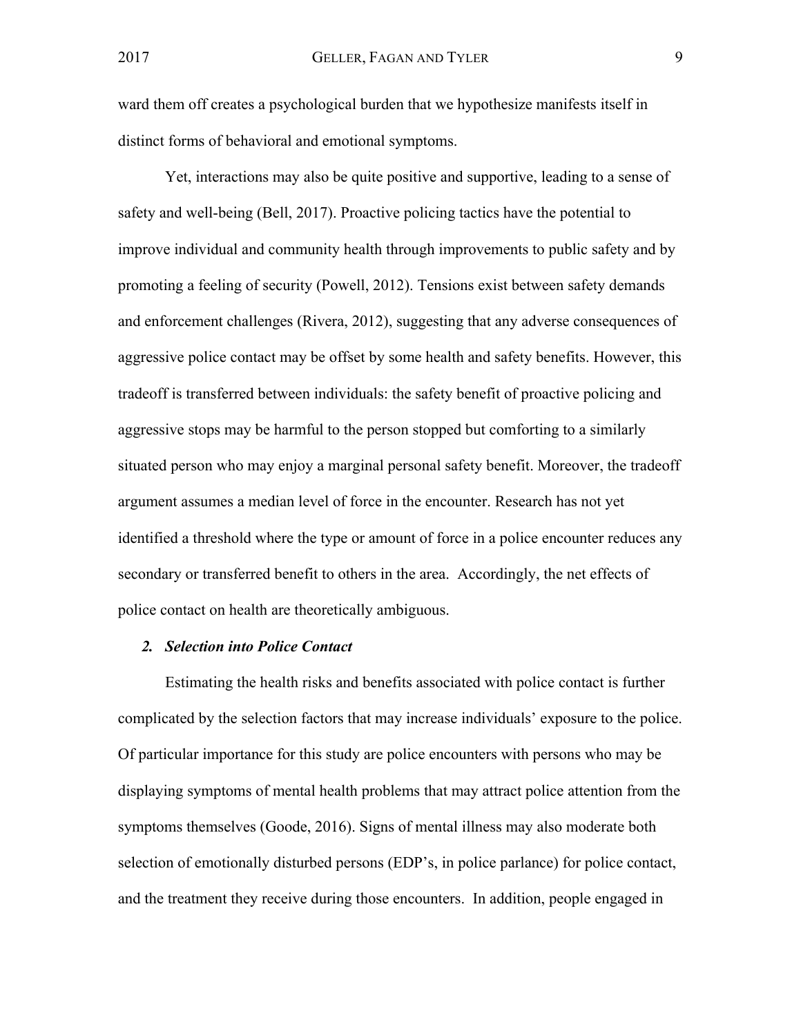ward them off creates a psychological burden that we hypothesize manifests itself in distinct forms of behavioral and emotional symptoms.

Yet, interactions may also be quite positive and supportive, leading to a sense of safety and well-being (Bell, 2017). Proactive policing tactics have the potential to improve individual and community health through improvements to public safety and by promoting a feeling of security (Powell, 2012). Tensions exist between safety demands and enforcement challenges (Rivera, 2012), suggesting that any adverse consequences of aggressive police contact may be offset by some health and safety benefits. However, this tradeoff is transferred between individuals: the safety benefit of proactive policing and aggressive stops may be harmful to the person stopped but comforting to a similarly situated person who may enjoy a marginal personal safety benefit. Moreover, the tradeoff argument assumes a median level of force in the encounter. Research has not yet identified a threshold where the type or amount of force in a police encounter reduces any secondary or transferred benefit to others in the area. Accordingly, the net effects of police contact on health are theoretically ambiguous.

### *2. Selection into Police Contact*

Estimating the health risks and benefits associated with police contact is further complicated by the selection factors that may increase individuals' exposure to the police. Of particular importance for this study are police encounters with persons who may be displaying symptoms of mental health problems that may attract police attention from the symptoms themselves (Goode, 2016). Signs of mental illness may also moderate both selection of emotionally disturbed persons (EDP's, in police parlance) for police contact, and the treatment they receive during those encounters. In addition, people engaged in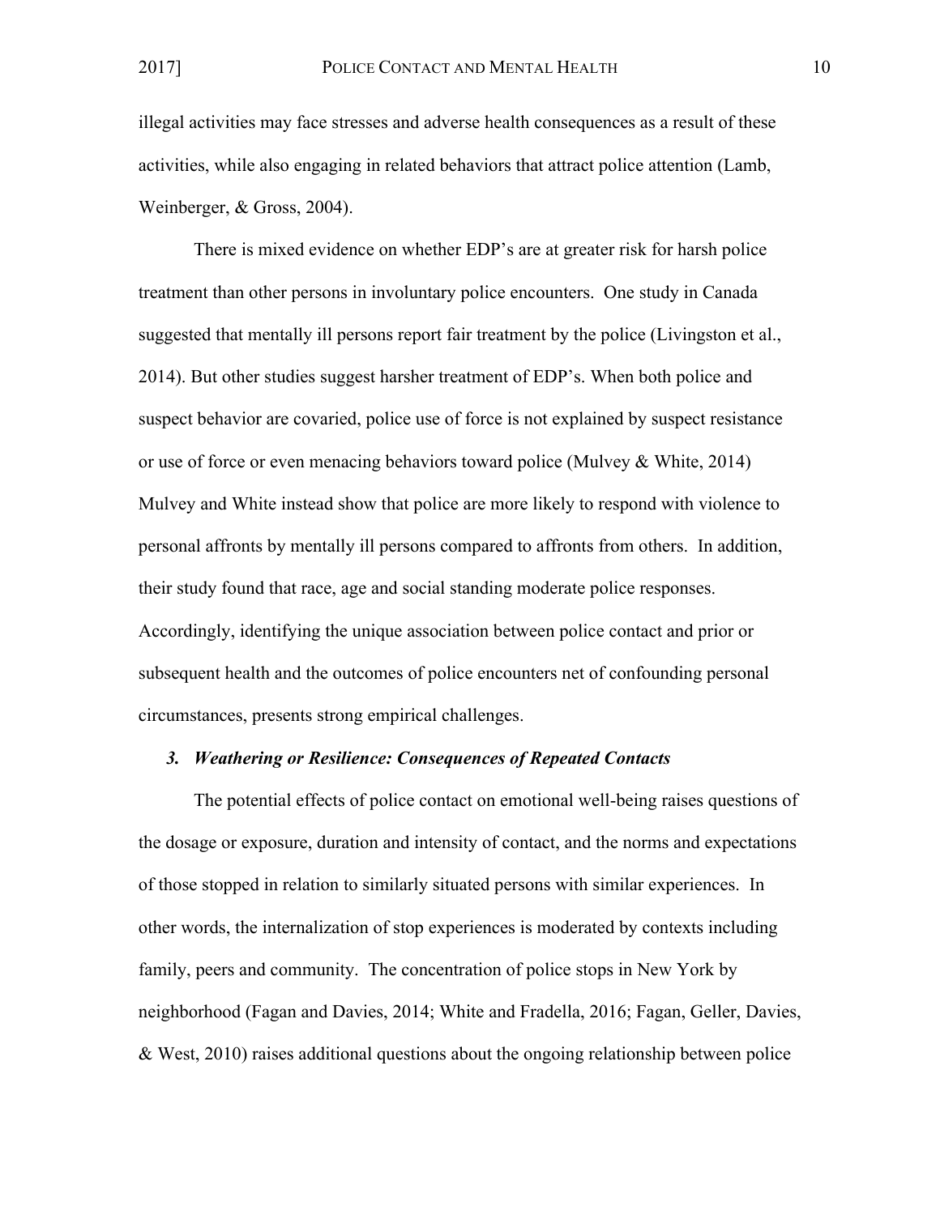illegal activities may face stresses and adverse health consequences as a result of these activities, while also engaging in related behaviors that attract police attention (Lamb, Weinberger, & Gross, 2004).

There is mixed evidence on whether EDP's are at greater risk for harsh police treatment than other persons in involuntary police encounters. One study in Canada suggested that mentally ill persons report fair treatment by the police (Livingston et al., 2014). But other studies suggest harsher treatment of EDP's. When both police and suspect behavior are covaried, police use of force is not explained by suspect resistance or use of force or even menacing behaviors toward police (Mulvey & White, 2014) Mulvey and White instead show that police are more likely to respond with violence to personal affronts by mentally ill persons compared to affronts from others. In addition, their study found that race, age and social standing moderate police responses. Accordingly, identifying the unique association between police contact and prior or subsequent health and the outcomes of police encounters net of confounding personal circumstances, presents strong empirical challenges.

### *3. Weathering or Resilience: Consequences of Repeated Contacts*

The potential effects of police contact on emotional well-being raises questions of the dosage or exposure, duration and intensity of contact, and the norms and expectations of those stopped in relation to similarly situated persons with similar experiences. In other words, the internalization of stop experiences is moderated by contexts including family, peers and community. The concentration of police stops in New York by neighborhood (Fagan and Davies, 2014; White and Fradella, 2016; Fagan, Geller, Davies, & West, 2010) raises additional questions about the ongoing relationship between police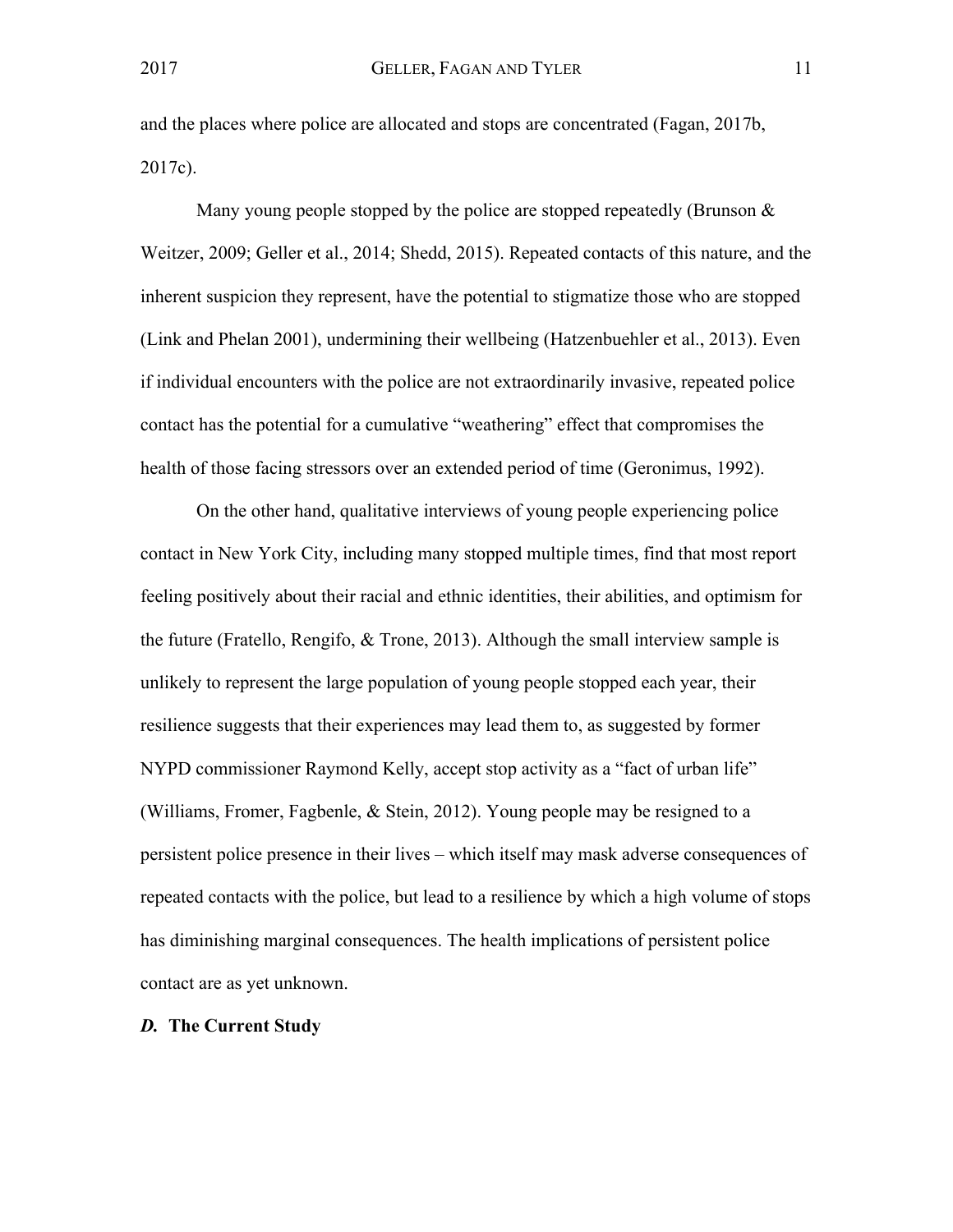and the places where police are allocated and stops are concentrated (Fagan, 2017b, 2017c).

Many young people stopped by the police are stopped repeatedly (Brunson & Weitzer, 2009; Geller et al., 2014; Shedd, 2015). Repeated contacts of this nature, and the inherent suspicion they represent, have the potential to stigmatize those who are stopped (Link and Phelan 2001), undermining their wellbeing (Hatzenbuehler et al., 2013). Even if individual encounters with the police are not extraordinarily invasive, repeated police contact has the potential for a cumulative "weathering" effect that compromises the health of those facing stressors over an extended period of time (Geronimus, 1992).

On the other hand, qualitative interviews of young people experiencing police contact in New York City, including many stopped multiple times, find that most report feeling positively about their racial and ethnic identities, their abilities, and optimism for the future (Fratello, Rengifo, & Trone, 2013). Although the small interview sample is unlikely to represent the large population of young people stopped each year, their resilience suggests that their experiences may lead them to, as suggested by former NYPD commissioner Raymond Kelly, accept stop activity as a "fact of urban life" (Williams, Fromer, Fagbenle, & Stein, 2012). Young people may be resigned to a persistent police presence in their lives – which itself may mask adverse consequences of repeated contacts with the police, but lead to a resilience by which a high volume of stops has diminishing marginal consequences. The health implications of persistent police contact are as yet unknown.

### *D.* The Current Study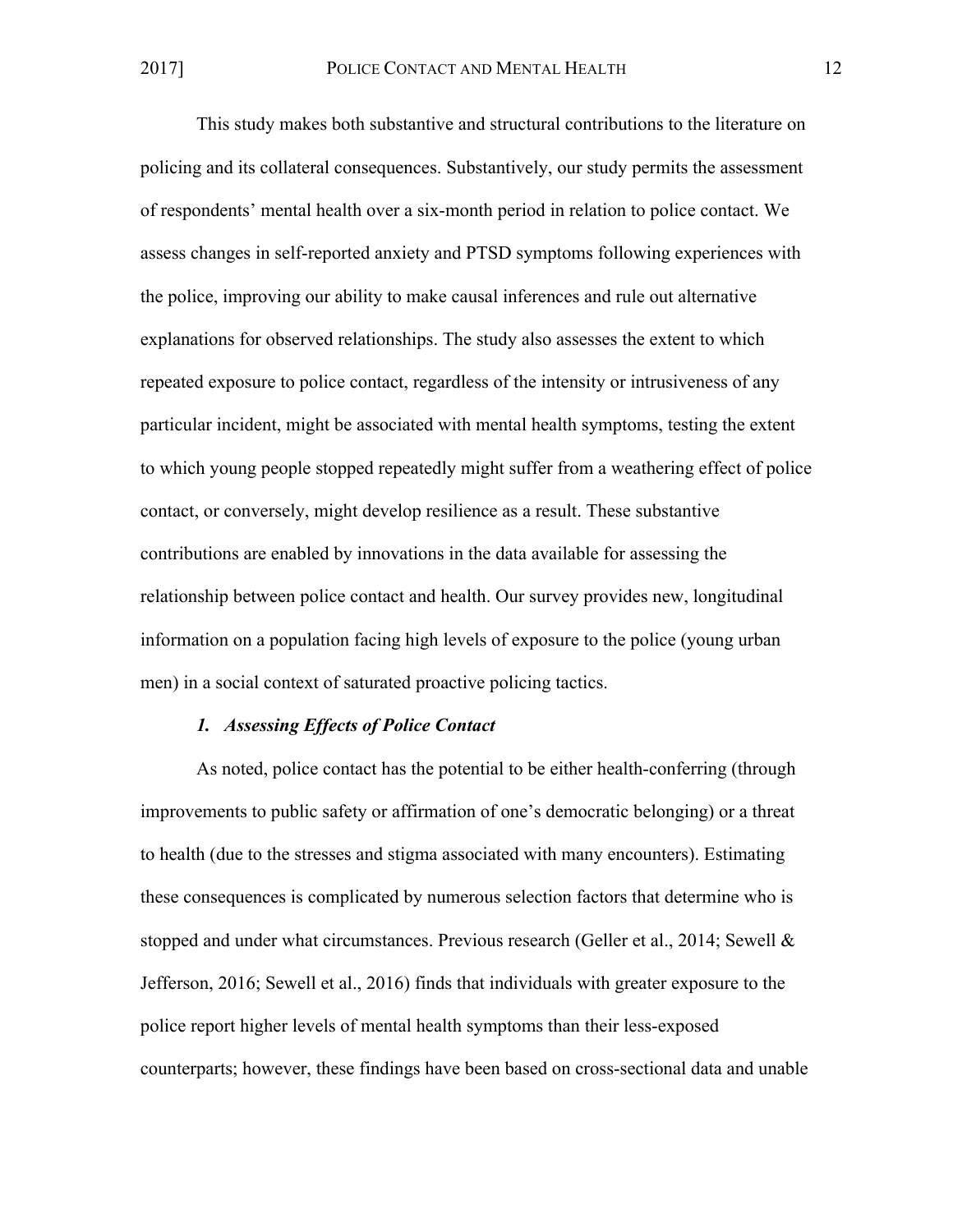This study makes both substantive and structural contributions to the literature on policing and its collateral consequences. Substantively, our study permits the assessment of respondents' mental health over a six-month period in relation to police contact. We assess changes in self-reported anxiety and PTSD symptoms following experiences with the police, improving our ability to make causal inferences and rule out alternative explanations for observed relationships. The study also assesses the extent to which repeated exposure to police contact, regardless of the intensity or intrusiveness of any particular incident, might be associated with mental health symptoms, testing the extent to which young people stopped repeatedly might suffer from a weathering effect of police contact, or conversely, might develop resilience as a result. These substantive contributions are enabled by innovations in the data available for assessing the relationship between police contact and health. Our survey provides new, longitudinal information on a population facing high levels of exposure to the police (young urban men) in a social context of saturated proactive policing tactics.

### *1. Assessing Effects of Police Contact*

As noted, police contact has the potential to be either health-conferring (through improvements to public safety or affirmation of one's democratic belonging) or a threat to health (due to the stresses and stigma associated with many encounters). Estimating these consequences is complicated by numerous selection factors that determine who is stopped and under what circumstances. Previous research (Geller et al., 2014; Sewell & Jefferson, 2016; Sewell et al., 2016) finds that individuals with greater exposure to the police report higher levels of mental health symptoms than their less-exposed counterparts; however, these findings have been based on cross-sectional data and unable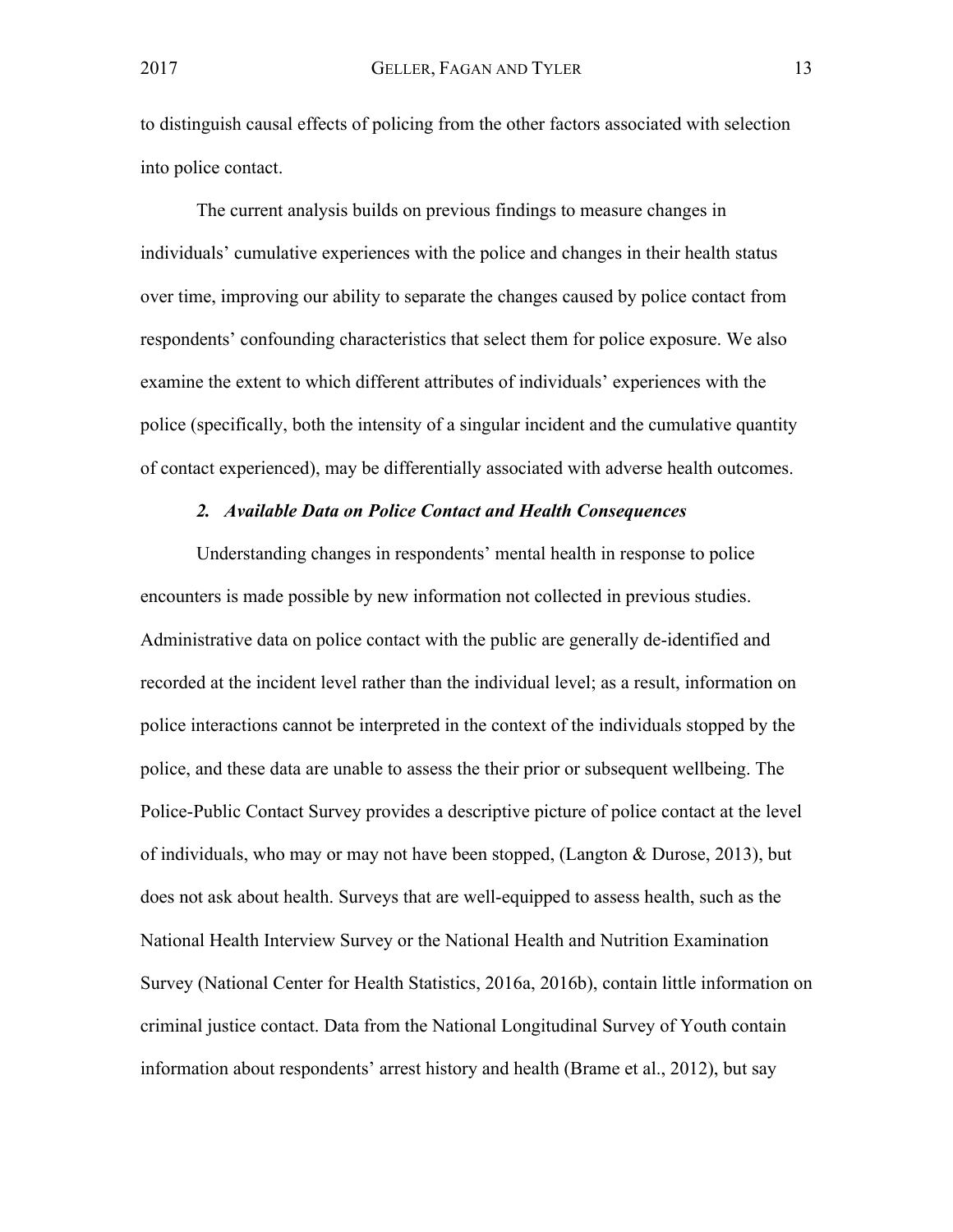to distinguish causal effects of policing from the other factors associated with selection into police contact.

The current analysis builds on previous findings to measure changes in individuals' cumulative experiences with the police and changes in their health status over time, improving our ability to separate the changes caused by police contact from respondents' confounding characteristics that select them for police exposure. We also examine the extent to which different attributes of individuals' experiences with the police (specifically, both the intensity of a singular incident and the cumulative quantity of contact experienced), may be differentially associated with adverse health outcomes.

### *2. Available Data on Police Contact and Health Consequences*

Understanding changes in respondents' mental health in response to police encounters is made possible by new information not collected in previous studies. Administrative data on police contact with the public are generally de-identified and recorded at the incident level rather than the individual level; as a result, information on police interactions cannot be interpreted in the context of the individuals stopped by the police, and these data are unable to assess the their prior or subsequent wellbeing. The Police-Public Contact Survey provides a descriptive picture of police contact at the level of individuals, who may or may not have been stopped, (Langton & Durose, 2013), but does not ask about health. Surveys that are well-equipped to assess health, such as the National Health Interview Survey or the National Health and Nutrition Examination Survey (National Center for Health Statistics, 2016a, 2016b), contain little information on criminal justice contact. Data from the National Longitudinal Survey of Youth contain information about respondents' arrest history and health (Brame et al., 2012), but say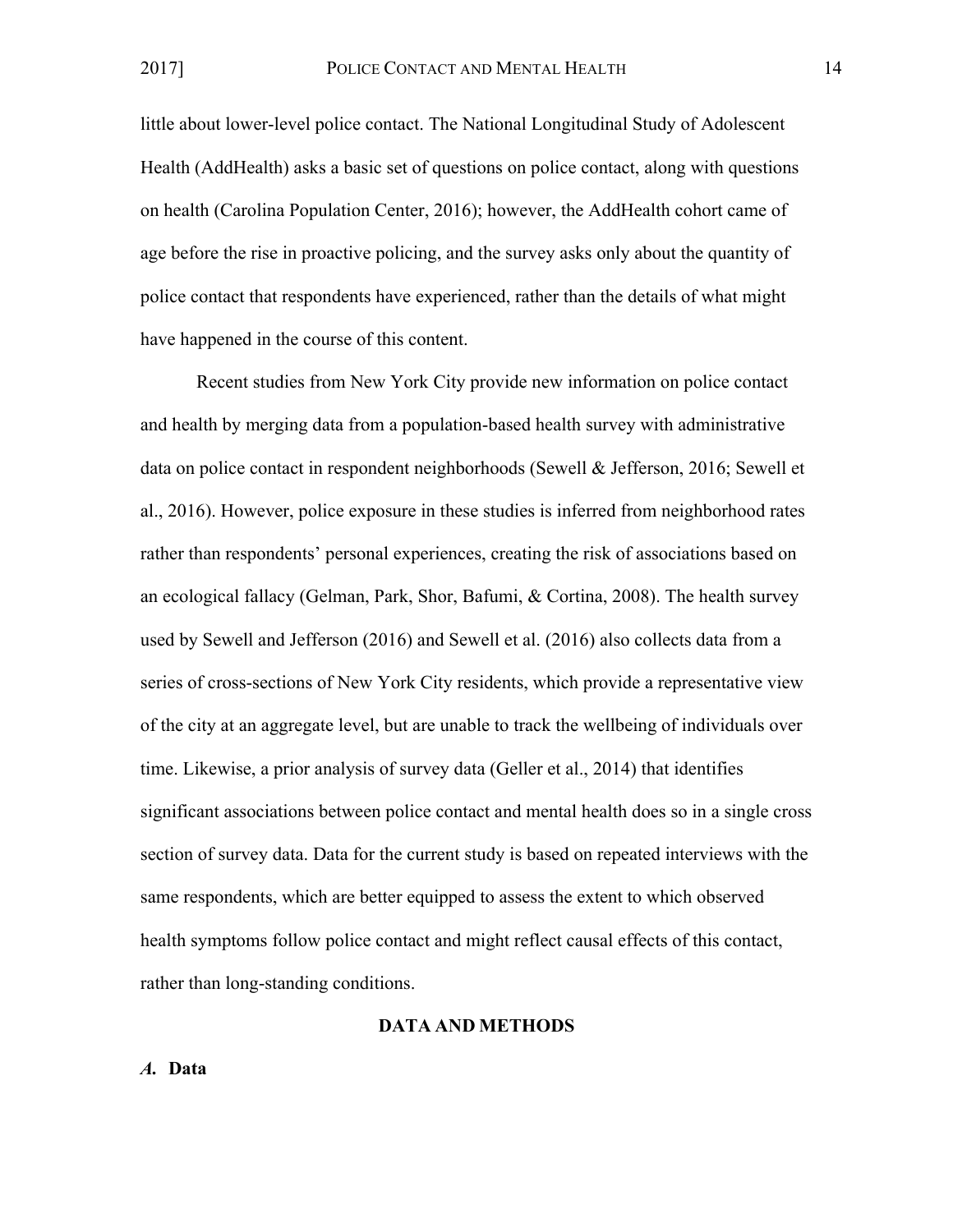little about lower-level police contact. The National Longitudinal Study of Adolescent Health (AddHealth) asks a basic set of questions on police contact, along with questions on health (Carolina Population Center, 2016); however, the AddHealth cohort came of age before the rise in proactive policing, and the survey asks only about the quantity of police contact that respondents have experienced, rather than the details of what might have happened in the course of this content.

Recent studies from New York City provide new information on police contact and health by merging data from a population-based health survey with administrative data on police contact in respondent neighborhoods (Sewell & Jefferson, 2016; Sewell et al., 2016). However, police exposure in these studies is inferred from neighborhood rates rather than respondents' personal experiences, creating the risk of associations based on an ecological fallacy (Gelman, Park, Shor, Bafumi, & Cortina, 2008). The health survey used by Sewell and Jefferson (2016) and Sewell et al. (2016) also collects data from a series of cross-sections of New York City residents, which provide a representative view of the city at an aggregate level, but are unable to track the wellbeing of individuals over time. Likewise, a prior analysis of survey data (Geller et al., 2014) that identifies significant associations between police contact and mental health does so in a single cross section of survey data. Data for the current study is based on repeated interviews with the same respondents, which are better equipped to assess the extent to which observed health symptoms follow police contact and might reflect causal effects of this contact, rather than long-standing conditions.

## DATA AND METHODS

### *A.* Data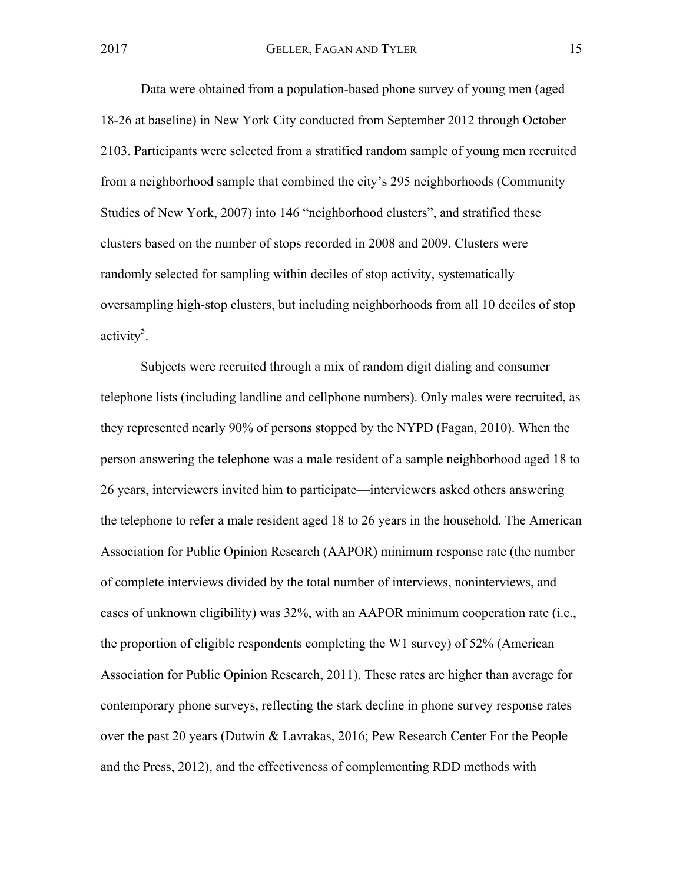Data were obtained from a population-based phone survey of young men (aged 18-26 at baseline) in New York City conducted from September 2012 through October 2103. Participants were selected from a stratified random sample of young men recruited from a neighborhood sample that combined the city's 295 neighborhoods (Community Studies of New York, 2007) into 146 "neighborhood clusters", and stratified these clusters based on the number of stops recorded in 2008 and 2009. Clusters were randomly selected for sampling within deciles of stop activity, systematically oversampling high-stop clusters, but including neighborhoods from all 10 deciles of stop activity[5].

Subjects were recruited through a mix of random digit dialing and consumer telephone lists (including landline and cellphone numbers). Only males were recruited, as they represented nearly 90% of persons stopped by the NYPD (Fagan, 2010). When the person answering the telephone was a male resident of a sample neighborhood aged 18 to 26 years, interviewers invited him to participate—interviewers asked others answering the telephone to refer a male resident aged 18 to 26 years in the household. The American Association for Public Opinion Research (AAPOR) minimum response rate (the number of complete interviews divided by the total number of interviews, noninterviews, and cases of unknown eligibility) was 32%, with an AAPOR minimum cooperation rate (i.e., the proportion of eligible respondents completing the W1 survey) of 52% (American Association for Public Opinion Research, 2011). These rates are higher than average for contemporary phone surveys, reflecting the stark decline in phone survey response rates over the past 20 years (Dutwin & Lavrakas, 2016; Pew Research Center For the People and the Press, 2012), and the effectiveness of complementing RDD methods with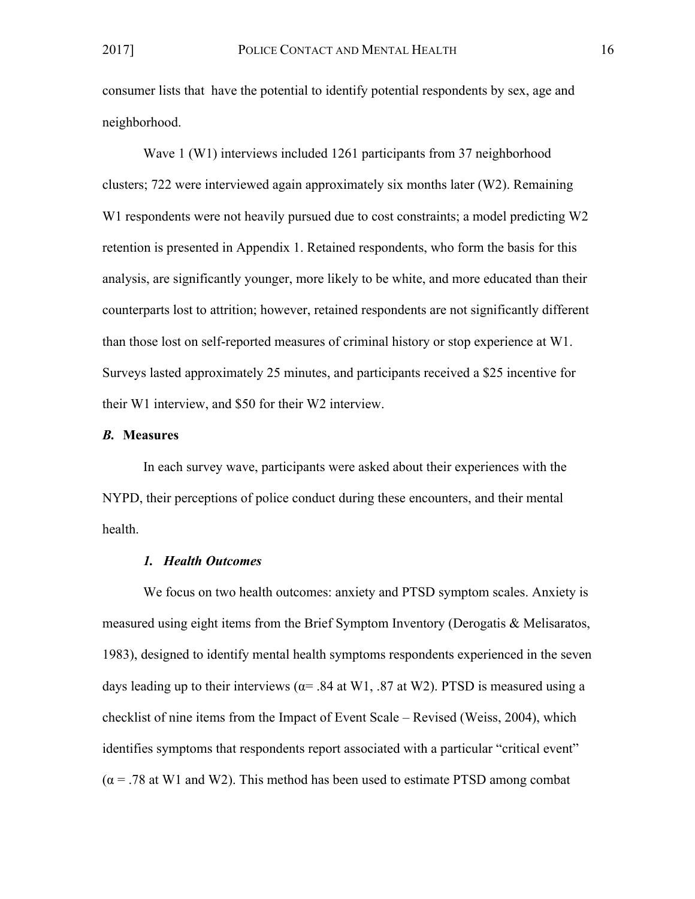consumer lists that have the potential to identify potential respondents by sex, age and neighborhood.

Wave 1 (W1) interviews included 1261 participants from 37 neighborhood clusters; 722 were interviewed again approximately six months later (W2). Remaining W1 respondents were not heavily pursued due to cost constraints; a model predicting W2 retention is presented in Appendix 1. Retained respondents, who form the basis for this analysis, are significantly younger, more likely to be white, and more educated than their counterparts lost to attrition; however, retained respondents are not significantly different than those lost on self-reported measures of criminal history or stop experience at W1. Surveys lasted approximately 25 minutes, and participants received a $25 incentive for their W1 interview, and $50 for their W2 interview.

### *B.* Measures

In each survey wave, participants were asked about their experiences with the NYPD, their perceptions of police conduct during these encounters, and their mental health.

#### *1. Health Outcomes*

We focus on two health outcomes: anxiety and PTSD symptom scales. Anxiety is measured using eight items from the Brief Symptom Inventory (Derogatis & Melisaratos, 1983), designed to identify mental health symptoms respondents experienced in the seven days leading up to their interviews ($\alpha = .84$ at W1, .87 at W2). PTSD is measured using a checklist of nine items from the Impact of Event Scale – Revised (Weiss, 2004), which identifies symptoms that respondents report associated with a particular "critical event" ($\alpha = .78$ at W1 and W2). This method has been used to estimate PTSD among combat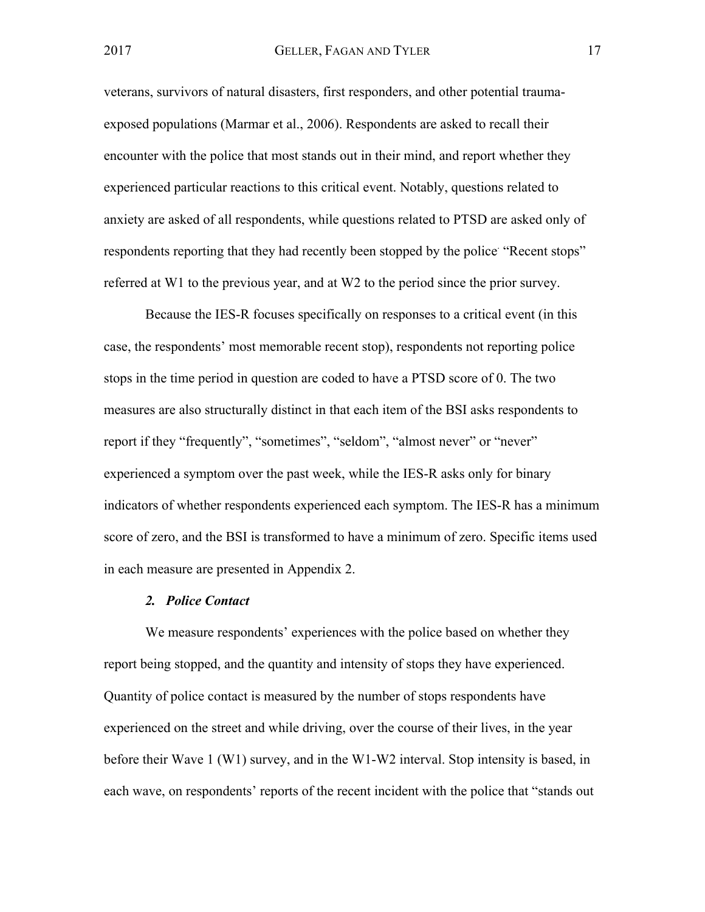veterans, survivors of natural disasters, first responders, and other potential trauma-exposed populations (Marmar et al., 2006). Respondents are asked to recall their encounter with the police that most stands out in their mind, and report whether they experienced particular reactions to this critical event. Notably, questions related to anxiety are asked of all respondents, while questions related to PTSD are asked only of respondents reporting that they had recently been stopped by the police. "Recent stops" referred at W1 to the previous year, and at W2 to the period since the prior survey.

Because the IES-R focuses specifically on responses to a critical event (in this case, the respondents' most memorable recent stop), respondents not reporting police stops in the time period in question are coded to have a PTSD score of 0. The two measures are also structurally distinct in that each item of the BSI asks respondents to report if they "frequently", "sometimes", "seldom", "almost never" or "never" experienced a symptom over the past week, while the IES-R asks only for binary indicators of whether respondents experienced each symptom. The IES-R has a minimum score of zero, and the BSI is transformed to have a minimum of zero. Specific items used in each measure are presented in Appendix 2.

### *2. Police Contact*

We measure respondents' experiences with the police based on whether they report being stopped, and the quantity and intensity of stops they have experienced. Quantity of police contact is measured by the number of stops respondents have experienced on the street and while driving, over the course of their lives, in the year before their Wave 1 (W1) survey, and in the W1-W2 interval. Stop intensity is based, in each wave, on respondents' reports of the recent incident with the police that "stands out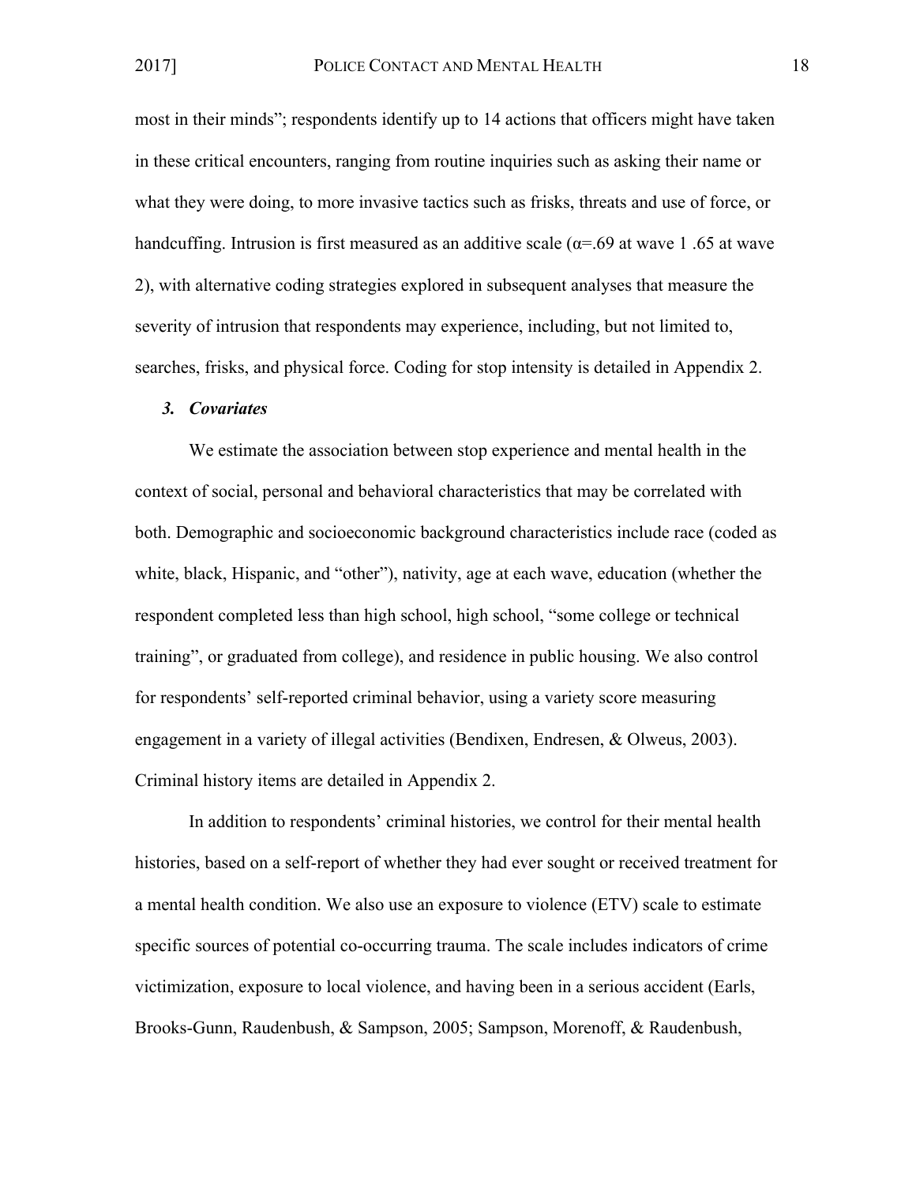most in their minds"; respondents identify up to 14 actions that officers might have taken in these critical encounters, ranging from routine inquiries such as asking their name or what they were doing, to more invasive tactics such as frisks, threats and use of force, or handcuffing. Intrusion is first measured as an additive scale ($\alpha$=.69 at wave 1 .65 at wave 2), with alternative coding strategies explored in subsequent analyses that measure the severity of intrusion that respondents may experience, including, but not limited to, searches, frisks, and physical force. Coding for stop intensity is detailed in Appendix 2.

### *3. Covariates*

We estimate the association between stop experience and mental health in the context of social, personal and behavioral characteristics that may be correlated with both. Demographic and socioeconomic background characteristics include race (coded as white, black, Hispanic, and "other"), nativity, age at each wave, education (whether the respondent completed less than high school, high school, "some college or technical training", or graduated from college), and residence in public housing. We also control for respondents' self-reported criminal behavior, using a variety score measuring engagement in a variety of illegal activities (Bendixen, Endresen, & Olweus, 2003). Criminal history items are detailed in Appendix 2.

In addition to respondents' criminal histories, we control for their mental health histories, based on a self-report of whether they had ever sought or received treatment for a mental health condition. We also use an exposure to violence (ETV) scale to estimate specific sources of potential co-occurring trauma. The scale includes indicators of crime victimization, exposure to local violence, and having been in a serious accident (Earls, Brooks-Gunn, Raudenbush, & Sampson, 2005; Sampson, Morenoff, & Raudenbush,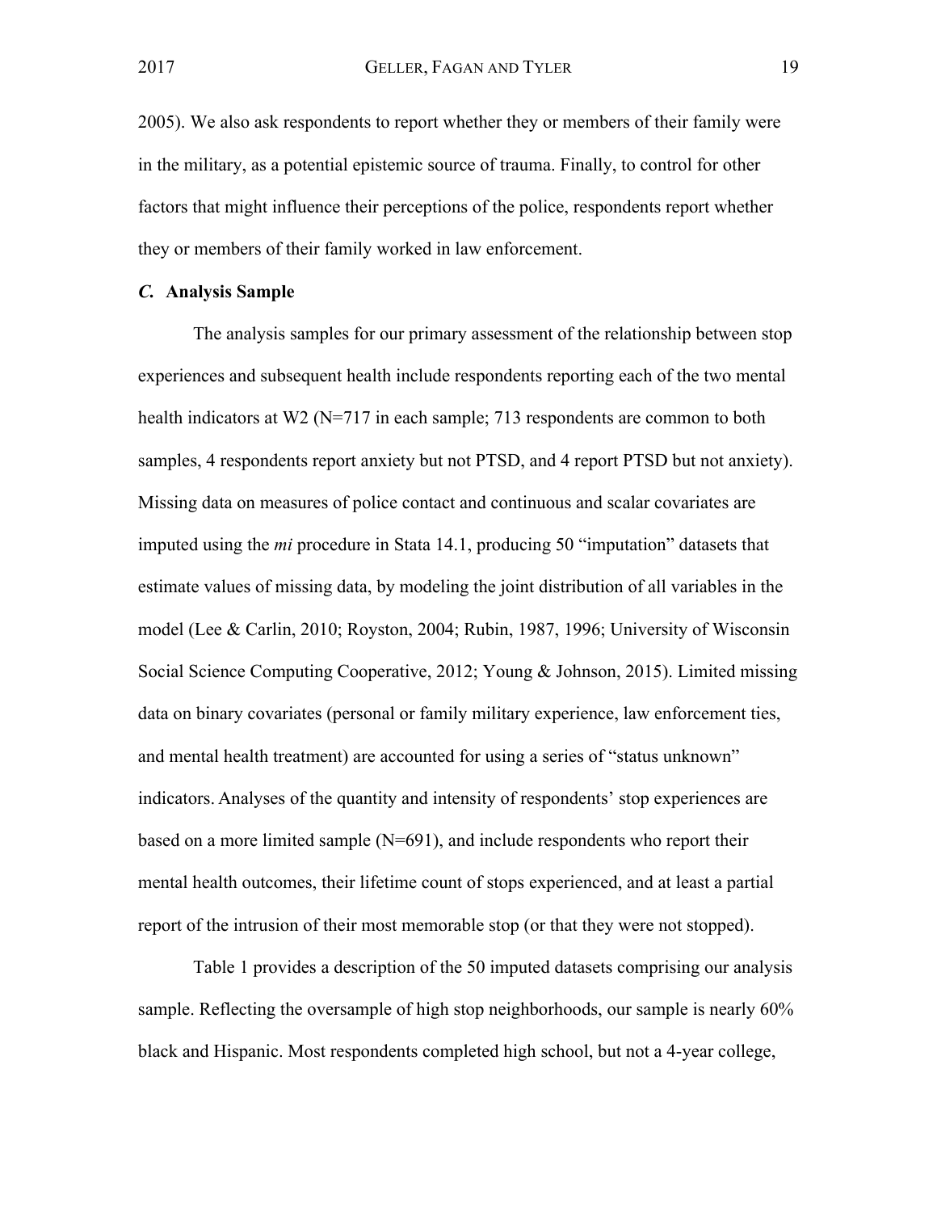2005). We also ask respondents to report whether they or members of their family were in the military, as a potential epistemic source of trauma. Finally, to control for other factors that might influence their perceptions of the police, respondents report whether they or members of their family worked in law enforcement.

### *C.* Analysis Sample

The analysis samples for our primary assessment of the relationship between stop experiences and subsequent health include respondents reporting each of the two mental health indicators at W2 (N=717 in each sample; 713 respondents are common to both samples, 4 respondents report anxiety but not PTSD, and 4 report PTSD but not anxiety). Missing data on measures of police contact and continuous and scalar covariates are imputed using the *mi* procedure in Stata 14.1, producing 50 "imputation" datasets that estimate values of missing data, by modeling the joint distribution of all variables in the model (Lee & Carlin, 2010; Royston, 2004; Rubin, 1987, 1996; University of Wisconsin Social Science Computing Cooperative, 2012; Young & Johnson, 2015). Limited missing data on binary covariates (personal or family military experience, law enforcement ties, and mental health treatment) are accounted for using a series of "status unknown" indicators. Analyses of the quantity and intensity of respondents' stop experiences are based on a more limited sample (N=691), and include respondents who report their mental health outcomes, their lifetime count of stops experienced, and at least a partial report of the intrusion of their most memorable stop (or that they were not stopped).

Table 1 provides a description of the 50 imputed datasets comprising our analysis sample. Reflecting the oversample of high stop neighborhoods, our sample is nearly 60% black and Hispanic. Most respondents completed high school, but not a 4-year college,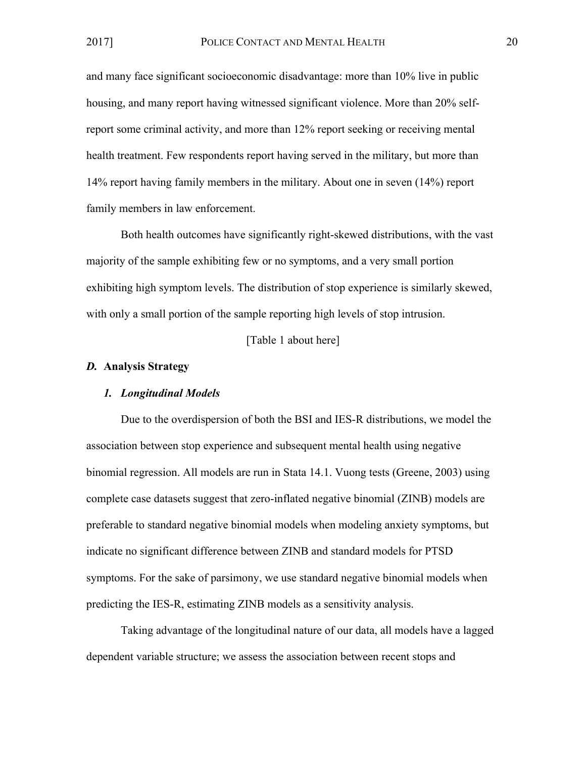and many face significant socioeconomic disadvantage: more than 10% live in public housing, and many report having witnessed significant violence. More than 20% self-report some criminal activity, and more than 12% report seeking or receiving mental health treatment. Few respondents report having served in the military, but more than 14% report having family members in the military. About one in seven (14%) report family members in law enforcement.

Both health outcomes have significantly right-skewed distributions, with the vast majority of the sample exhibiting few or no symptoms, and a very small portion exhibiting high symptom levels. The distribution of stop experience is similarly skewed, with only a small portion of the sample reporting high levels of stop intrusion.

[Table 1 about here]

### *D.* Analysis Strategy

#### *1. Longitudinal Models*

Due to the overdispersion of both the BSI and IES-R distributions, we model the association between stop experience and subsequent mental health using negative binomial regression. All models are run in Stata 14.1. Vuong tests (Greene, 2003) using complete case datasets suggest that zero-inflated negative binomial (ZINB) models are preferable to standard negative binomial models when modeling anxiety symptoms, but indicate no significant difference between ZINB and standard models for PTSD symptoms. For the sake of parsimony, we use standard negative binomial models when predicting the IES-R, estimating ZINB models as a sensitivity analysis.

Taking advantage of the longitudinal nature of our data, all models have a lagged dependent variable structure; we assess the association between recent stops and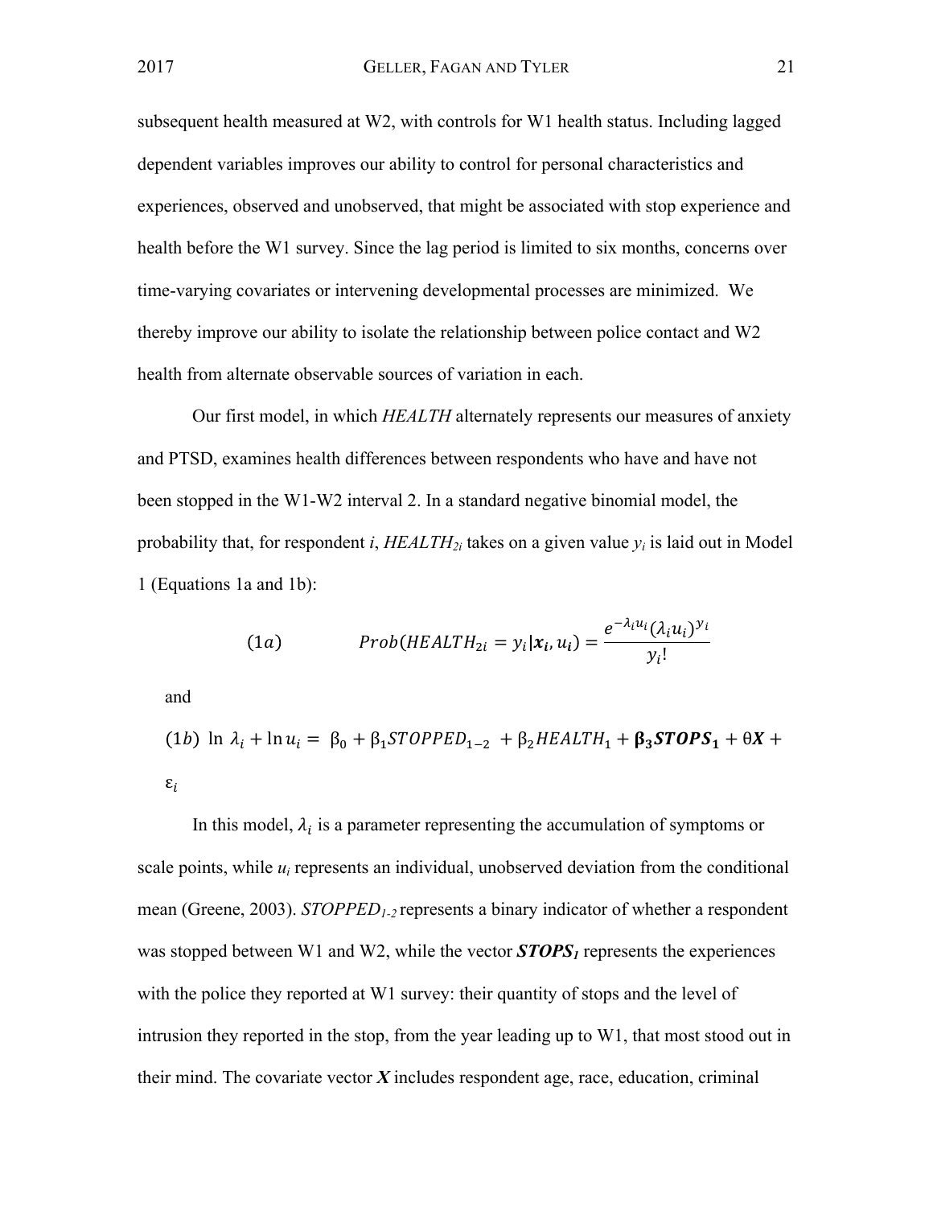subsequent health measured at W2, with controls for W1 health status. Including lagged dependent variables improves our ability to control for personal characteristics and experiences, observed and unobserved, that might be associated with stop experience and health before the W1 survey. Since the lag period is limited to six months, concerns over time-varying covariates or intervening developmental processes are minimized. We thereby improve our ability to isolate the relationship between police contact and W2 health from alternate observable sources of variation in each.

Our first model, in which *HEALTH* alternately represents our measures of anxiety and PTSD, examines health differences between respondents who have and have not been stopped in the W1-W2 interval 2. In a standard negative binomial model, the probability that, for respondent *i*, $HEALTH_{2i}$ takes on a given value $y_i$ is laid out in Model 1 (Equations 1a and 1b):

$$(1a) \qquad Prob(HEALTH_{2i} = y_i | \boldsymbol{x_i}, \boldsymbol{u_i}) = \frac{e^{-\lambda_i u_i}(\lambda_i u_i)^{y_i}}{y_i!}$$

and

$$(1b) \ \ln \lambda_i + \ln u_i = \beta_0 + \beta_1 STOPPED_{1-2} + \beta_2 HEALTH_1 + \boldsymbol{\beta_3 STOPS_1} + \theta \boldsymbol{X} + \varepsilon_i$$

In this model, $\lambda_i$ is a parameter representing the accumulation of symptoms or scale points, while $u_i$ represents an individual, unobserved deviation from the conditional mean (Greene, 2003). $STOPPED_{1-2}$ represents a binary indicator of whether a respondent was stopped between W1 and W2, while the vector $\boldsymbol{STOPS_1}$ represents the experiences with the police they reported at W1 survey: their quantity of stops and the level of intrusion they reported in the stop, from the year leading up to W1, that most stood out in their mind. The covariate vector $\boldsymbol{X}$ includes respondent age, race, education, criminal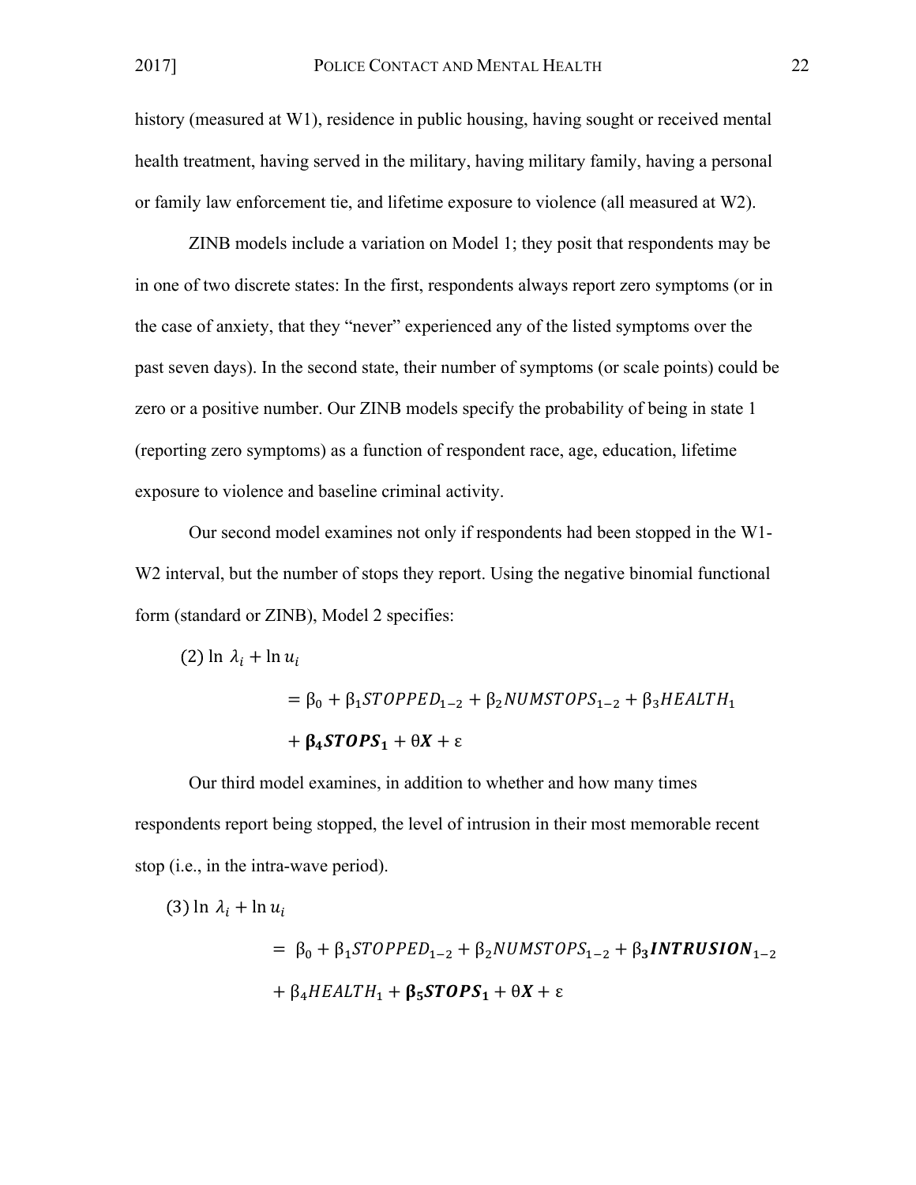history (measured at W1), residence in public housing, having sought or received mental health treatment, having served in the military, having military family, having a personal or family law enforcement tie, and lifetime exposure to violence (all measured at W2).

ZINB models include a variation on Model 1; they posit that respondents may be in one of two discrete states: In the first, respondents always report zero symptoms (or in the case of anxiety, that they "never" experienced any of the listed symptoms over the past seven days). In the second state, their number of symptoms (or scale points) could be zero or a positive number. Our ZINB models specify the probability of being in state 1 (reporting zero symptoms) as a function of respondent race, age, education, lifetime exposure to violence and baseline criminal activity.

Our second model examines not only if respondents had been stopped in the W1-W2 interval, but the number of stops they report. Using the negative binomial functional form (standard or ZINB), Model 2 specifies:

$$(2)\ \ln \lambda_i + \ln u_i = \beta_0 + \beta_1 STOPPED_{1-2} + \beta_2 NUMSTOPS_{1-2} + \beta_3 HEALTH_1 + \boldsymbol{\beta_4 STOPS_1} + \theta \boldsymbol{X} + \varepsilon$$

Our third model examines, in addition to whether and how many times respondents report being stopped, the level of intrusion in their most memorable recent stop (i.e., in the intra-wave period).

$$(3)\ \ln \lambda_i + \ln u_i = \beta_0 + \beta_1 STOPPED_{1-2} + \beta_2 NUMSTOPS_{1-2} + \boldsymbol{\beta_3 INTRUSION_{1-2}} + \beta_4 HEALTH_1 + \boldsymbol{\beta_5 STOPS_1} + \theta \boldsymbol{X} + \varepsilon$$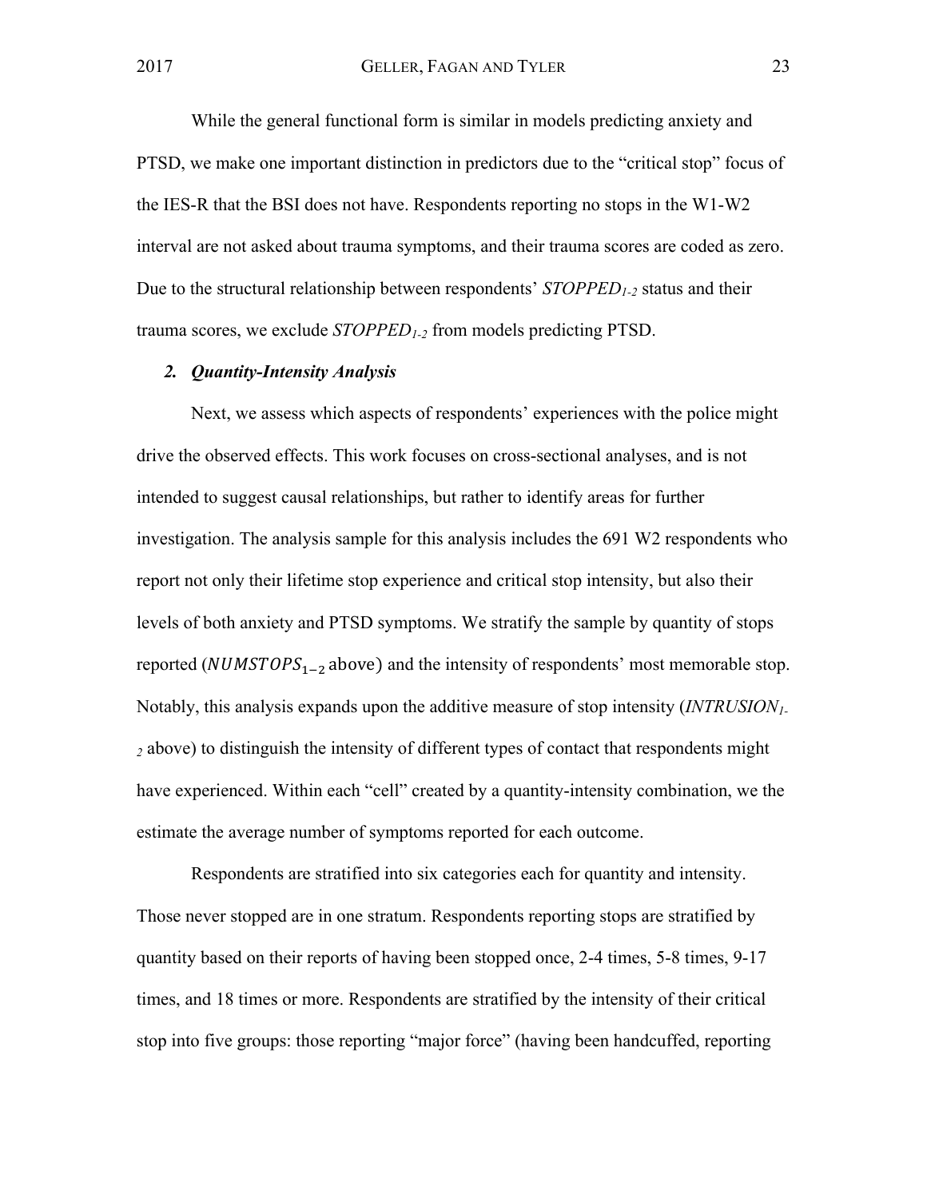While the general functional form is similar in models predicting anxiety and PTSD, we make one important distinction in predictors due to the "critical stop" focus of the IES-R that the BSI does not have. Respondents reporting no stops in the W1-W2 interval are not asked about trauma symptoms, and their trauma scores are coded as zero. Due to the structural relationship between respondents' $STOPPED_{1\text{-}2}$ status and their trauma scores, we exclude $STOPPED_{1\text{-}2}$ from models predicting PTSD.

### *2. Quantity-Intensity Analysis*

Next, we assess which aspects of respondents' experiences with the police might drive the observed effects. This work focuses on cross-sectional analyses, and is not intended to suggest causal relationships, but rather to identify areas for further investigation. The analysis sample for this analysis includes the 691 W2 respondents who report not only their lifetime stop experience and critical stop intensity, but also their levels of both anxiety and PTSD symptoms. We stratify the sample by quantity of stops reported ($NUMSTOPS_{1-2}$ above) and the intensity of respondents' most memorable stop. Notably, this analysis expands upon the additive measure of stop intensity ($INTRUSION_{1\text{-}2}$ above) to distinguish the intensity of different types of contact that respondents might have experienced. Within each "cell" created by a quantity-intensity combination, we the estimate the average number of symptoms reported for each outcome.

Respondents are stratified into six categories each for quantity and intensity. Those never stopped are in one stratum. Respondents reporting stops are stratified by quantity based on their reports of having been stopped once, 2-4 times, 5-8 times, 9-17 times, and 18 times or more. Respondents are stratified by the intensity of their critical stop into five groups: those reporting "major force" (having been handcuffed, reporting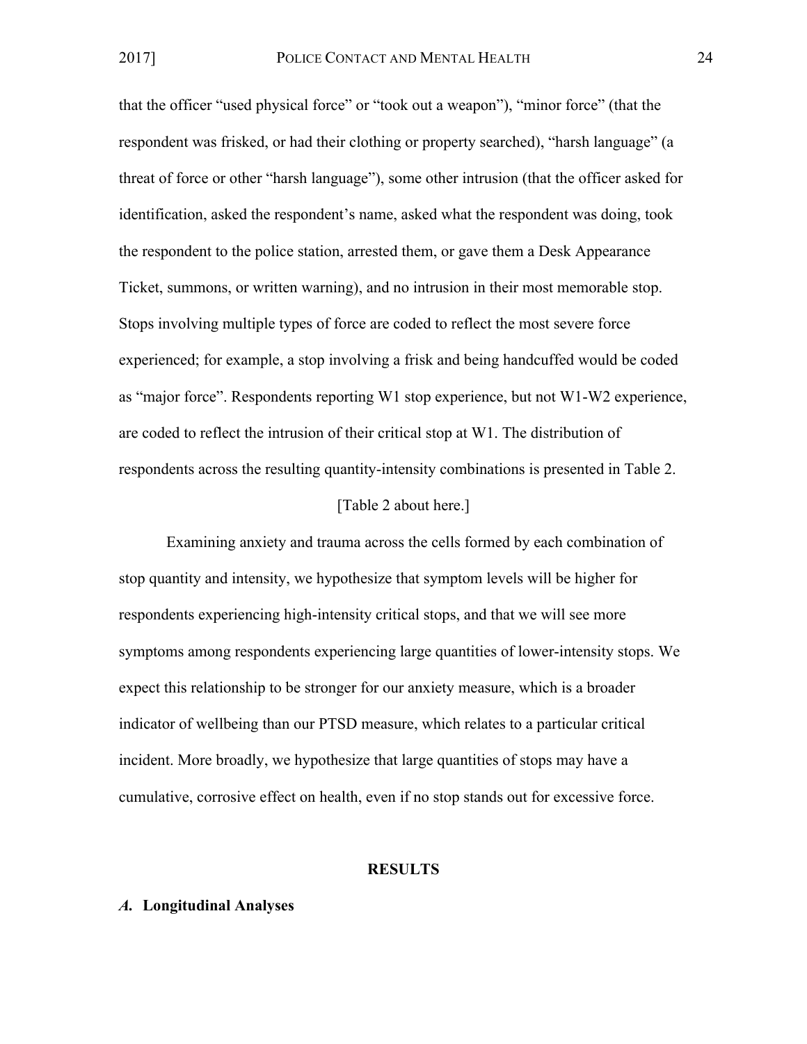that the officer "used physical force" or "took out a weapon"), "minor force" (that the respondent was frisked, or had their clothing or property searched), "harsh language" (a threat of force or other "harsh language"), some other intrusion (that the officer asked for identification, asked the respondent's name, asked what the respondent was doing, took the respondent to the police station, arrested them, or gave them a Desk Appearance Ticket, summons, or written warning), and no intrusion in their most memorable stop. Stops involving multiple types of force are coded to reflect the most severe force experienced; for example, a stop involving a frisk and being handcuffed would be coded as "major force". Respondents reporting W1 stop experience, but not W1-W2 experience, are coded to reflect the intrusion of their critical stop at W1. The distribution of respondents across the resulting quantity-intensity combinations is presented in Table 2.

[Table 2 about here.]

Examining anxiety and trauma across the cells formed by each combination of stop quantity and intensity, we hypothesize that symptom levels will be higher for respondents experiencing high-intensity critical stops, and that we will see more symptoms among respondents experiencing large quantities of lower-intensity stops. We expect this relationship to be stronger for our anxiety measure, which is a broader indicator of wellbeing than our PTSD measure, which relates to a particular critical incident. More broadly, we hypothesize that large quantities of stops may have a cumulative, corrosive effect on health, even if no stop stands out for excessive force.

## RESULTS

### *A.* Longitudinal Analyses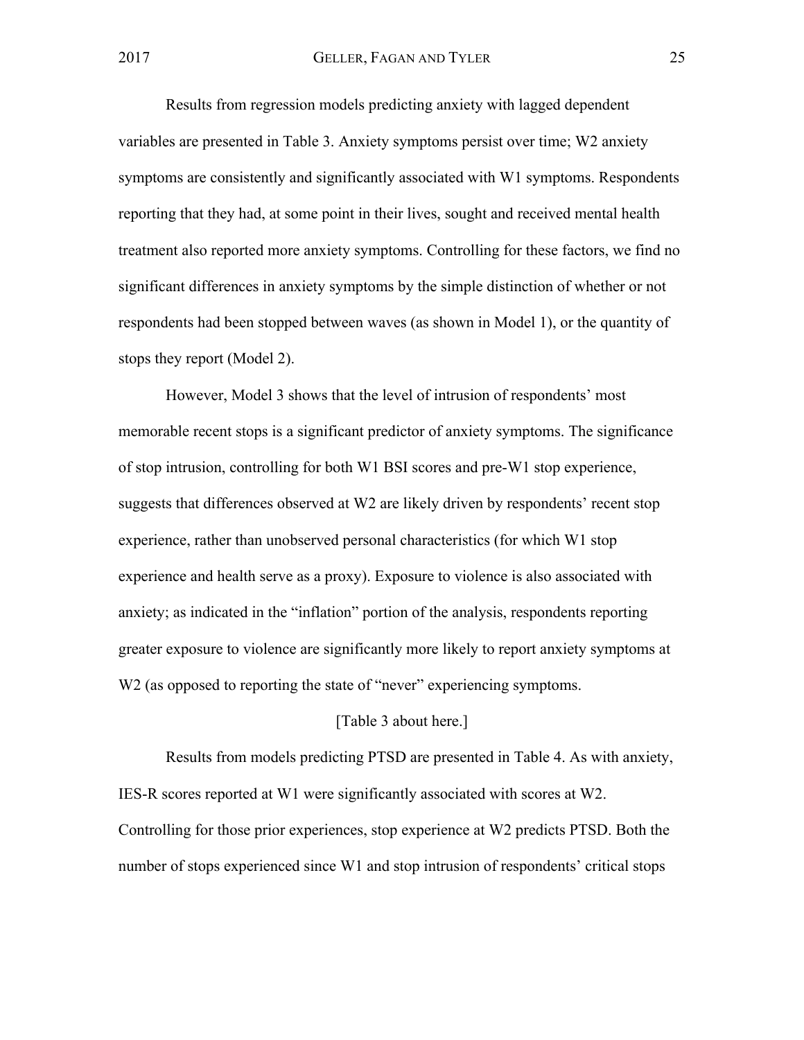Results from regression models predicting anxiety with lagged dependent variables are presented in Table 3. Anxiety symptoms persist over time; W2 anxiety symptoms are consistently and significantly associated with W1 symptoms. Respondents reporting that they had, at some point in their lives, sought and received mental health treatment also reported more anxiety symptoms. Controlling for these factors, we find no significant differences in anxiety symptoms by the simple distinction of whether or not respondents had been stopped between waves (as shown in Model 1), or the quantity of stops they report (Model 2).

However, Model 3 shows that the level of intrusion of respondents' most memorable recent stops is a significant predictor of anxiety symptoms. The significance of stop intrusion, controlling for both W1 BSI scores and pre-W1 stop experience, suggests that differences observed at W2 are likely driven by respondents' recent stop experience, rather than unobserved personal characteristics (for which W1 stop experience and health serve as a proxy). Exposure to violence is also associated with anxiety; as indicated in the "inflation" portion of the analysis, respondents reporting greater exposure to violence are significantly more likely to report anxiety symptoms at W2 (as opposed to reporting the state of "never" experiencing symptoms.

[Table 3 about here.]

Results from models predicting PTSD are presented in Table 4. As with anxiety, IES-R scores reported at W1 were significantly associated with scores at W2. Controlling for those prior experiences, stop experience at W2 predicts PTSD. Both the number of stops experienced since W1 and stop intrusion of respondents' critical stops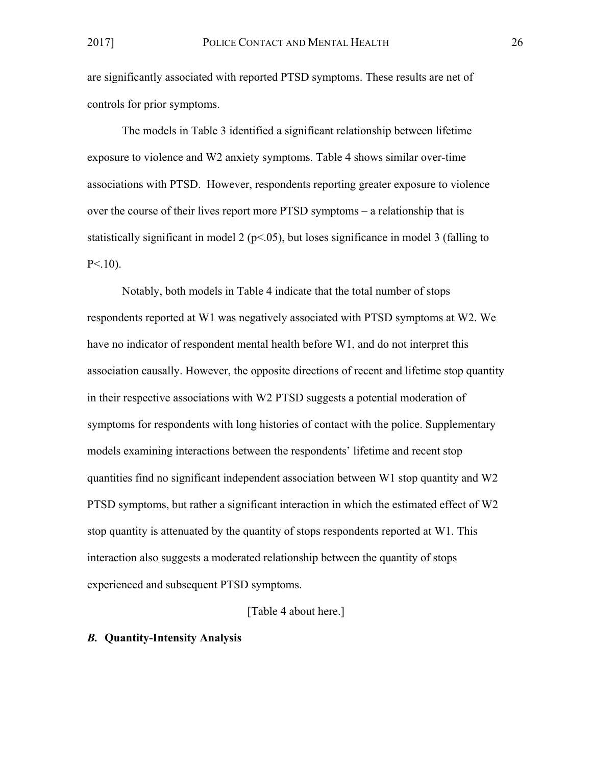are significantly associated with reported PTSD symptoms. These results are net of controls for prior symptoms.

The models in Table 3 identified a significant relationship between lifetime exposure to violence and W2 anxiety symptoms. Table 4 shows similar over-time associations with PTSD. However, respondents reporting greater exposure to violence over the course of their lives report more PTSD symptoms – a relationship that is statistically significant in model 2 ($p<.05$), but loses significance in model 3 (falling to $P<.10$).

Notably, both models in Table 4 indicate that the total number of stops respondents reported at W1 was negatively associated with PTSD symptoms at W2. We have no indicator of respondent mental health before W1, and do not interpret this association causally. However, the opposite directions of recent and lifetime stop quantity in their respective associations with W2 PTSD suggests a potential moderation of symptoms for respondents with long histories of contact with the police. Supplementary models examining interactions between the respondents' lifetime and recent stop quantities find no significant independent association between W1 stop quantity and W2 PTSD symptoms, but rather a significant interaction in which the estimated effect of W2 stop quantity is attenuated by the quantity of stops respondents reported at W1. This interaction also suggests a moderated relationship between the quantity of stops experienced and subsequent PTSD symptoms.

[Table 4 about here.]

### *B.* Quantity-Intensity Analysis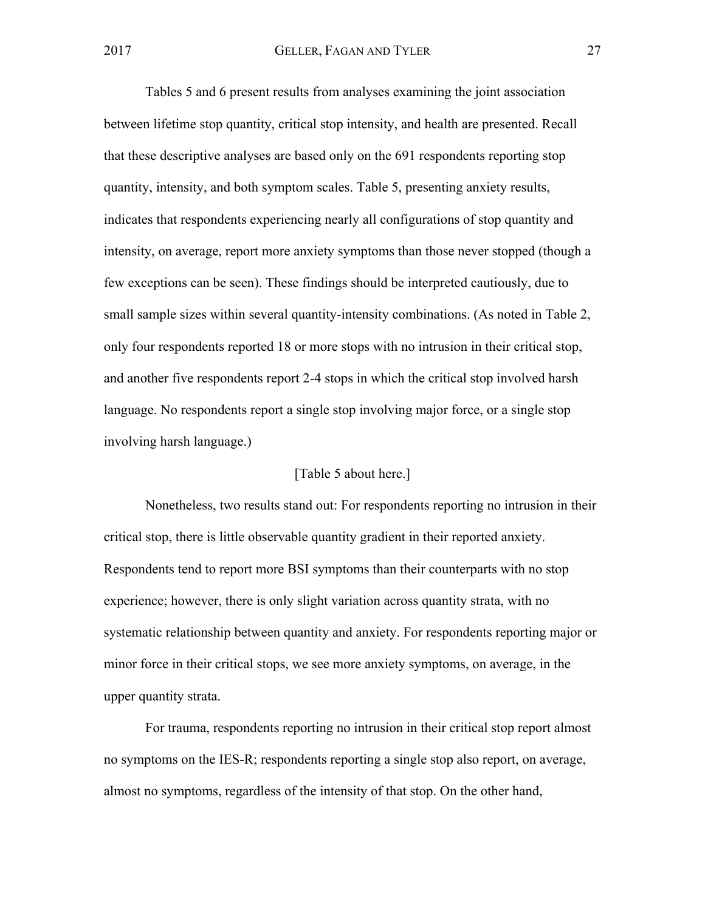Tables 5 and 6 present results from analyses examining the joint association between lifetime stop quantity, critical stop intensity, and health are presented. Recall that these descriptive analyses are based only on the 691 respondents reporting stop quantity, intensity, and both symptom scales. Table 5, presenting anxiety results, indicates that respondents experiencing nearly all configurations of stop quantity and intensity, on average, report more anxiety symptoms than those never stopped (though a few exceptions can be seen). These findings should be interpreted cautiously, due to small sample sizes within several quantity-intensity combinations. (As noted in Table 2, only four respondents reported 18 or more stops with no intrusion in their critical stop, and another five respondents report 2-4 stops in which the critical stop involved harsh language. No respondents report a single stop involving major force, or a single stop involving harsh language.)

[Table 5 about here.]

Nonetheless, two results stand out: For respondents reporting no intrusion in their critical stop, there is little observable quantity gradient in their reported anxiety. Respondents tend to report more BSI symptoms than their counterparts with no stop experience; however, there is only slight variation across quantity strata, with no systematic relationship between quantity and anxiety. For respondents reporting major or minor force in their critical stops, we see more anxiety symptoms, on average, in the upper quantity strata.

For trauma, respondents reporting no intrusion in their critical stop report almost no symptoms on the IES-R; respondents reporting a single stop also report, on average, almost no symptoms, regardless of the intensity of that stop. On the other hand,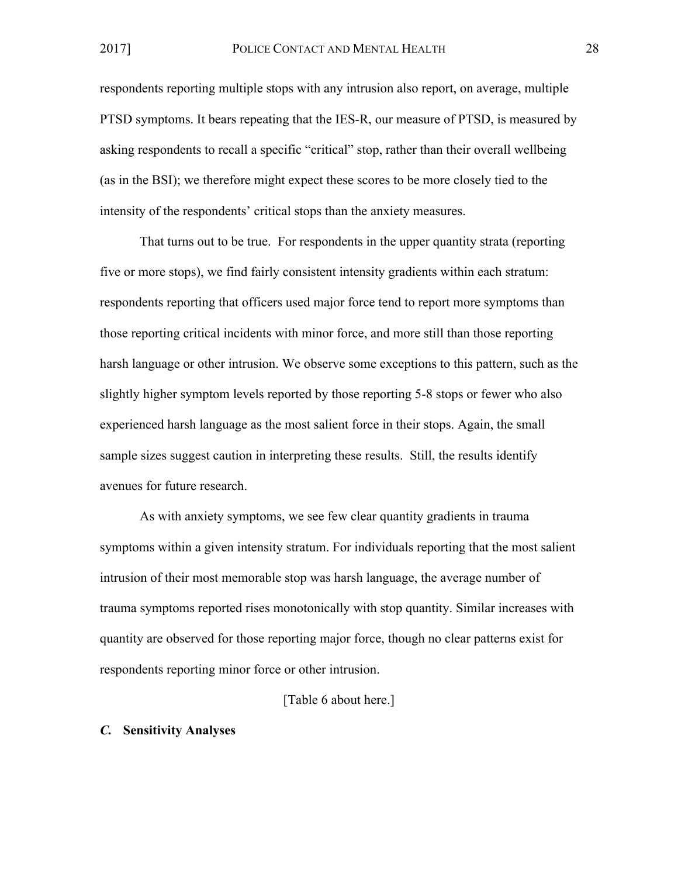respondents reporting multiple stops with any intrusion also report, on average, multiple PTSD symptoms. It bears repeating that the IES-R, our measure of PTSD, is measured by asking respondents to recall a specific "critical" stop, rather than their overall wellbeing (as in the BSI); we therefore might expect these scores to be more closely tied to the intensity of the respondents' critical stops than the anxiety measures.

That turns out to be true. For respondents in the upper quantity strata (reporting five or more stops), we find fairly consistent intensity gradients within each stratum: respondents reporting that officers used major force tend to report more symptoms than those reporting critical incidents with minor force, and more still than those reporting harsh language or other intrusion. We observe some exceptions to this pattern, such as the slightly higher symptom levels reported by those reporting 5-8 stops or fewer who also experienced harsh language as the most salient force in their stops. Again, the small sample sizes suggest caution in interpreting these results. Still, the results identify avenues for future research.

As with anxiety symptoms, we see few clear quantity gradients in trauma symptoms within a given intensity stratum. For individuals reporting that the most salient intrusion of their most memorable stop was harsh language, the average number of trauma symptoms reported rises monotonically with stop quantity. Similar increases with quantity are observed for those reporting major force, though no clear patterns exist for respondents reporting minor force or other intrusion.

[Table 6 about here.]

### *C.* Sensitivity Analyses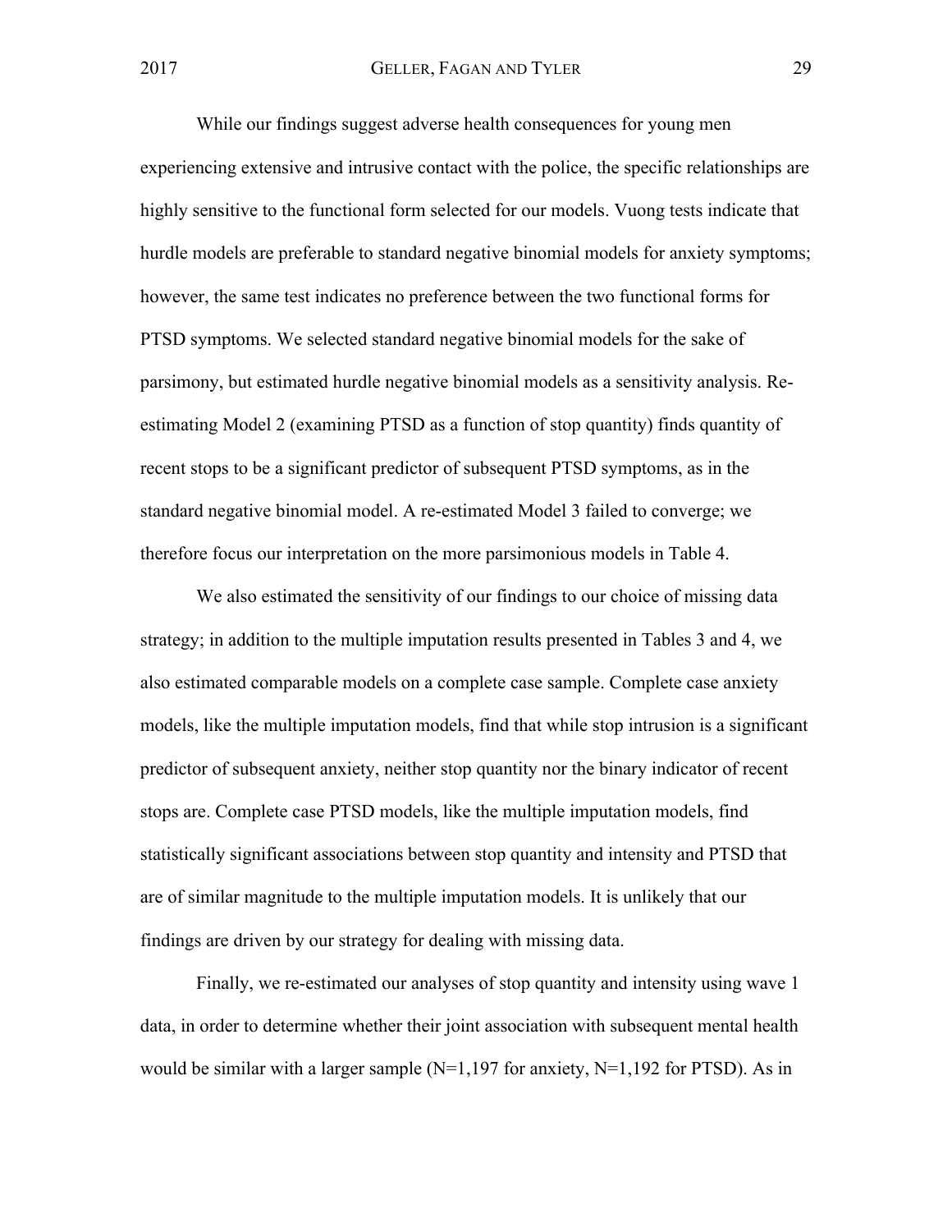While our findings suggest adverse health consequences for young men experiencing extensive and intrusive contact with the police, the specific relationships are highly sensitive to the functional form selected for our models. Vuong tests indicate that hurdle models are preferable to standard negative binomial models for anxiety symptoms; however, the same test indicates no preference between the two functional forms for PTSD symptoms. We selected standard negative binomial models for the sake of parsimony, but estimated hurdle negative binomial models as a sensitivity analysis. Re-estimating Model 2 (examining PTSD as a function of stop quantity) finds quantity of recent stops to be a significant predictor of subsequent PTSD symptoms, as in the standard negative binomial model. A re-estimated Model 3 failed to converge; we therefore focus our interpretation on the more parsimonious models in Table 4.

We also estimated the sensitivity of our findings to our choice of missing data strategy; in addition to the multiple imputation results presented in Tables 3 and 4, we also estimated comparable models on a complete case sample. Complete case anxiety models, like the multiple imputation models, find that while stop intrusion is a significant predictor of subsequent anxiety, neither stop quantity nor the binary indicator of recent stops are. Complete case PTSD models, like the multiple imputation models, find statistically significant associations between stop quantity and intensity and PTSD that are of similar magnitude to the multiple imputation models. It is unlikely that our findings are driven by our strategy for dealing with missing data.

Finally, we re-estimated our analyses of stop quantity and intensity using wave 1 data, in order to determine whether their joint association with subsequent mental health would be similar with a larger sample (N=1,197 for anxiety, N=1,192 for PTSD). As in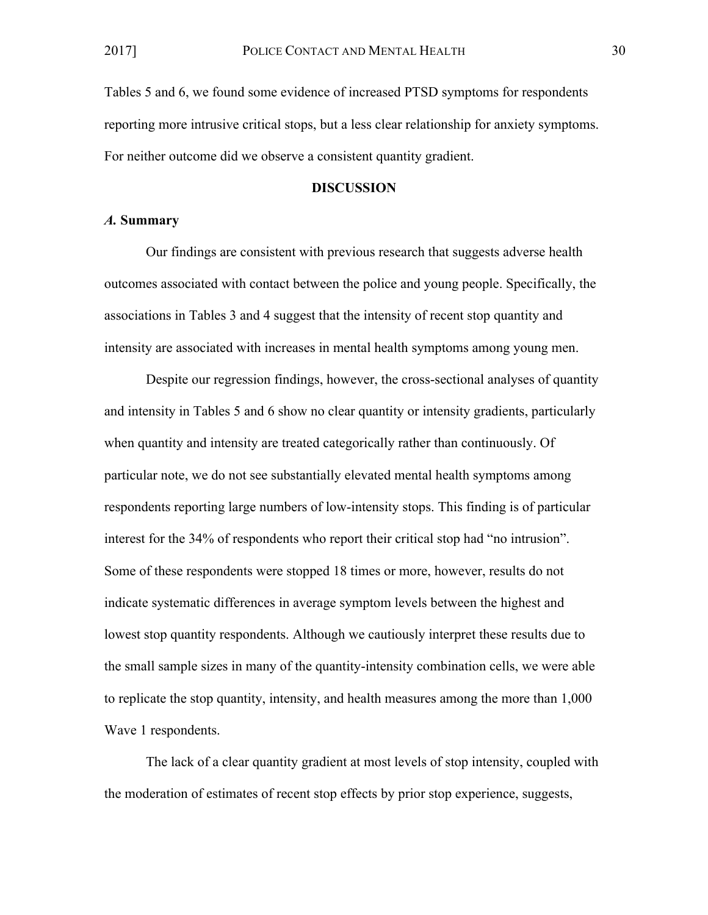Tables 5 and 6, we found some evidence of increased PTSD symptoms for respondents reporting more intrusive critical stops, but a less clear relationship for anxiety symptoms. For neither outcome did we observe a consistent quantity gradient.

## DISCUSSION

### *A.* Summary

Our findings are consistent with previous research that suggests adverse health outcomes associated with contact between the police and young people. Specifically, the associations in Tables 3 and 4 suggest that the intensity of recent stop quantity and intensity are associated with increases in mental health symptoms among young men.

Despite our regression findings, however, the cross-sectional analyses of quantity and intensity in Tables 5 and 6 show no clear quantity or intensity gradients, particularly when quantity and intensity are treated categorically rather than continuously. Of particular note, we do not see substantially elevated mental health symptoms among respondents reporting large numbers of low-intensity stops. This finding is of particular interest for the 34% of respondents who report their critical stop had "no intrusion". Some of these respondents were stopped 18 times or more, however, results do not indicate systematic differences in average symptom levels between the highest and lowest stop quantity respondents. Although we cautiously interpret these results due to the small sample sizes in many of the quantity-intensity combination cells, we were able to replicate the stop quantity, intensity, and health measures among the more than 1,000 Wave 1 respondents.

The lack of a clear quantity gradient at most levels of stop intensity, coupled with the moderation of estimates of recent stop effects by prior stop experience, suggests,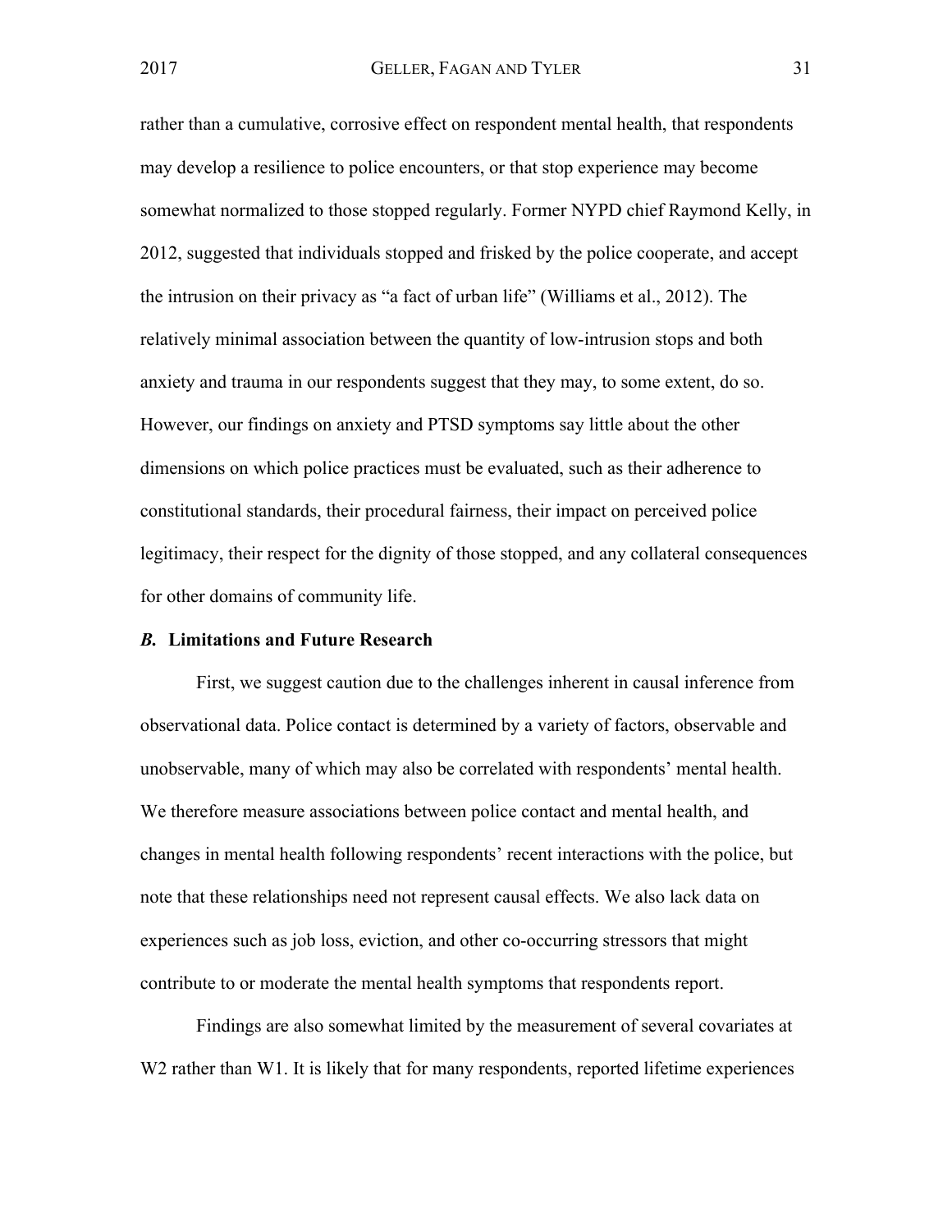rather than a cumulative, corrosive effect on respondent mental health, that respondents may develop a resilience to police encounters, or that stop experience may become somewhat normalized to those stopped regularly. Former NYPD chief Raymond Kelly, in 2012, suggested that individuals stopped and frisked by the police cooperate, and accept the intrusion on their privacy as "a fact of urban life" (Williams et al., 2012). The relatively minimal association between the quantity of low-intrusion stops and both anxiety and trauma in our respondents suggest that they may, to some extent, do so. However, our findings on anxiety and PTSD symptoms say little about the other dimensions on which police practices must be evaluated, such as their adherence to constitutional standards, their procedural fairness, their impact on perceived police legitimacy, their respect for the dignity of those stopped, and any collateral consequences for other domains of community life.

### *B.* Limitations and Future Research

First, we suggest caution due to the challenges inherent in causal inference from observational data. Police contact is determined by a variety of factors, observable and unobservable, many of which may also be correlated with respondents' mental health. We therefore measure associations between police contact and mental health, and changes in mental health following respondents' recent interactions with the police, but note that these relationships need not represent causal effects. We also lack data on experiences such as job loss, eviction, and other co-occurring stressors that might contribute to or moderate the mental health symptoms that respondents report.

Findings are also somewhat limited by the measurement of several covariates at W2 rather than W1. It is likely that for many respondents, reported lifetime experiences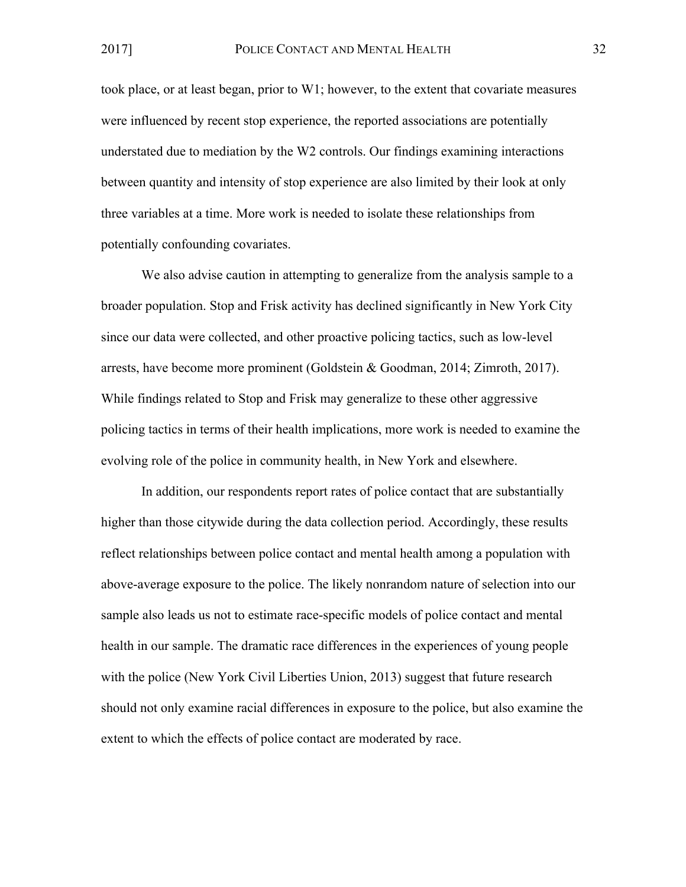took place, or at least began, prior to W1; however, to the extent that covariate measures were influenced by recent stop experience, the reported associations are potentially understated due to mediation by the W2 controls. Our findings examining interactions between quantity and intensity of stop experience are also limited by their look at only three variables at a time. More work is needed to isolate these relationships from potentially confounding covariates.

We also advise caution in attempting to generalize from the analysis sample to a broader population. Stop and Frisk activity has declined significantly in New York City since our data were collected, and other proactive policing tactics, such as low-level arrests, have become more prominent (Goldstein & Goodman, 2014; Zimroth, 2017). While findings related to Stop and Frisk may generalize to these other aggressive policing tactics in terms of their health implications, more work is needed to examine the evolving role of the police in community health, in New York and elsewhere.

In addition, our respondents report rates of police contact that are substantially higher than those citywide during the data collection period. Accordingly, these results reflect relationships between police contact and mental health among a population with above-average exposure to the police. The likely nonrandom nature of selection into our sample also leads us not to estimate race-specific models of police contact and mental health in our sample. The dramatic race differences in the experiences of young people with the police (New York Civil Liberties Union, 2013) suggest that future research should not only examine racial differences in exposure to the police, but also examine the extent to which the effects of police contact are moderated by race.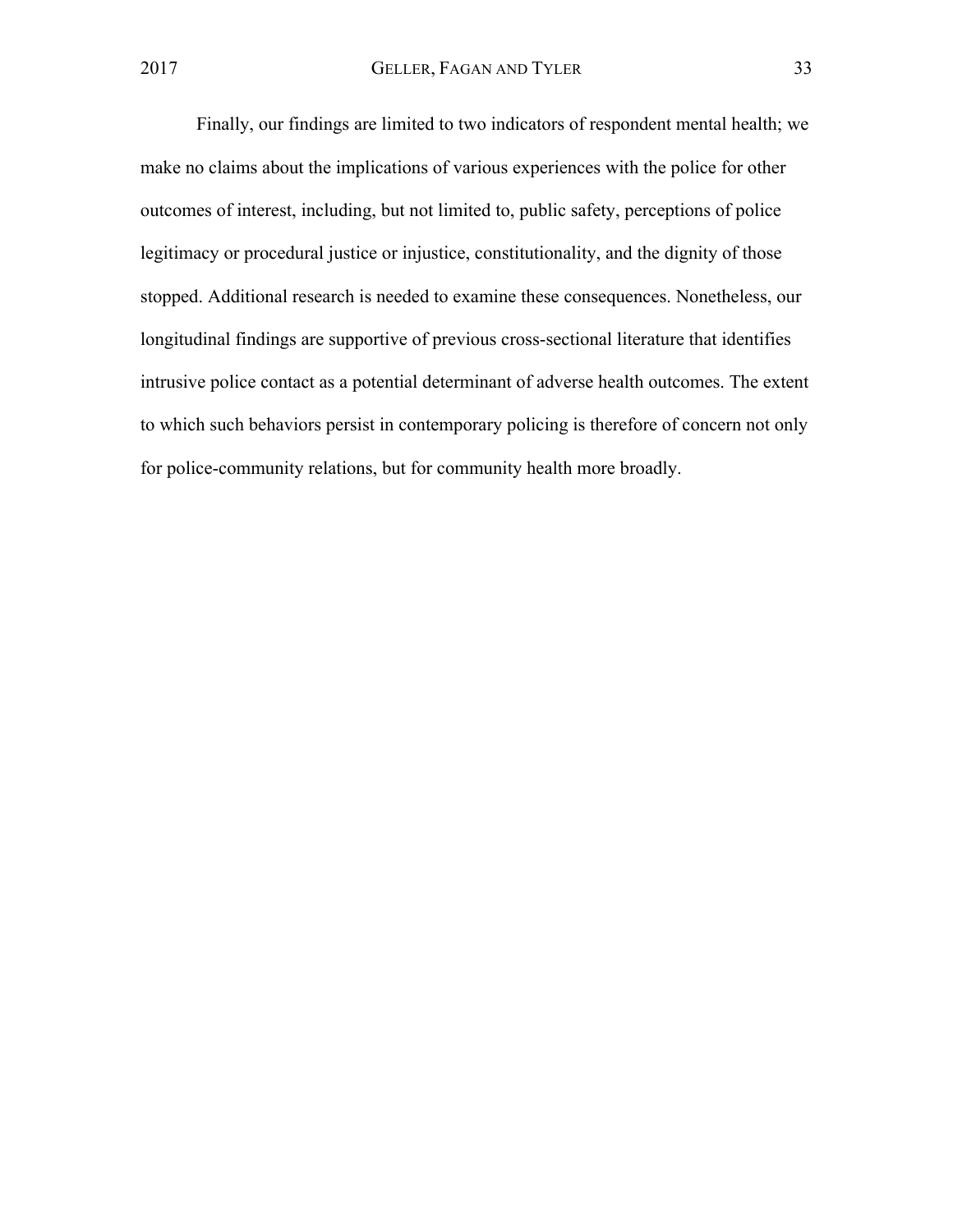Finally, our findings are limited to two indicators of respondent mental health; we make no claims about the implications of various experiences with the police for other outcomes of interest, including, but not limited to, public safety, perceptions of police legitimacy or procedural justice or injustice, constitutionality, and the dignity of those stopped. Additional research is needed to examine these consequences. Nonetheless, our longitudinal findings are supportive of previous cross-sectional literature that identifies intrusive police contact as a potential determinant of adverse health outcomes. The extent to which such behaviors persist in contemporary policing is therefore of concern not only for police-community relations, but for community health more broadly.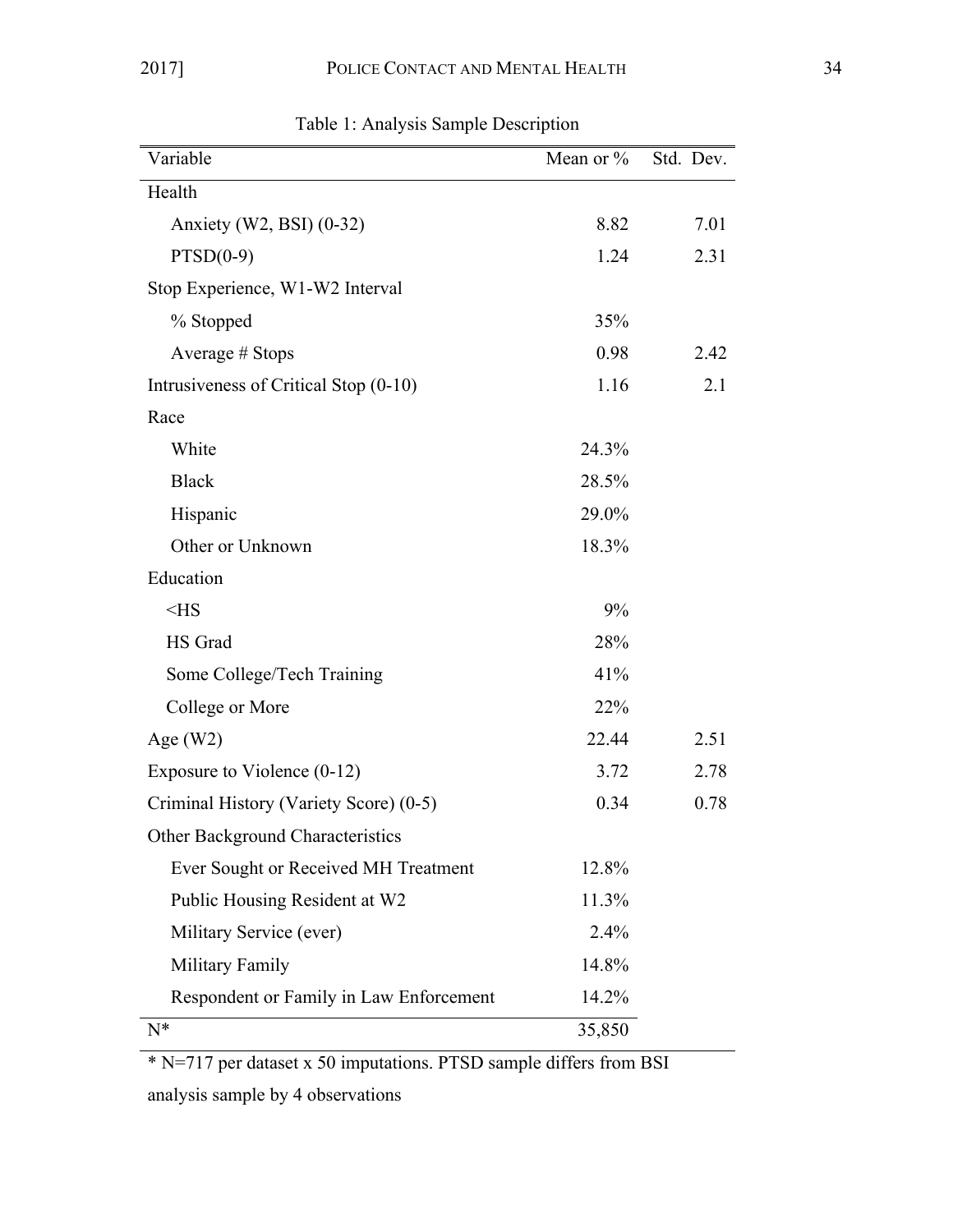Table 1: Analysis Sample Description

| Variable | Mean or % | Std. Dev. |
|---|---|---|
| Health | | |
| Anxiety (W2, BSI) (0-32) | 8.82 | 7.01 |
| PTSD(0-9) | 1.24 | 2.31 |
| Stop Experience, W1-W2 Interval | | |
| % Stopped | 35% | |
| Average # Stops | 0.98 | 2.42 |
| Intrusiveness of Critical Stop (0-10) | 1.16 | 2.1 |
| Race | | |
| White | 24.3% | |
| Black | 28.5% | |
| Hispanic | 29.0% | |
| Other or Unknown | 18.3% | |
| Education | | |
| <HS | 9% | |
| HS Grad | 28% | |
| Some College/Tech Training | 41% | |
| College or More | 22% | |
| Age (W2) | 22.44 | 2.51 |
| Exposure to Violence (0-12) | 3.72 | 2.78 |
| Criminal History (Variety Score) (0-5) | 0.34 | 0.78 |
| Other Background Characteristics | | |
| Ever Sought or Received MH Treatment | 12.8% | |
| Public Housing Resident at W2 | 11.3% | |
| Military Service (ever) | 2.4% | |
| Military Family | 14.8% | |
| Respondent or Family in Law Enforcement | 14.2% | |
| N* | 35,850 | |

* N=717 per dataset x 50 imputations. PTSD sample differs from BSI analysis sample by 4 observations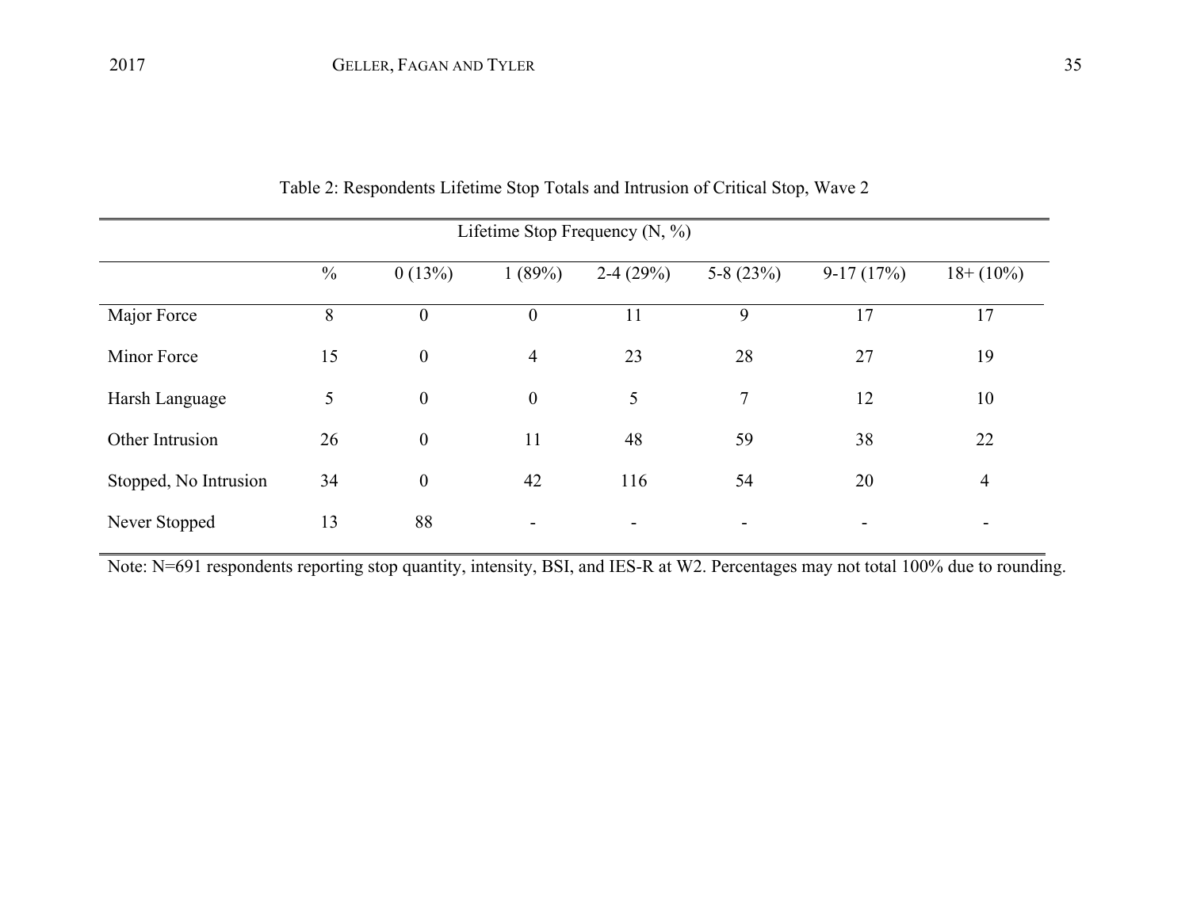Table 2: Respondents Lifetime Stop Totals and Intrusion of Critical Stop, Wave 2

| | Lifetime Stop Frequency (N, %) | | | | | | |
|---|---|---|---|---|---|---|---|
| | % | 0 (13%) | 1 (89%) | 2-4 (29%) | 5-8 (23%) | 9-17 (17%) | 18+ (10%) |
| Major Force | 8 | 0 | 0 | 11 | 9 | 17 | 17 |
| Minor Force | 15 | 0 | 4 | 23 | 28 | 27 | 19 |
| Harsh Language | 5 | 0 | 0 | 5 | 7 | 12 | 10 |
| Other Intrusion | 26 | 0 | 11 | 48 | 59 | 38 | 22 |
| Stopped, No Intrusion | 34 | 0 | 42 | 116 | 54 | 20 | 4 |
| Never Stopped | 13 | 88 | - | - | - | - | - |

Note: N=691 respondents reporting stop quantity, intensity, BSI, and IES-R at W2. Percentages may not total 100% due to rounding.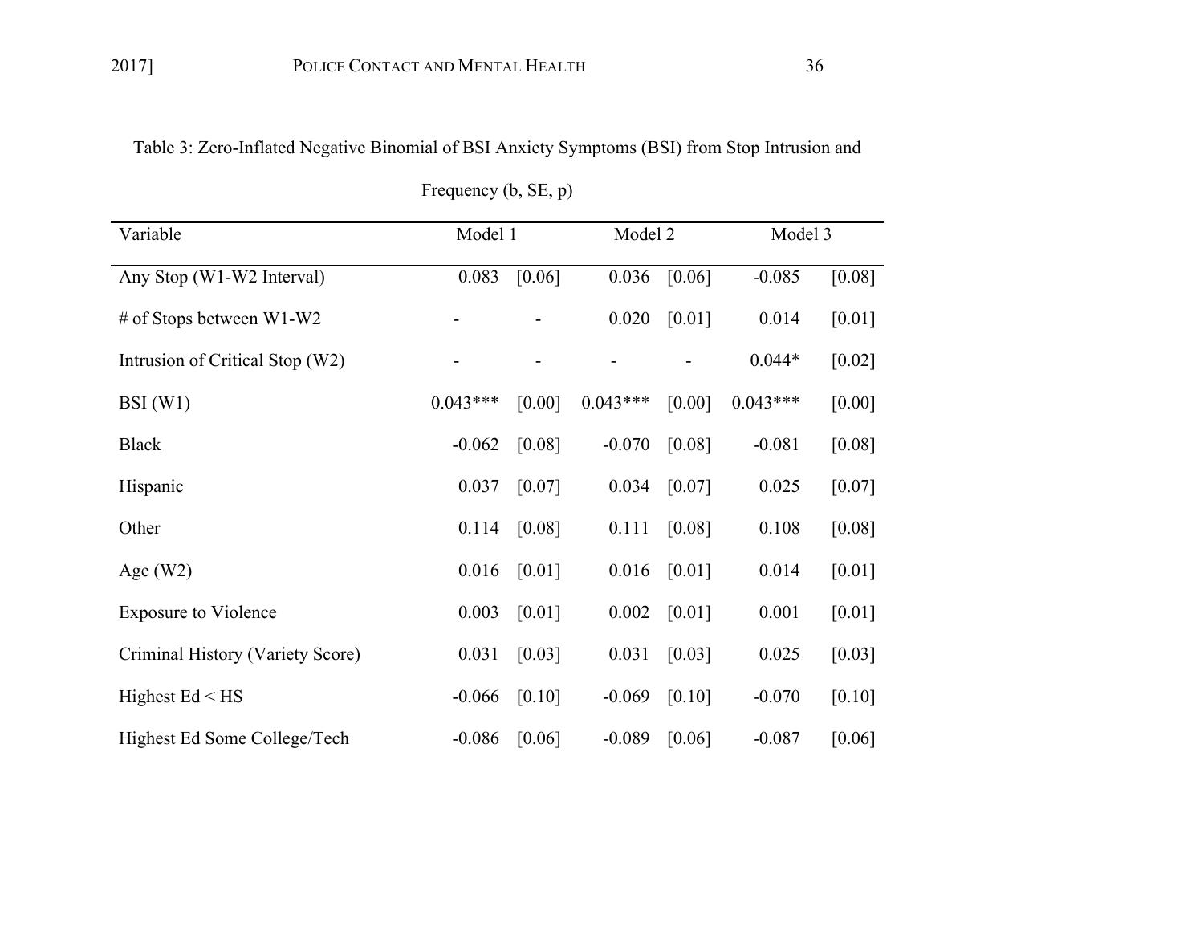Table 3: Zero-Inflated Negative Binomial of BSI Anxiety Symptoms (BSI) from Stop Intrusion and Frequency (b, SE, p)

| Variable | Model 1 | | Model 2 | | Model 3 | |
|---|---|---|---|---|---|---|
| Any Stop (W1-W2 Interval) | 0.083 | [0.06] | 0.036 | [0.06] | -0.085 | [0.08] |
| # of Stops between W1-W2 | - | - | 0.020 | [0.01] | 0.014 | [0.01] |
| Intrusion of Critical Stop (W2) | - | - | - | - | 0.044* | [0.02] |
| BSI (W1) | 0.043*** | [0.00] | 0.043*** | [0.00] | 0.043*** | [0.00] |
| Black | -0.062 | [0.08] | -0.070 | [0.08] | -0.081 | [0.08] |
| Hispanic | 0.037 | [0.07] | 0.034 | [0.07] | 0.025 | [0.07] |
| Other | 0.114 | [0.08] | 0.111 | [0.08] | 0.108 | [0.08] |
| Age (W2) | 0.016 | [0.01] | 0.016 | [0.01] | 0.014 | [0.01] |
| Exposure to Violence | 0.003 | [0.01] | 0.002 | [0.01] | 0.001 | [0.01] |
| Criminal History (Variety Score) | 0.031 | [0.03] | 0.031 | [0.03] | 0.025 | [0.03] |
| Highest Ed < HS | -0.066 | [0.10] | -0.069 | [0.10] | -0.070 | [0.10] |
| Highest Ed Some College/Tech | -0.086 | [0.06] | -0.089 | [0.06] | -0.087 | [0.06] |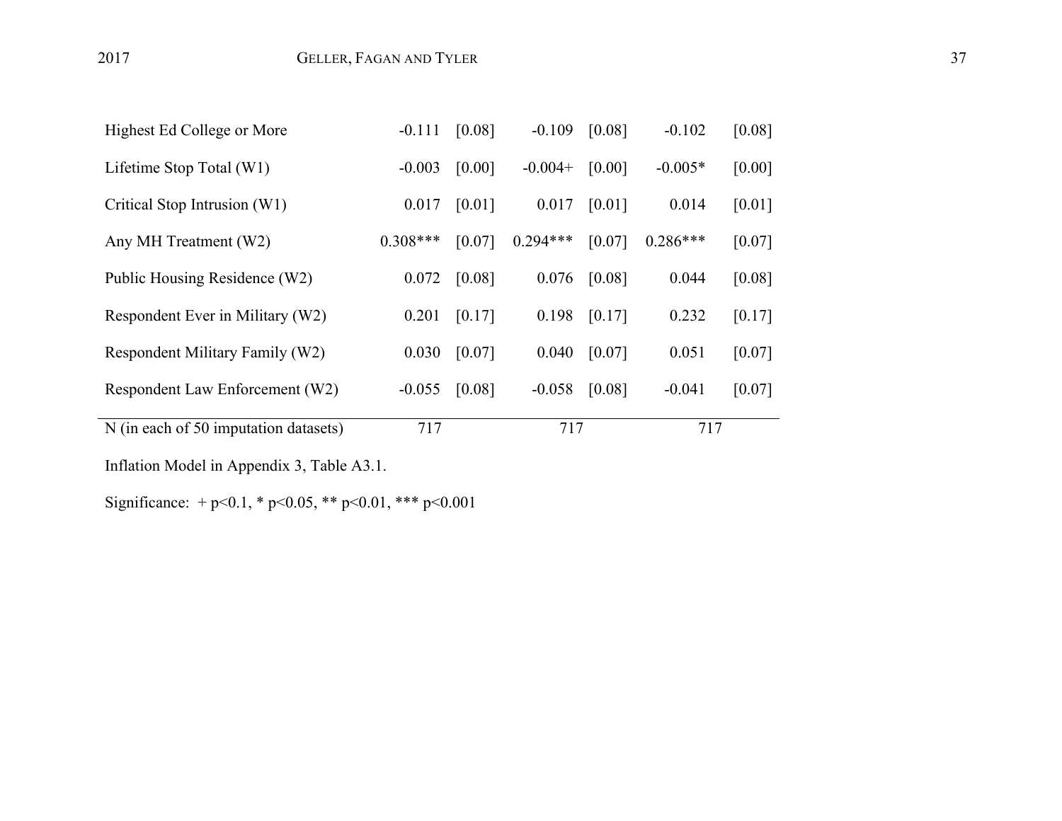| | | | | | | |
|---|---|---|---|---|---|---|
| Highest Ed College or More | -0.111 | [0.08] | -0.109 | [0.08] | -0.102 | [0.08] |
| Lifetime Stop Total (W1) | -0.003 | [0.00] | -0.004+ | [0.00] | -0.005* | [0.00] |
| Critical Stop Intrusion (W1) | 0.017 | [0.01] | 0.017 | [0.01] | 0.014 | [0.01] |
| Any MH Treatment (W2) | 0.308*** | [0.07] | 0.294*** | [0.07] | 0.286*** | [0.07] |
| Public Housing Residence (W2) | 0.072 | [0.08] | 0.076 | [0.08] | 0.044 | [0.08] |
| Respondent Ever in Military (W2) | 0.201 | [0.17] | 0.198 | [0.17] | 0.232 | [0.17] |
| Respondent Military Family (W2) | 0.030 | [0.07] | 0.040 | [0.07] | 0.051 | [0.07] |
| Respondent Law Enforcement (W2) | -0.055 | [0.08] | -0.058 | [0.08] | -0.041 | [0.07] |
| N (in each of 50 imputation datasets) | 717 | | 717 | | 717 | |

Inflation Model in Appendix 3, Table A3.1.

Significance: + p<0.1, * p<0.05, ** p<0.01, *** p<0.001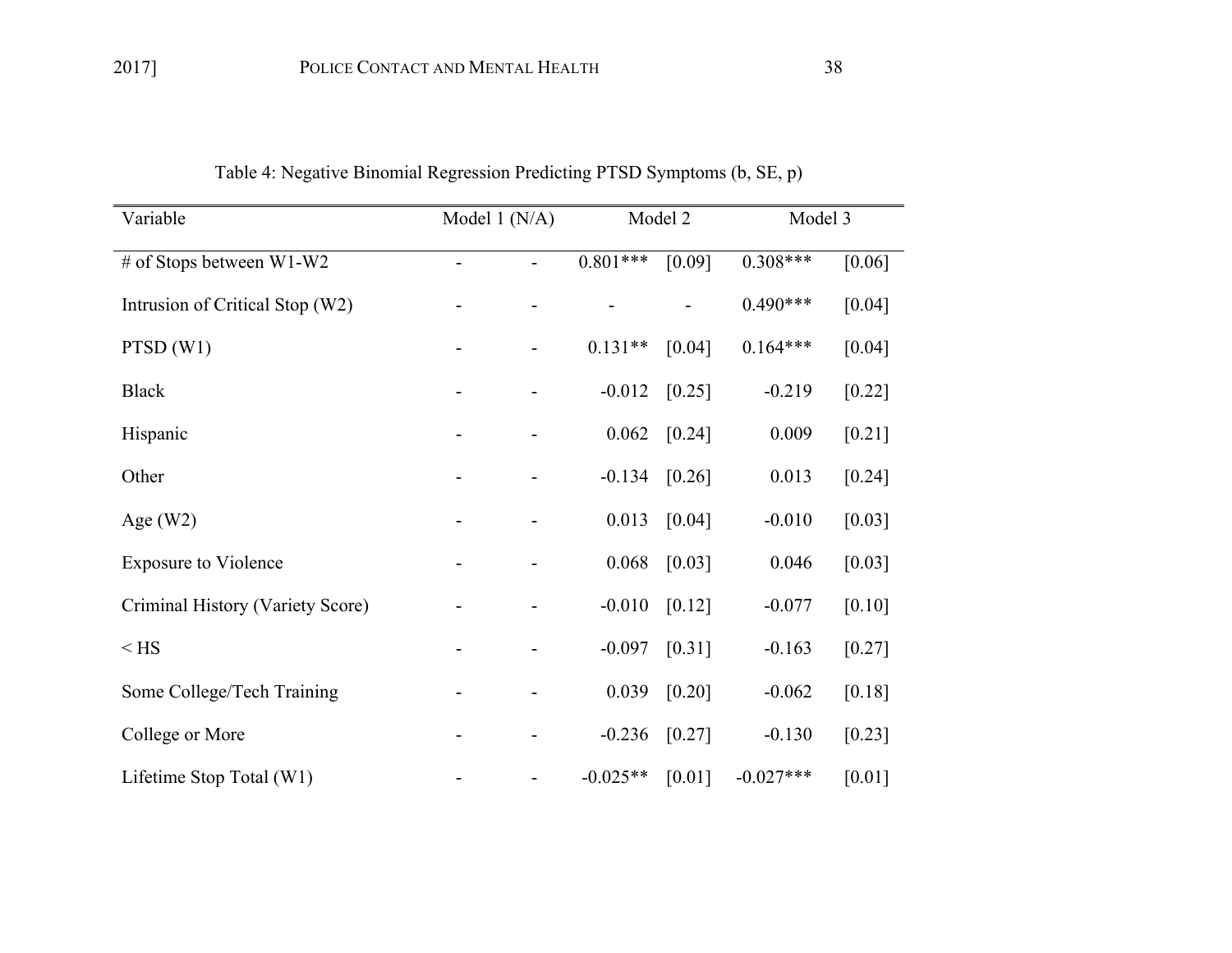Table 4: Negative Binomial Regression Predicting PTSD Symptoms (b, SE, p)

| Variable | Model 1 (N/A) | | Model 2 | | Model 3 | |
|---|---|---|---|---|---|---|
| # of Stops between W1-W2 | - | - | 0.801*** | [0.09] | 0.308*** | [0.06] |
| Intrusion of Critical Stop (W2) | - | - | - | - | 0.490*** | [0.04] |
| PTSD (W1) | - | - | 0.131** | [0.04] | 0.164*** | [0.04] |
| Black | - | - | -0.012 | [0.25] | -0.219 | [0.22] |
| Hispanic | - | - | 0.062 | [0.24] | 0.009 | [0.21] |
| Other | - | - | -0.134 | [0.26] | 0.013 | [0.24] |
| Age (W2) | - | - | 0.013 | [0.04] | -0.010 | [0.03] |
| Exposure to Violence | - | - | 0.068 | [0.03] | 0.046 | [0.03] |
| Criminal History (Variety Score) | - | - | -0.010 | [0.12] | -0.077 | [0.10] |
| < HS | - | - | -0.097 | [0.31] | -0.163 | [0.27] |
| Some College/Tech Training | - | - | 0.039 | [0.20] | -0.062 | [0.18] |
| College or More | - | - | -0.236 | [0.27] | -0.130 | [0.23] |
| Lifetime Stop Total (W1) | - | - | -0.025** | [0.01] | -0.027*** | [0.01] |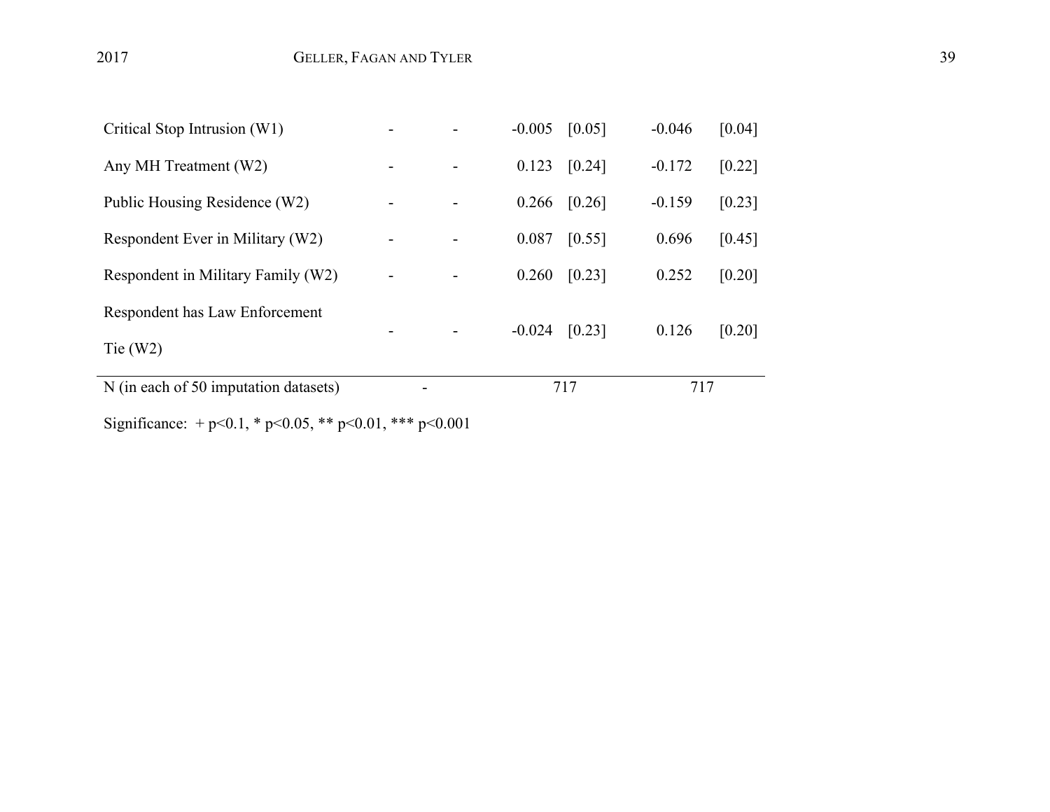| | | | | | | |
|---|---|---|---|---|---|---|
| Critical Stop Intrusion (W1) | - | - | -0.005 | [0.05] | -0.046 | [0.04] |
| Any MH Treatment (W2) | - | - | 0.123 | [0.24] | -0.172 | [0.22] |
| Public Housing Residence (W2) | - | - | 0.266 | [0.26] | -0.159 | [0.23] |
| Respondent Ever in Military (W2) | - | - | 0.087 | [0.55] | 0.696 | [0.45] |
| Respondent in Military Family (W2) | - | - | 0.260 | [0.23] | 0.252 | [0.20] |
| Respondent has Law Enforcement Tie (W2) | - | - | -0.024 | [0.23] | 0.126 | [0.20] |
| N (in each of 50 imputation datasets) | - | | 717 | | 717 | |

Significance: + $p<0.1$, * $p<0.05$, ** $p<0.01$, *** $p<0.001$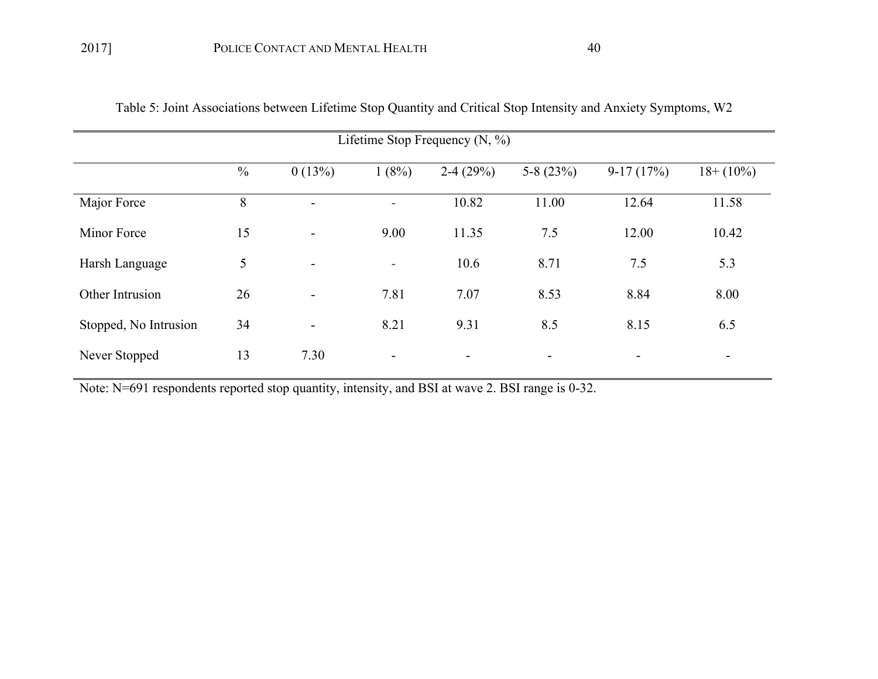Table 5: Joint Associations between Lifetime Stop Quantity and Critical Stop Intensity and Anxiety Symptoms, W2

| | | Lifetime Stop Frequency (N, %) | | | | | |
|---|---|---|---|---|---|---|---|
| | % | 0 (13%) | 1 (8%) | 2-4 (29%) | 5-8 (23%) | 9-17 (17%) | 18+ (10%) |
| Major Force | 8 | - | - | 10.82 | 11.00 | 12.64 | 11.58 |
| Minor Force | 15 | - | 9.00 | 11.35 | 7.5 | 12.00 | 10.42 |
| Harsh Language | 5 | - | - | 10.6 | 8.71 | 7.5 | 5.3 |
| Other Intrusion | 26 | - | 7.81 | 7.07 | 8.53 | 8.84 | 8.00 |
| Stopped, No Intrusion | 34 | - | 8.21 | 9.31 | 8.5 | 8.15 | 6.5 |
| Never Stopped | 13 | 7.30 | - | - | - | - | - |

Note: N=691 respondents reported stop quantity, intensity, and BSI at wave 2. BSI range is 0-32.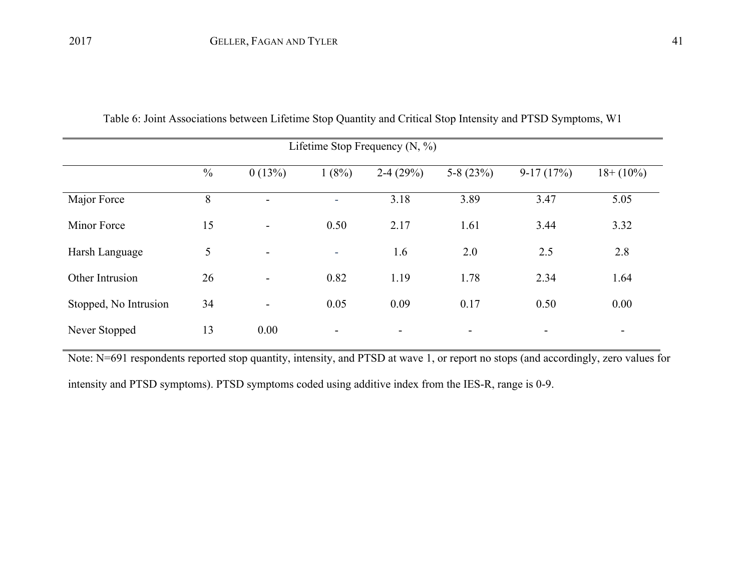Table 6: Joint Associations between Lifetime Stop Quantity and Critical Stop Intensity and PTSD Symptoms, W1

| | Lifetime Stop Frequency (N, %) | | | | | | |
|---|---|---|---|---|---|---|---|
| | % | 0 (13%) | 1 (8%) | 2-4 (29%) | 5-8 (23%) | 9-17 (17%) | 18+ (10%) |
| Major Force | 8 | - | - | 3.18 | 3.89 | 3.47 | 5.05 |
| Minor Force | 15 | - | 0.50 | 2.17 | 1.61 | 3.44 | 3.32 |
| Harsh Language | 5 | - | - | 1.6 | 2.0 | 2.5 | 2.8 |
| Other Intrusion | 26 | - | 0.82 | 1.19 | 1.78 | 2.34 | 1.64 |
| Stopped, No Intrusion | 34 | - | 0.05 | 0.09 | 0.17 | 0.50 | 0.00 |
| Never Stopped | 13 | 0.00 | - | - | - | - | - |

Note: N=691 respondents reported stop quantity, intensity, and PTSD at wave 1, or report no stops (and accordingly, zero values for intensity and PTSD symptoms). PTSD symptoms coded using additive index from the IES-R, range is 0-9.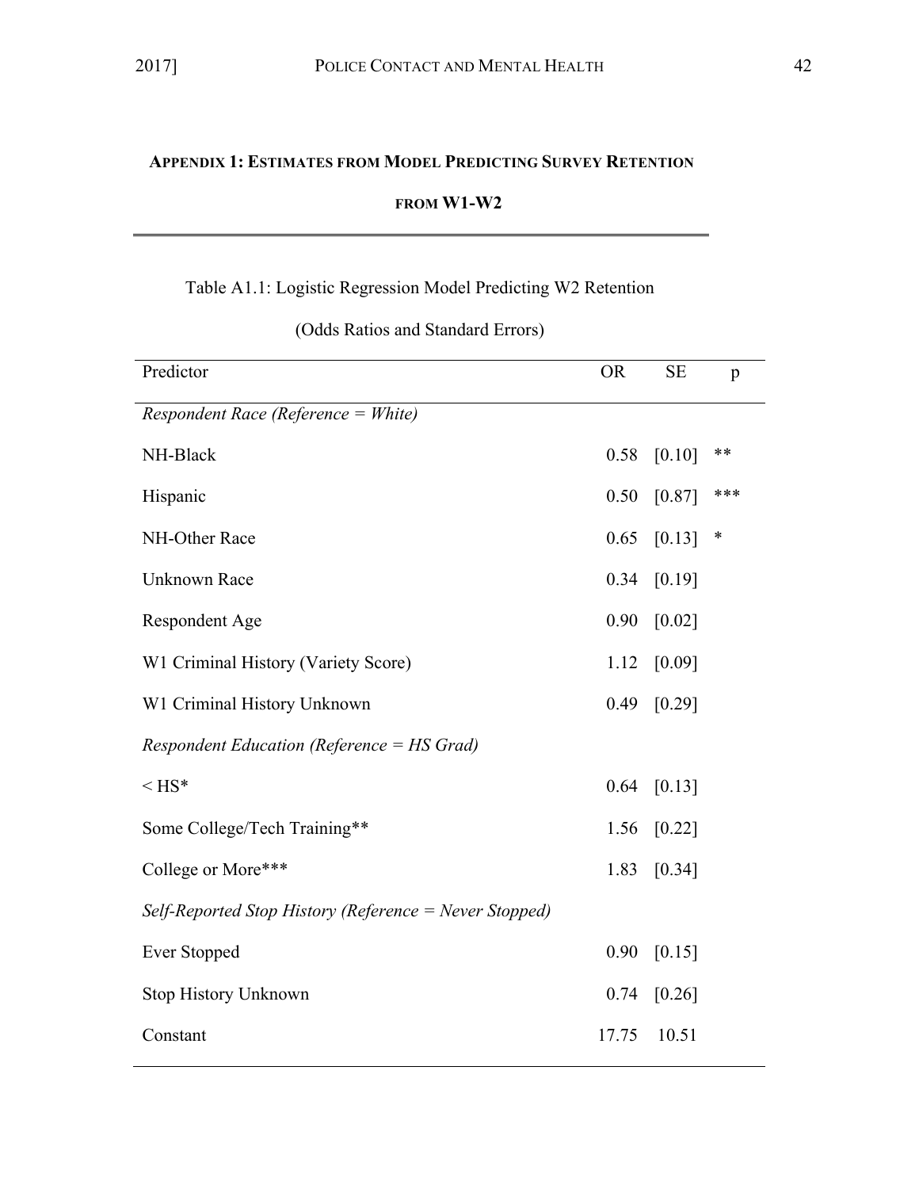## Appendix 1: Estimates from Model Predicting Survey Retention from W1-W2

Table A1.1: Logistic Regression Model Predicting W2 Retention

(Odds Ratios and Standard Errors)

| Predictor | OR | SE | p |
|---|---|---|---|
| *Respondent Race (Reference = White)* | | | |
| NH-Black | 0.58 | [0.10] | ** |
| Hispanic | 0.50 | [0.87] | *** |
| NH-Other Race | 0.65 | [0.13] | * |
| Unknown Race | 0.34 | [0.19] | |
| Respondent Age | 0.90 | [0.02] | |
| W1 Criminal History (Variety Score) | 1.12 | [0.09] | |
| W1 Criminal History Unknown | 0.49 | [0.29] | |
| *Respondent Education (Reference = HS Grad)* | | | |
| < HS* | 0.64 | [0.13] | |
| Some College/Tech Training** | 1.56 | [0.22] | |
| College or More*** | 1.83 | [0.34] | |
| *Self-Reported Stop History (Reference = Never Stopped)* | | | |
| Ever Stopped | 0.90 | [0.15] | |
| Stop History Unknown | 0.74 | [0.26] | |
| Constant | 17.75 | 10.51 | |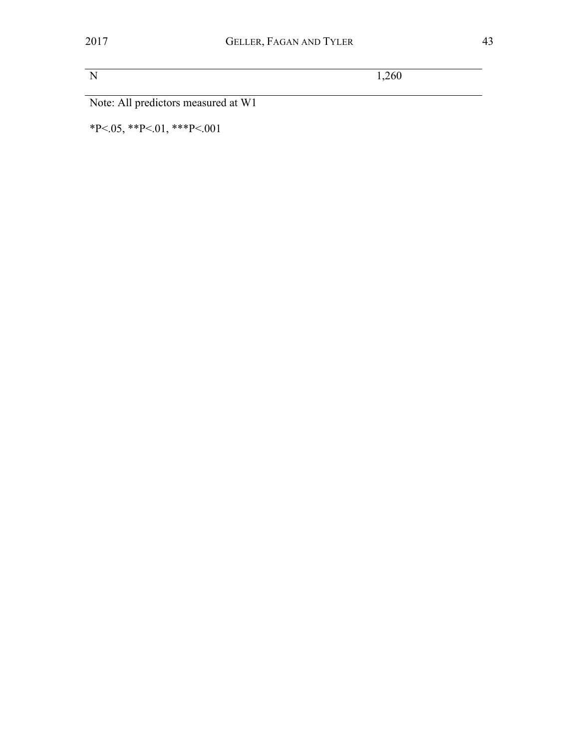| | |
|---|---|
| N | 1,260 |

Note: All predictors measured at W1

*P<.05, **P<.01, ***P<.001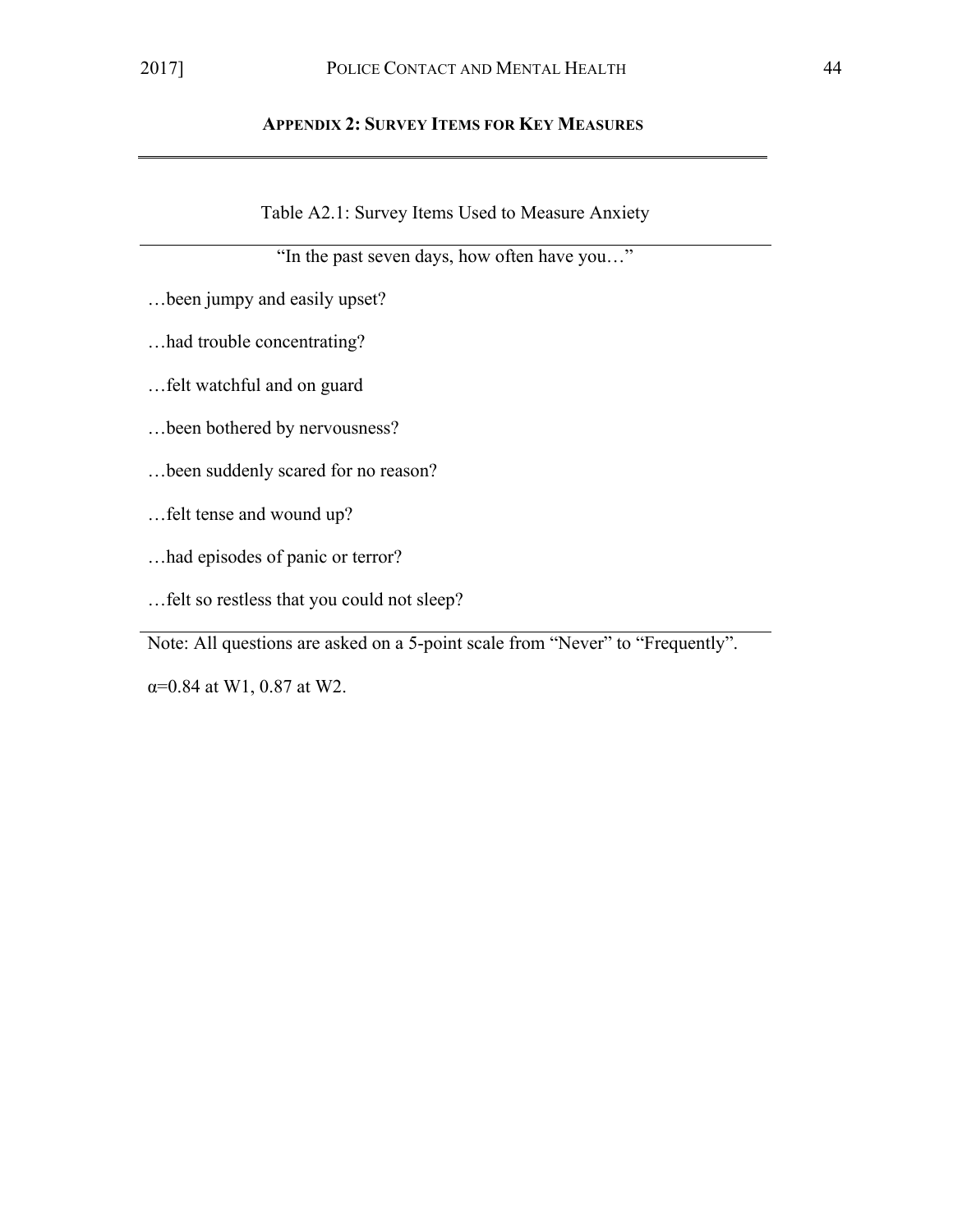## Appendix 2: Survey Items for Key Measures

Table A2.1: Survey Items Used to Measure Anxiety

| "In the past seven days, how often have you…" |
| --- |
| …been jumpy and easily upset? |
| …had trouble concentrating? |
| …felt watchful and on guard |
| …been bothered by nervousness? |
| …been suddenly scared for no reason? |
| …felt tense and wound up? |
| …had episodes of panic or terror? |
| …felt so restless that you could not sleep? |

Note: All questions are asked on a 5-point scale from "Never" to "Frequently".

$\alpha$=0.84 at W1, 0.87 at W2.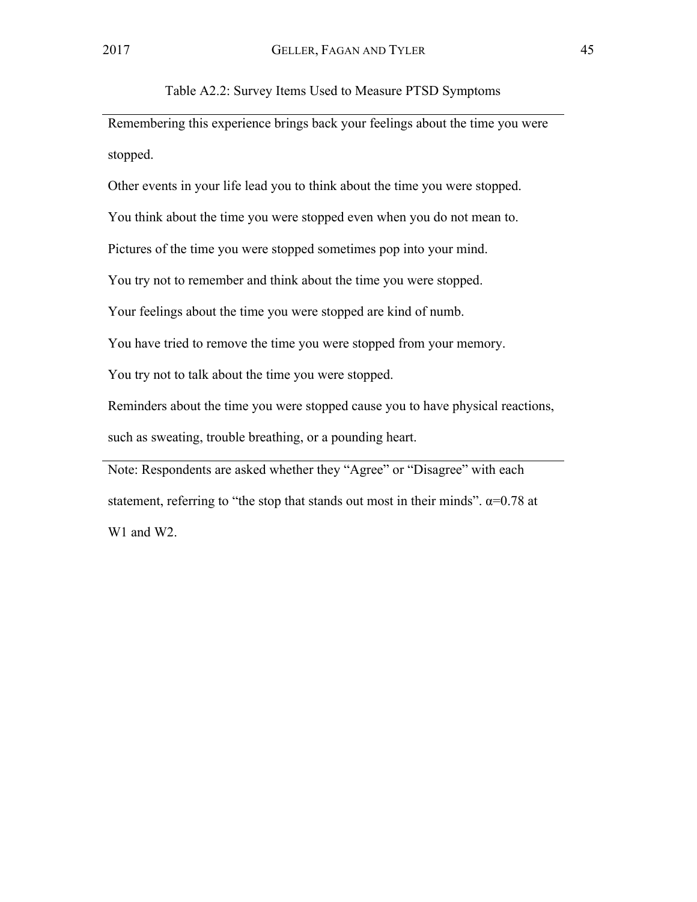Table A2.2: Survey Items Used to Measure PTSD Symptoms

| |
|---|
| Remembering this experience brings back your feelings about the time you were stopped. |
| Other events in your life lead you to think about the time you were stopped. |
| You think about the time you were stopped even when you do not mean to. |
| Pictures of the time you were stopped sometimes pop into your mind. |
| You try not to remember and think about the time you were stopped. |
| Your feelings about the time you were stopped are kind of numb. |
| You have tried to remove the time you were stopped from your memory. |
| You try not to talk about the time you were stopped. |
| Reminders about the time you were stopped cause you to have physical reactions, such as sweating, trouble breathing, or a pounding heart. |

Note: Respondents are asked whether they "Agree" or "Disagree" with each statement, referring to "the stop that stands out most in their minds". $\alpha$=0.78 at W1 and W2.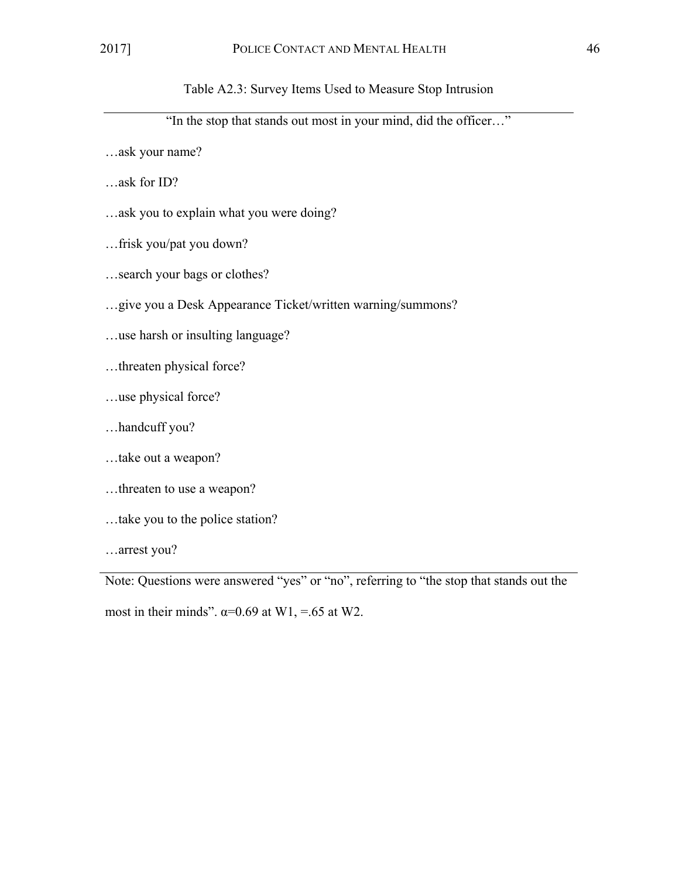Table A2.3: Survey Items Used to Measure Stop Intrusion

"In the stop that stands out most in your mind, did the officer…"

…ask your name?

…ask for ID?

…ask you to explain what you were doing?

…frisk you/pat you down?

…search your bags or clothes?

…give you a Desk Appearance Ticket/written warning/summons?

…use harsh or insulting language?

…threaten physical force?

…use physical force?

…handcuff you?

…take out a weapon?

…threaten to use a weapon?

…take you to the police station?

…arrest you?

Note: Questions were answered "yes" or "no", referring to "the stop that stands out the most in their minds". $\alpha$=0.69 at W1, =.65 at W2.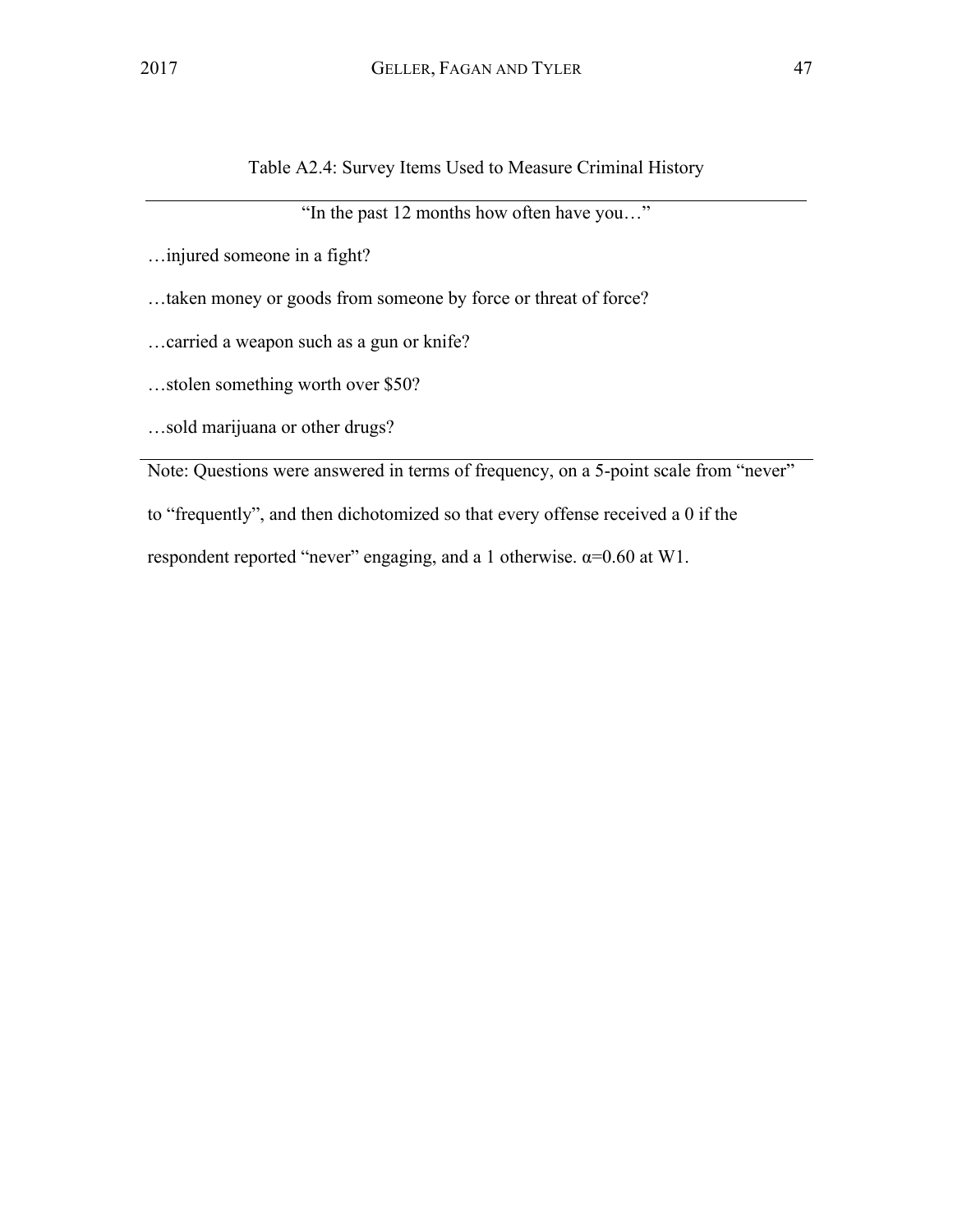Table A2.4: Survey Items Used to Measure Criminal History

| "In the past 12 months how often have you…" |
| --- |
| …injured someone in a fight? |
| …taken money or goods from someone by force or threat of force? |
| …carried a weapon such as a gun or knife? |
| …stolen something worth over $50? |
| …sold marijuana or other drugs? |

Note: Questions were answered in terms of frequency, on a 5-point scale from "never" to "frequently", and then dichotomized so that every offense received a 0 if the respondent reported "never" engaging, and a 1 otherwise. $\alpha$=0.60 at W1.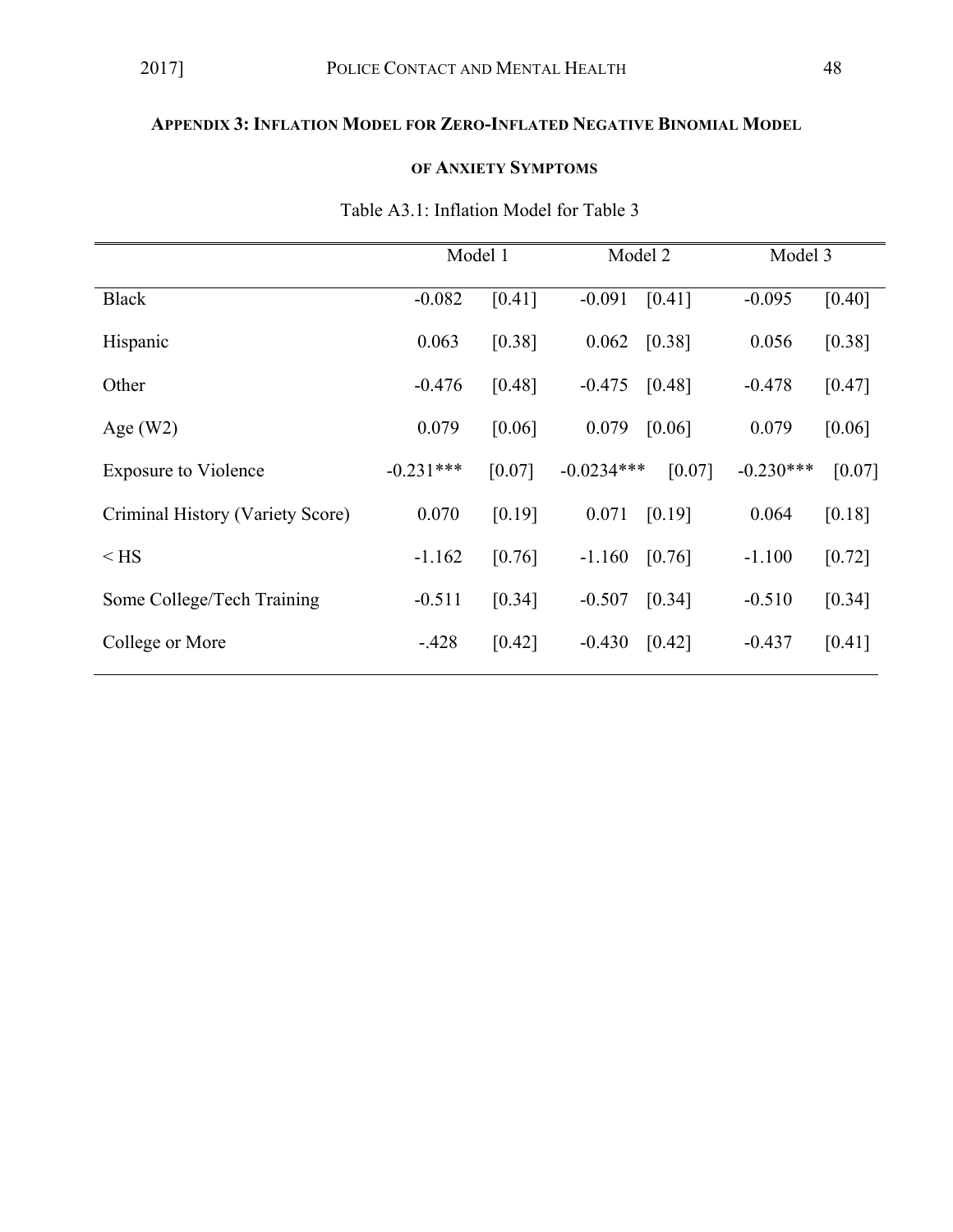## APPENDIX 3: INFLATION MODEL FOR ZERO-INFLATED NEGATIVE BINOMIAL MODEL OF ANXIETY SYMPTOMS

Table A3.1: Inflation Model for Table 3

| | Model 1 | | Model 2 | | Model 3 | |
|---|---|---|---|---|---|---|
| Black | -0.082 | [0.41] | -0.091 | [0.41] | -0.095 | [0.40] |
| Hispanic | 0.063 | [0.38] | 0.062 | [0.38] | 0.056 | [0.38] |
| Other | -0.476 | [0.48] | -0.475 | [0.48] | -0.478 | [0.47] |
| Age (W2) | 0.079 | [0.06] | 0.079 | [0.06] | 0.079 | [0.06] |
| Exposure to Violence | -0.231*** | [0.07] | -0.0234*** | [0.07] | -0.230*** | [0.07] |
| Criminal History (Variety Score) | 0.070 | [0.19] | 0.071 | [0.19] | 0.064 | [0.18] |
| < HS | -1.162 | [0.76] | -1.160 | [0.76] | -1.100 | [0.72] |
| Some College/Tech Training | -0.511 | [0.34] | -0.507 | [0.34] | -0.510 | [0.34] |
| College or More | -.428 | [0.42] | -0.430 | [0.42] | -0.437 | [0.41] |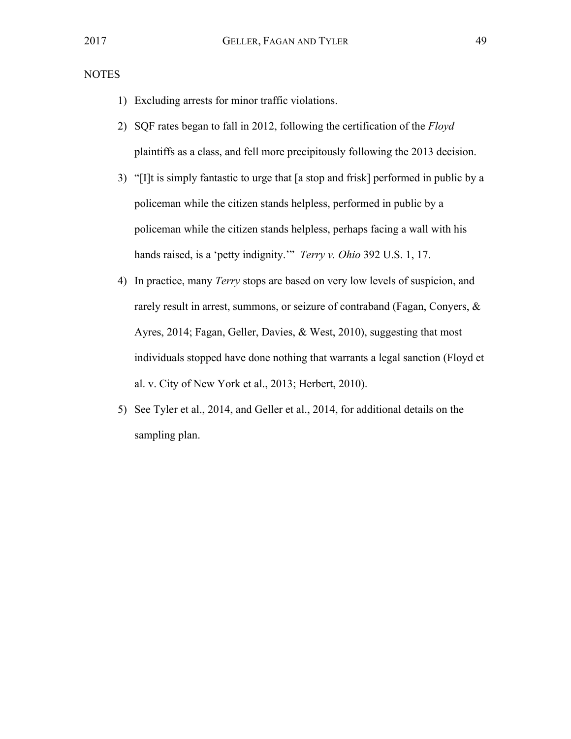NOTES

1) Excluding arrests for minor traffic violations.

2) SQF rates began to fall in 2012, following the certification of the *Floyd* plaintiffs as a class, and fell more precipitously following the 2013 decision.

3) "[I]t is simply fantastic to urge that [a stop and frisk] performed in public by a policeman while the citizen stands helpless, performed in public by a policeman while the citizen stands helpless, perhaps facing a wall with his hands raised, is a 'petty indignity.'" *Terry v. Ohio* 392 U.S. 1, 17.

4) In practice, many *Terry* stops are based on very low levels of suspicion, and rarely result in arrest, summons, or seizure of contraband (Fagan, Conyers, & Ayres, 2014; Fagan, Geller, Davies, & West, 2010), suggesting that most individuals stopped have done nothing that warrants a legal sanction (Floyd et al. v. City of New York et al., 2013; Herbert, 2010).

5) See Tyler et al., 2014, and Geller et al., 2014, for additional details on the sampling plan.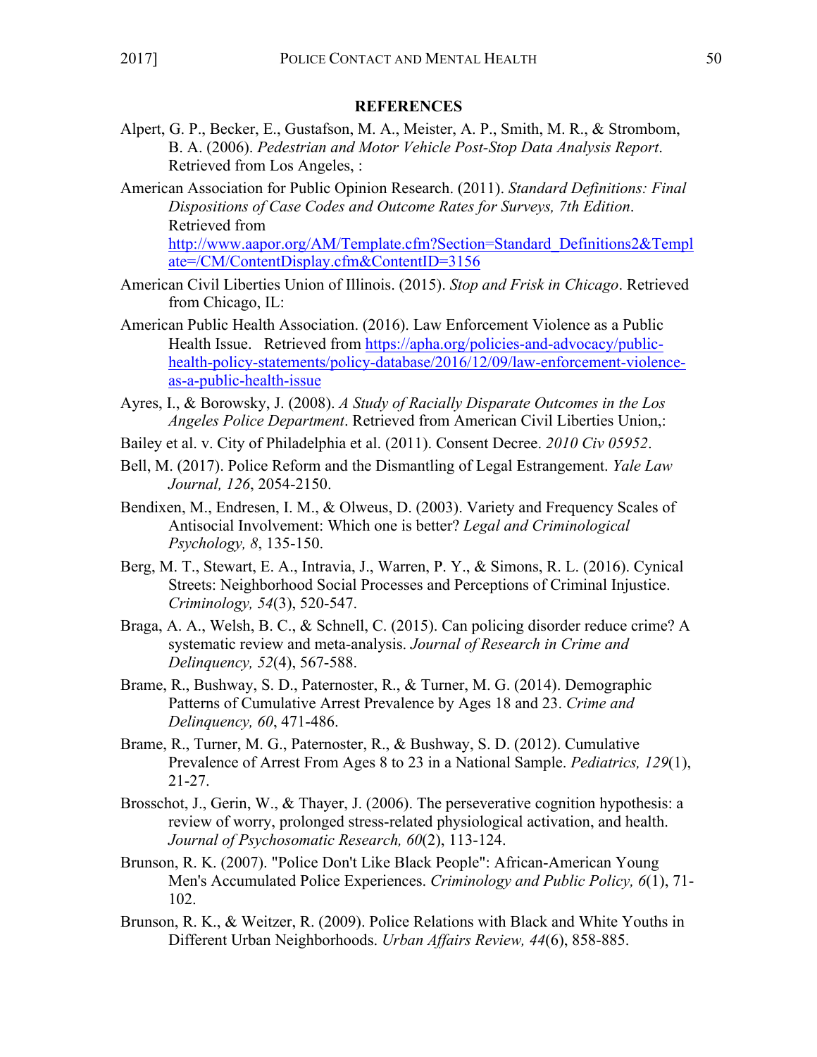## REFERENCES

Alpert, G. P., Becker, E., Gustafson, M. A., Meister, A. P., Smith, M. R., & Strombom, B. A. (2006). *Pedestrian and Motor Vehicle Post-Stop Data Analysis Report*. Retrieved from Los Angeles, :

American Association for Public Opinion Research. (2011). *Standard Definitions: Final Dispositions of Case Codes and Outcome Rates for Surveys, 7th Edition*. Retrieved from http://www.aapor.org/AM/Template.cfm?Section=Standard_Definitions2&Template=/CM/ContentDisplay.cfm&ContentID=3156

American Civil Liberties Union of Illinois. (2015). *Stop and Frisk in Chicago*. Retrieved from Chicago, IL:

American Public Health Association. (2016). Law Enforcement Violence as a Public Health Issue. Retrieved from https://apha.org/policies-and-advocacy/public-health-policy-statements/policy-database/2016/12/09/law-enforcement-violence-as-a-public-health-issue

Ayres, I., & Borowsky, J. (2008). *A Study of Racially Disparate Outcomes in the Los Angeles Police Department*. Retrieved from American Civil Liberties Union,:

Bailey et al. v. City of Philadelphia et al. (2011). Consent Decree. *2010 Civ 05952*.

Bell, M. (2017). Police Reform and the Dismantling of Legal Estrangement. *Yale Law Journal, 126*, 2054-2150.

Bendixen, M., Endresen, I. M., & Olweus, D. (2003). Variety and Frequency Scales of Antisocial Involvement: Which one is better? *Legal and Criminological Psychology, 8*, 135-150.

Berg, M. T., Stewart, E. A., Intravia, J., Warren, P. Y., & Simons, R. L. (2016). Cynical Streets: Neighborhood Social Processes and Perceptions of Criminal Injustice. *Criminology, 54*(3), 520-547.

Braga, A. A., Welsh, B. C., & Schnell, C. (2015). Can policing disorder reduce crime? A systematic review and meta-analysis. *Journal of Research in Crime and Delinquency, 52*(4), 567-588.

Brame, R., Bushway, S. D., Paternoster, R., & Turner, M. G. (2014). Demographic Patterns of Cumulative Arrest Prevalence by Ages 18 and 23. *Crime and Delinquency, 60*, 471-486.

Brame, R., Turner, M. G., Paternoster, R., & Bushway, S. D. (2012). Cumulative Prevalence of Arrest From Ages 8 to 23 in a National Sample. *Pediatrics, 129*(1), 21-27.

Brosschot, J., Gerin, W., & Thayer, J. (2006). The perseverative cognition hypothesis: a review of worry, prolonged stress-related physiological activation, and health. *Journal of Psychosomatic Research, 60*(2), 113-124.

Brunson, R. K. (2007). "Police Don't Like Black People": African-American Young Men's Accumulated Police Experiences. *Criminology and Public Policy, 6*(1), 71-102.

Brunson, R. K., & Weitzer, R. (2009). Police Relations with Black and White Youths in Different Urban Neighborhoods. *Urban Affairs Review, 44*(6), 858-885.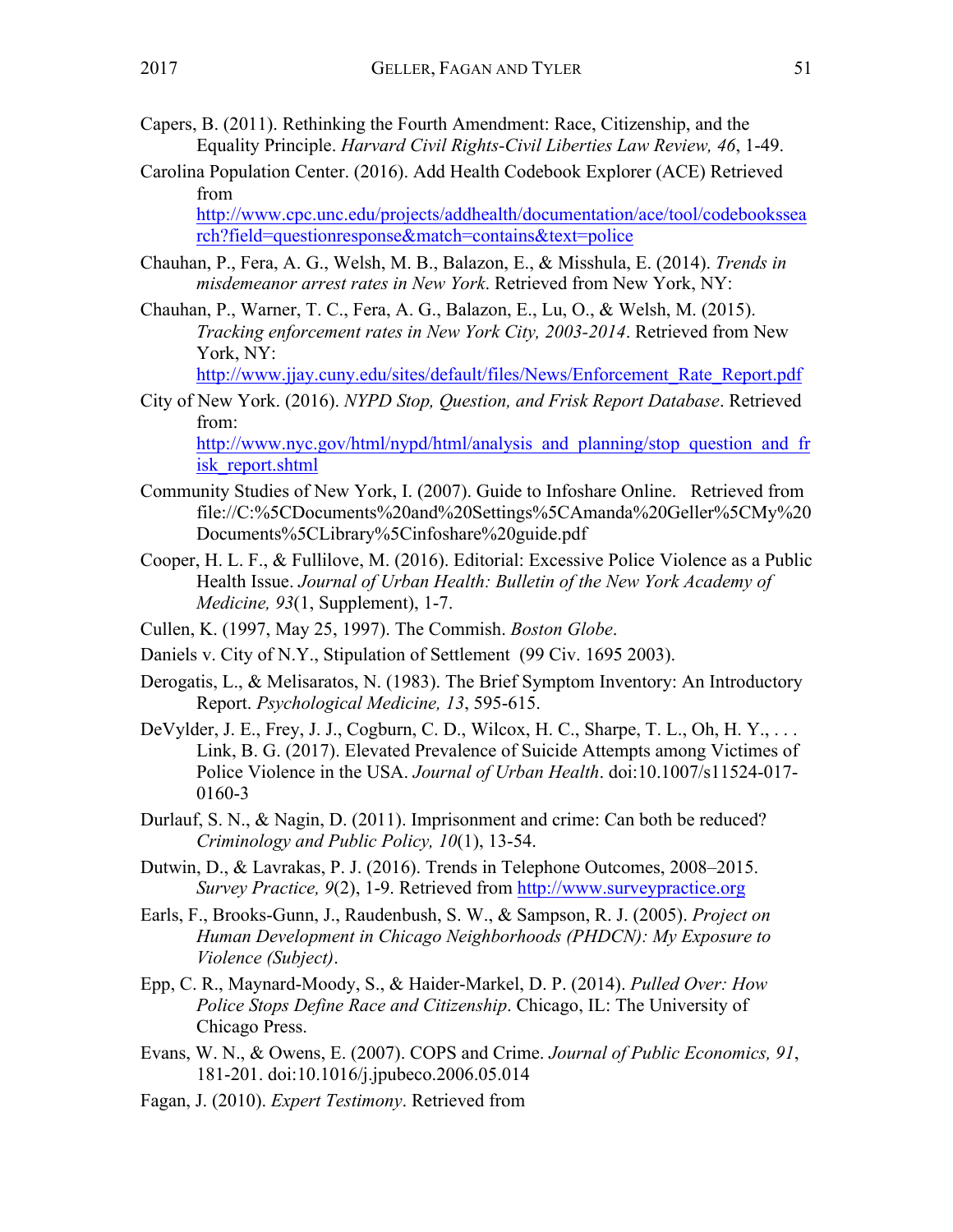Capers, B. (2011). Rethinking the Fourth Amendment: Race, Citizenship, and the Equality Principle. *Harvard Civil Rights-Civil Liberties Law Review, 46*, 1-49.

Carolina Population Center. (2016). Add Health Codebook Explorer (ACE) Retrieved from http://www.cpc.unc.edu/projects/addhealth/documentation/ace/tool/codebookssearch?field=questionresponse&match=contains&text=police

Chauhan, P., Fera, A. G., Welsh, M. B., Balazon, E., & Misshula, E. (2014). *Trends in misdemeanor arrest rates in New York*. Retrieved from New York, NY:

Chauhan, P., Warner, T. C., Fera, A. G., Balazon, E., Lu, O., & Welsh, M. (2015). *Tracking enforcement rates in New York City, 2003-2014*. Retrieved from New York, NY: http://www.jjay.cuny.edu/sites/default/files/News/Enforcement_Rate_Report.pdf

City of New York. (2016). *NYPD Stop, Question, and Frisk Report Database*. Retrieved from: http://www.nyc.gov/html/nypd/html/analysis_and_planning/stop_question_and_frisk_report.shtml

Community Studies of New York, I. (2007). Guide to Infoshare Online. Retrieved from file://C:%5CDocuments%20and%20Settings%5CAmanda%20Geller%5CMy%20Documents%5CLibrary%5Cinfoshare%20guide.pdf

Cooper, H. L. F., & Fullilove, M. (2016). Editorial: Excessive Police Violence as a Public Health Issue. *Journal of Urban Health: Bulletin of the New York Academy of Medicine, 93*(1, Supplement), 1-7.

Cullen, K. (1997, May 25, 1997). The Commish. *Boston Globe*.

Daniels v. City of N.Y., Stipulation of Settlement (99 Civ. 1695 2003).

Derogatis, L., & Melisaratos, N. (1983). The Brief Symptom Inventory: An Introductory Report. *Psychological Medicine, 13*, 595-615.

DeVylder, J. E., Frey, J. J., Cogburn, C. D., Wilcox, H. C., Sharpe, T. L., Oh, H. Y., . . . Link, B. G. (2017). Elevated Prevalence of Suicide Attempts among Victims of Police Violence in the USA. *Journal of Urban Health*. doi:10.1007/s11524-017-0160-3

Durlauf, S. N., & Nagin, D. (2011). Imprisonment and crime: Can both be reduced? *Criminology and Public Policy, 10*(1), 13-54.

Dutwin, D., & Lavrakas, P. J. (2016). Trends in Telephone Outcomes, 2008–2015. *Survey Practice, 9*(2), 1-9. Retrieved from http://www.surveypractice.org

Earls, F., Brooks-Gunn, J., Raudenbush, S. W., & Sampson, R. J. (2005). *Project on Human Development in Chicago Neighborhoods (PHDCN): My Exposure to Violence (Subject)*.

Epp, C. R., Maynard-Moody, S., & Haider-Markel, D. P. (2014). *Pulled Over: How Police Stops Define Race and Citizenship*. Chicago, IL: The University of Chicago Press.

Evans, W. N., & Owens, E. (2007). COPS and Crime. *Journal of Public Economics, 91*, 181-201. doi:10.1016/j.jpubeco.2006.05.014

Fagan, J. (2010). *Expert Testimony*. Retrieved from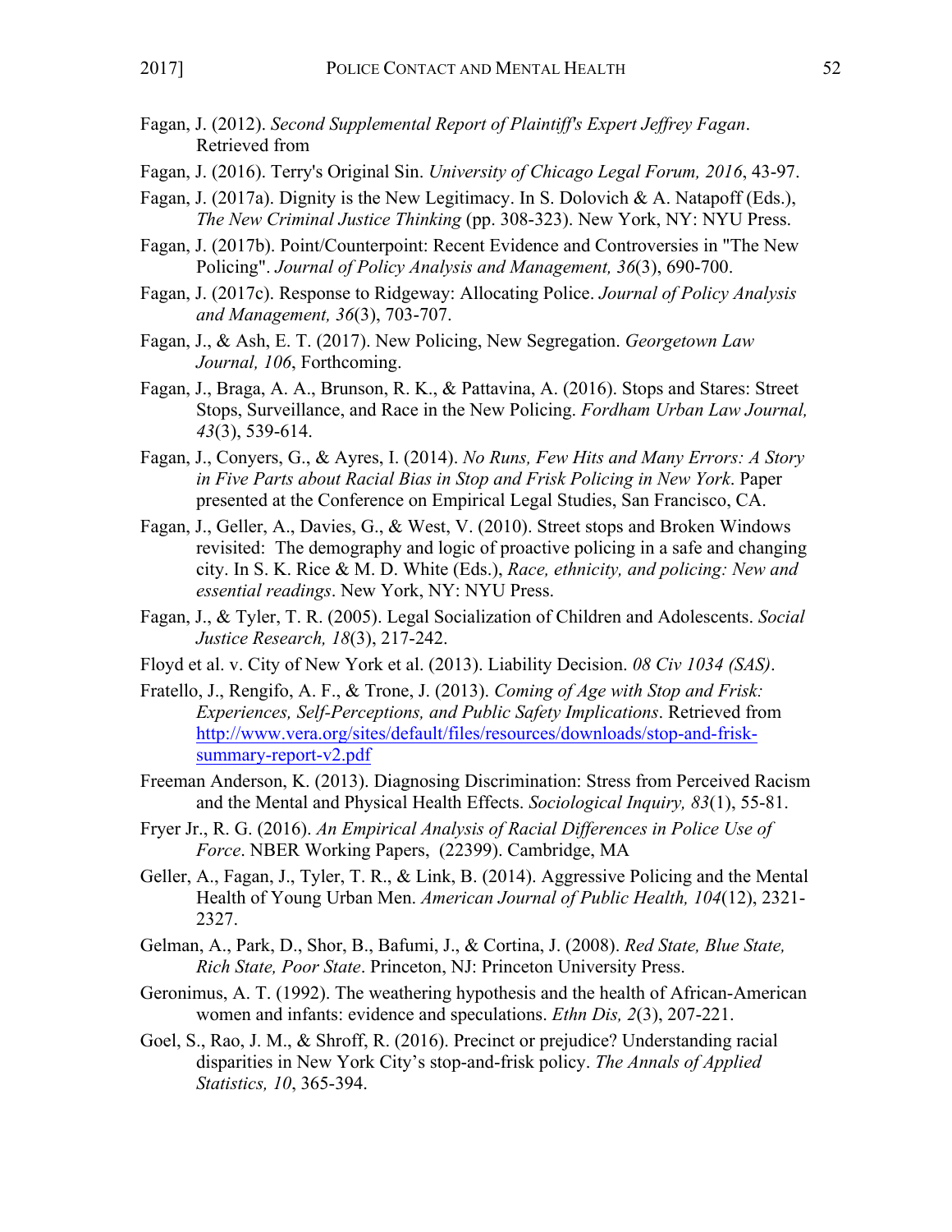Fagan, J. (2012). *Second Supplemental Report of Plaintiff's Expert Jeffrey Fagan*. Retrieved from

Fagan, J. (2016). Terry's Original Sin. *University of Chicago Legal Forum, 2016*, 43-97.

Fagan, J. (2017a). Dignity is the New Legitimacy. In S. Dolovich & A. Natapoff (Eds.), *The New Criminal Justice Thinking* (pp. 308-323). New York, NY: NYU Press.

Fagan, J. (2017b). Point/Counterpoint: Recent Evidence and Controversies in "The New Policing". *Journal of Policy Analysis and Management, 36*(3), 690-700.

Fagan, J. (2017c). Response to Ridgeway: Allocating Police. *Journal of Policy Analysis and Management, 36*(3), 703-707.

Fagan, J., & Ash, E. T. (2017). New Policing, New Segregation. *Georgetown Law Journal, 106*, Forthcoming.

Fagan, J., Braga, A. A., Brunson, R. K., & Pattavina, A. (2016). Stops and Stares: Street Stops, Surveillance, and Race in the New Policing. *Fordham Urban Law Journal, 43*(3), 539-614.

Fagan, J., Conyers, G., & Ayres, I. (2014). *No Runs, Few Hits and Many Errors: A Story in Five Parts about Racial Bias in Stop and Frisk Policing in New York*. Paper presented at the Conference on Empirical Legal Studies, San Francisco, CA.

Fagan, J., Geller, A., Davies, G., & West, V. (2010). Street stops and Broken Windows revisited: The demography and logic of proactive policing in a safe and changing city. In S. K. Rice & M. D. White (Eds.), *Race, ethnicity, and policing: New and essential readings*. New York, NY: NYU Press.

Fagan, J., & Tyler, T. R. (2005). Legal Socialization of Children and Adolescents. *Social Justice Research, 18*(3), 217-242.

Floyd et al. v. City of New York et al. (2013). Liability Decision. *08 Civ 1034 (SAS)*.

Fratello, J., Rengifo, A. F., & Trone, J. (2013). *Coming of Age with Stop and Frisk: Experiences, Self-Perceptions, and Public Safety Implications*. Retrieved from http://www.vera.org/sites/default/files/resources/downloads/stop-and-frisk-summary-report-v2.pdf

Freeman Anderson, K. (2013). Diagnosing Discrimination: Stress from Perceived Racism and the Mental and Physical Health Effects. *Sociological Inquiry, 83*(1), 55-81.

Fryer Jr., R. G. (2016). *An Empirical Analysis of Racial Differences in Police Use of Force*. NBER Working Papers, (22399). Cambridge, MA

Geller, A., Fagan, J., Tyler, T. R., & Link, B. (2014). Aggressive Policing and the Mental Health of Young Urban Men. *American Journal of Public Health, 104*(12), 2321-2327.

Gelman, A., Park, D., Shor, B., Bafumi, J., & Cortina, J. (2008). *Red State, Blue State, Rich State, Poor State*. Princeton, NJ: Princeton University Press.

Geronimus, A. T. (1992). The weathering hypothesis and the health of African-American women and infants: evidence and speculations. *Ethn Dis, 2*(3), 207-221.

Goel, S., Rao, J. M., & Shroff, R. (2016). Precinct or prejudice? Understanding racial disparities in New York City's stop-and-frisk policy. *The Annals of Applied Statistics, 10*, 365-394.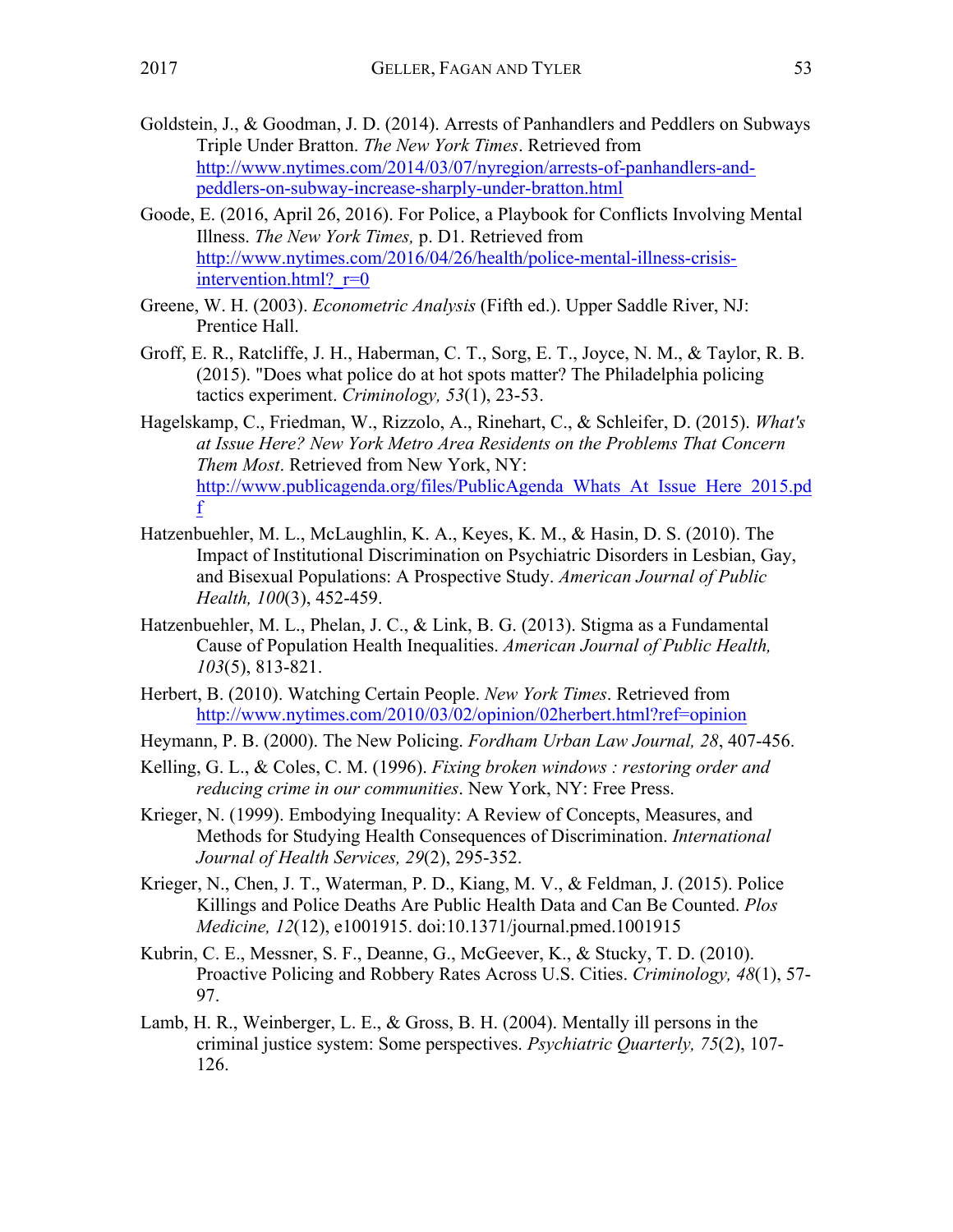Goldstein, J., & Goodman, J. D. (2014). Arrests of Panhandlers and Peddlers on Subways Triple Under Bratton. *The New York Times*. Retrieved from http://www.nytimes.com/2014/03/07/nyregion/arrests-of-panhandlers-and-peddlers-on-subway-increase-sharply-under-bratton.html

Goode, E. (2016, April 26, 2016). For Police, a Playbook for Conflicts Involving Mental Illness. *The New York Times,* p. D1. Retrieved from http://www.nytimes.com/2016/04/26/health/police-mental-illness-crisis-intervention.html?_r=0

Greene, W. H. (2003). *Econometric Analysis* (Fifth ed.). Upper Saddle River, NJ: Prentice Hall.

Groff, E. R., Ratcliffe, J. H., Haberman, C. T., Sorg, E. T., Joyce, N. M., & Taylor, R. B. (2015). "Does what police do at hot spots matter? The Philadelphia policing tactics experiment. *Criminology, 53*(1), 23-53.

Hagelskamp, C., Friedman, W., Rizzolo, A., Rinehart, C., & Schleifer, D. (2015). *What's at Issue Here? New York Metro Area Residents on the Problems That Concern Them Most*. Retrieved from New York, NY: http://www.publicagenda.org/files/PublicAgenda_Whats_At_Issue_Here_2015.pdf

Hatzenbuehler, M. L., McLaughlin, K. A., Keyes, K. M., & Hasin, D. S. (2010). The Impact of Institutional Discrimination on Psychiatric Disorders in Lesbian, Gay, and Bisexual Populations: A Prospective Study. *American Journal of Public Health, 100*(3), 452-459.

Hatzenbuehler, M. L., Phelan, J. C., & Link, B. G. (2013). Stigma as a Fundamental Cause of Population Health Inequalities. *American Journal of Public Health, 103*(5), 813-821.

Herbert, B. (2010). Watching Certain People. *New York Times*. Retrieved from http://www.nytimes.com/2010/03/02/opinion/02herbert.html?ref=opinion

Heymann, P. B. (2000). The New Policing. *Fordham Urban Law Journal, 28*, 407-456.

Kelling, G. L., & Coles, C. M. (1996). *Fixing broken windows : restoring order and reducing crime in our communities*. New York, NY: Free Press.

Krieger, N. (1999). Embodying Inequality: A Review of Concepts, Measures, and Methods for Studying Health Consequences of Discrimination. *International Journal of Health Services, 29*(2), 295-352.

Krieger, N., Chen, J. T., Waterman, P. D., Kiang, M. V., & Feldman, J. (2015). Police Killings and Police Deaths Are Public Health Data and Can Be Counted. *Plos Medicine, 12*(12), e1001915. doi:10.1371/journal.pmed.1001915

Kubrin, C. E., Messner, S. F., Deanne, G., McGeever, K., & Stucky, T. D. (2010). Proactive Policing and Robbery Rates Across U.S. Cities. *Criminology, 48*(1), 57-97.

Lamb, H. R., Weinberger, L. E., & Gross, B. H. (2004). Mentally ill persons in the criminal justice system: Some perspectives. *Psychiatric Quarterly, 75*(2), 107-126.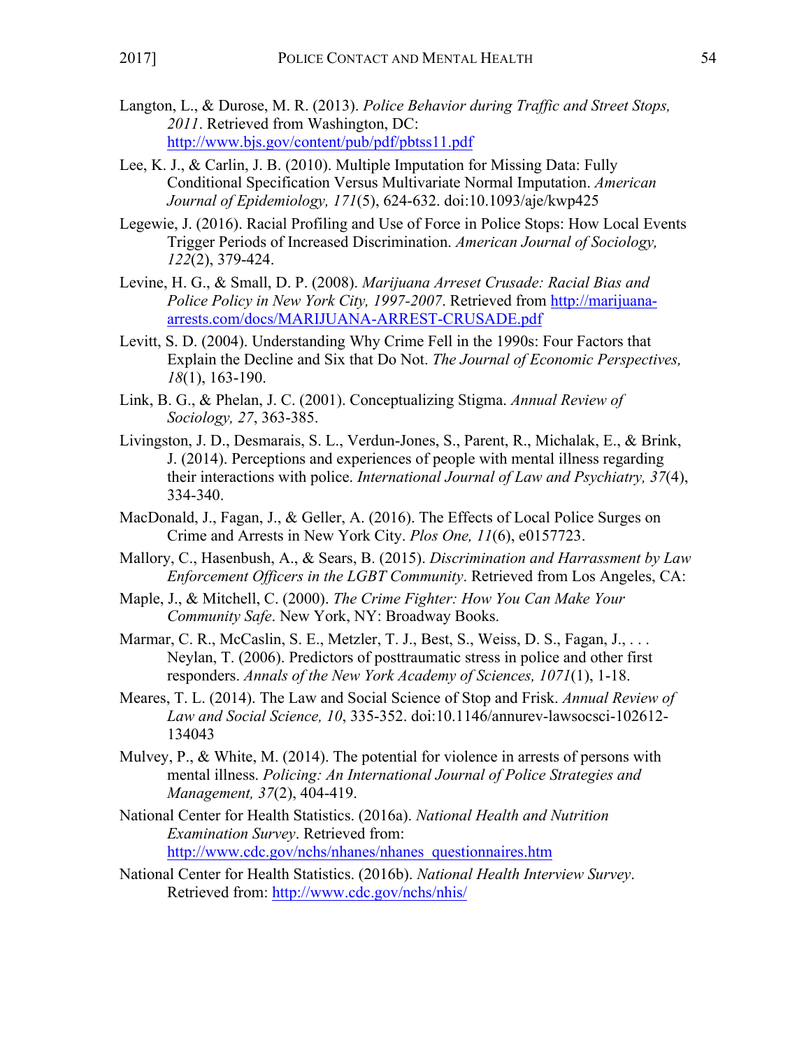Langton, L., & Durose, M. R. (2013). *Police Behavior during Traffic and Street Stops, 2011*. Retrieved from Washington, DC: http://www.bjs.gov/content/pub/pdf/pbtss11.pdf

Lee, K. J., & Carlin, J. B. (2010). Multiple Imputation for Missing Data: Fully Conditional Specification Versus Multivariate Normal Imputation. *American Journal of Epidemiology, 171*(5), 624-632. doi:10.1093/aje/kwp425

Legewie, J. (2016). Racial Profiling and Use of Force in Police Stops: How Local Events Trigger Periods of Increased Discrimination. *American Journal of Sociology, 122*(2), 379-424.

Levine, H. G., & Small, D. P. (2008). *Marijuana Arreset Crusade: Racial Bias and Police Policy in New York City, 1997-2007*. Retrieved from http://marijuana-arrests.com/docs/MARIJUANA-ARREST-CRUSADE.pdf

Levitt, S. D. (2004). Understanding Why Crime Fell in the 1990s: Four Factors that Explain the Decline and Six that Do Not. *The Journal of Economic Perspectives, 18*(1), 163-190.

Link, B. G., & Phelan, J. C. (2001). Conceptualizing Stigma. *Annual Review of Sociology, 27*, 363-385.

Livingston, J. D., Desmarais, S. L., Verdun-Jones, S., Parent, R., Michalak, E., & Brink, J. (2014). Perceptions and experiences of people with mental illness regarding their interactions with police. *International Journal of Law and Psychiatry, 37*(4), 334-340.

MacDonald, J., Fagan, J., & Geller, A. (2016). The Effects of Local Police Surges on Crime and Arrests in New York City. *Plos One, 11*(6), e0157723.

Mallory, C., Hasenbush, A., & Sears, B. (2015). *Discrimination and Harrassment by Law Enforcement Officers in the LGBT Community*. Retrieved from Los Angeles, CA:

Maple, J., & Mitchell, C. (2000). *The Crime Fighter: How You Can Make Your Community Safe*. New York, NY: Broadway Books.

Marmar, C. R., McCaslin, S. E., Metzler, T. J., Best, S., Weiss, D. S., Fagan, J., . . . Neylan, T. (2006). Predictors of posttraumatic stress in police and other first responders. *Annals of the New York Academy of Sciences, 1071*(1), 1-18.

Meares, T. L. (2014). The Law and Social Science of Stop and Frisk. *Annual Review of Law and Social Science, 10*, 335-352. doi:10.1146/annurev-lawsocsci-102612-134043

Mulvey, P., & White, M. (2014). The potential for violence in arrests of persons with mental illness. *Policing: An International Journal of Police Strategies and Management, 37*(2), 404-419.

National Center for Health Statistics. (2016a). *National Health and Nutrition Examination Survey*. Retrieved from: http://www.cdc.gov/nchs/nhanes/nhanes_questionnaires.htm

National Center for Health Statistics. (2016b). *National Health Interview Survey*. Retrieved from: http://www.cdc.gov/nchs/nhis/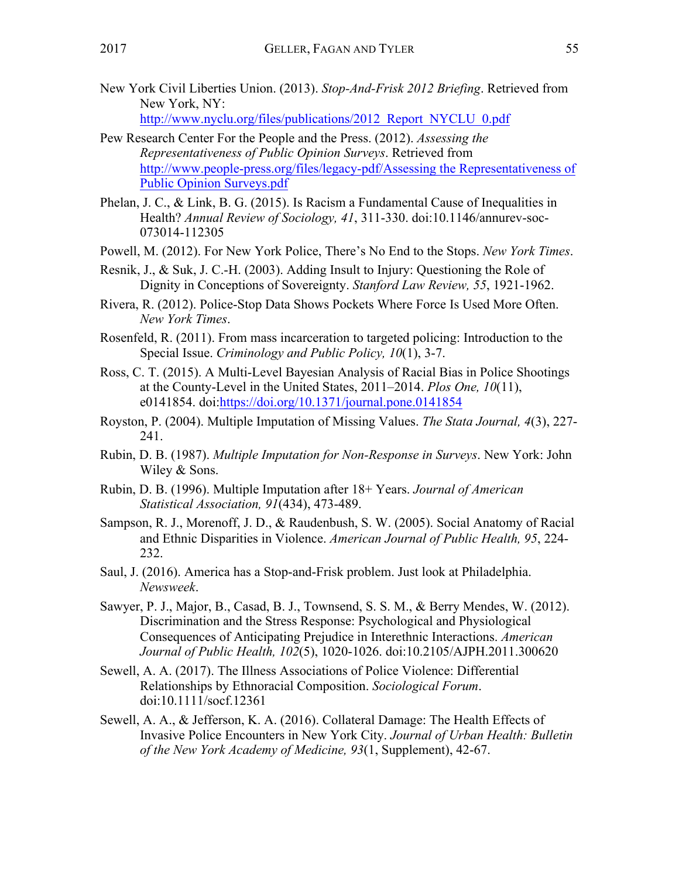New York Civil Liberties Union. (2013). *Stop-And-Frisk 2012 Briefing*. Retrieved from New York, NY: http://www.nyclu.org/files/publications/2012_Report_NYCLU_0.pdf

Pew Research Center For the People and the Press. (2012). *Assessing the Representativeness of Public Opinion Surveys*. Retrieved from http://www.people-press.org/files/legacy-pdf/Assessing the Representativeness of Public Opinion Surveys.pdf

Phelan, J. C., & Link, B. G. (2015). Is Racism a Fundamental Cause of Inequalities in Health? *Annual Review of Sociology, 41*, 311-330. doi:10.1146/annurev-soc-073014-112305

Powell, M. (2012). For New York Police, There's No End to the Stops. *New York Times*.

Resnik, J., & Suk, J. C.-H. (2003). Adding Insult to Injury: Questioning the Role of Dignity in Conceptions of Sovereignty. *Stanford Law Review, 55*, 1921-1962.

Rivera, R. (2012). Police-Stop Data Shows Pockets Where Force Is Used More Often. *New York Times*.

Rosenfeld, R. (2011). From mass incarceration to targeted policing: Introduction to the Special Issue. *Criminology and Public Policy, 10*(1), 3-7.

Ross, C. T. (2015). A Multi-Level Bayesian Analysis of Racial Bias in Police Shootings at the County-Level in the United States, 2011–2014. *Plos One, 10*(11), e0141854. doi:https://doi.org/10.1371/journal.pone.0141854

Royston, P. (2004). Multiple Imputation of Missing Values. *The Stata Journal, 4*(3), 227-241.

Rubin, D. B. (1987). *Multiple Imputation for Non-Response in Surveys*. New York: John Wiley & Sons.

Rubin, D. B. (1996). Multiple Imputation after 18+ Years. *Journal of American Statistical Association, 91*(434), 473-489.

Sampson, R. J., Morenoff, J. D., & Raudenbush, S. W. (2005). Social Anatomy of Racial and Ethnic Disparities in Violence. *American Journal of Public Health, 95*, 224-232.

Saul, J. (2016). America has a Stop-and-Frisk problem. Just look at Philadelphia. *Newsweek*.

Sawyer, P. J., Major, B., Casad, B. J., Townsend, S. S. M., & Berry Mendes, W. (2012). Discrimination and the Stress Response: Psychological and Physiological Consequences of Anticipating Prejudice in Interethnic Interactions. *American Journal of Public Health, 102*(5), 1020-1026. doi:10.2105/AJPH.2011.300620

Sewell, A. A. (2017). The Illness Associations of Police Violence: Differential Relationships by Ethnoracial Composition. *Sociological Forum*. doi:10.1111/socf.12361

Sewell, A. A., & Jefferson, K. A. (2016). Collateral Damage: The Health Effects of Invasive Police Encounters in New York City. *Journal of Urban Health: Bulletin of the New York Academy of Medicine, 93*(1, Supplement), 42-67.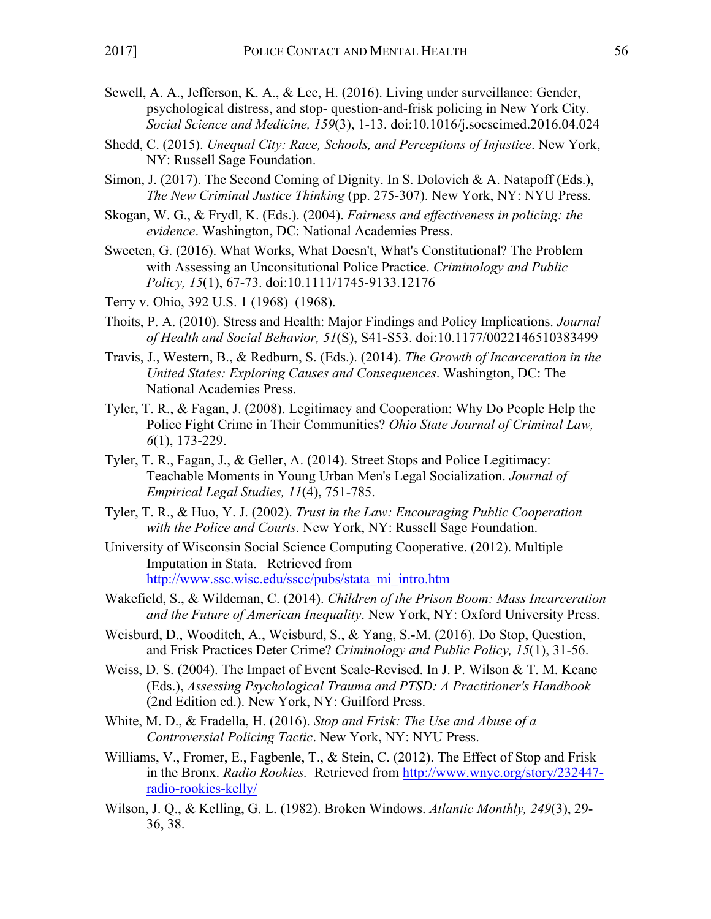Sewell, A. A., Jefferson, K. A., & Lee, H. (2016). Living under surveillance: Gender, psychological distress, and stop- question-and-frisk policing in New York City. *Social Science and Medicine, 159*(3), 1-13. doi:10.1016/j.socscimed.2016.04.024

Shedd, C. (2015). *Unequal City: Race, Schools, and Perceptions of Injustice*. New York, NY: Russell Sage Foundation.

Simon, J. (2017). The Second Coming of Dignity. In S. Dolovich & A. Natapoff (Eds.), *The New Criminal Justice Thinking* (pp. 275-307). New York, NY: NYU Press.

Skogan, W. G., & Frydl, K. (Eds.). (2004). *Fairness and effectiveness in policing: the evidence*. Washington, DC: National Academies Press.

Sweeten, G. (2016). What Works, What Doesn't, What's Constitutional? The Problem with Assessing an Unconsitutional Police Practice. *Criminology and Public Policy, 15*(1), 67-73. doi:10.1111/1745-9133.12176

Terry v. Ohio, 392 U.S. 1 (1968) (1968).

Thoits, P. A. (2010). Stress and Health: Major Findings and Policy Implications. *Journal of Health and Social Behavior, 51*(S), S41-S53. doi:10.1177/0022146510383499

Travis, J., Western, B., & Redburn, S. (Eds.). (2014). *The Growth of Incarceration in the United States: Exploring Causes and Consequences*. Washington, DC: The National Academies Press.

Tyler, T. R., & Fagan, J. (2008). Legitimacy and Cooperation: Why Do People Help the Police Fight Crime in Their Communities? *Ohio State Journal of Criminal Law, 6*(1), 173-229.

Tyler, T. R., Fagan, J., & Geller, A. (2014). Street Stops and Police Legitimacy: Teachable Moments in Young Urban Men's Legal Socialization. *Journal of Empirical Legal Studies, 11*(4), 751-785.

Tyler, T. R., & Huo, Y. J. (2002). *Trust in the Law: Encouraging Public Cooperation with the Police and Courts*. New York, NY: Russell Sage Foundation.

University of Wisconsin Social Science Computing Cooperative. (2012). Multiple Imputation in Stata. Retrieved from http://www.ssc.wisc.edu/sscc/pubs/stata_mi_intro.htm

Wakefield, S., & Wildeman, C. (2014). *Children of the Prison Boom: Mass Incarceration and the Future of American Inequality*. New York, NY: Oxford University Press.

Weisburd, D., Wooditch, A., Weisburd, S., & Yang, S.-M. (2016). Do Stop, Question, and Frisk Practices Deter Crime? *Criminology and Public Policy, 15*(1), 31-56.

Weiss, D. S. (2004). The Impact of Event Scale-Revised. In J. P. Wilson & T. M. Keane (Eds.), *Assessing Psychological Trauma and PTSD: A Practitioner's Handbook* (2nd Edition ed.). New York, NY: Guilford Press.

White, M. D., & Fradella, H. (2016). *Stop and Frisk: The Use and Abuse of a Controversial Policing Tactic*. New York, NY: NYU Press.

Williams, V., Fromer, E., Fagbenle, T., & Stein, C. (2012). The Effect of Stop and Frisk in the Bronx. *Radio Rookies.* Retrieved from http://www.wnyc.org/story/232447-radio-rookies-kelly/

Wilson, J. Q., & Kelling, G. L. (1982). Broken Windows. *Atlantic Monthly, 249*(3), 29-36, 38.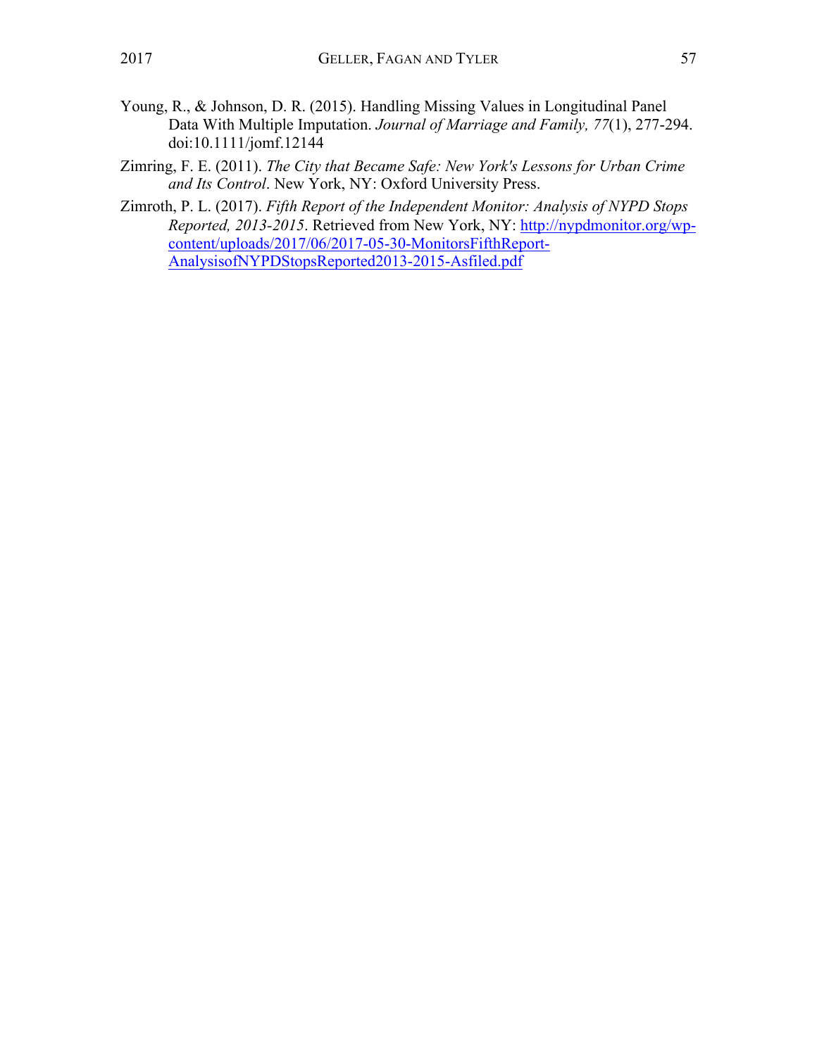Young, R., & Johnson, D. R. (2015). Handling Missing Values in Longitudinal Panel Data With Multiple Imputation. *Journal of Marriage and Family, 77*(1), 277-294. doi:10.1111/jomf.12144

Zimring, F. E. (2011). *The City that Became Safe: New York's Lessons for Urban Crime and Its Control*. New York, NY: Oxford University Press.

Zimroth, P. L. (2017). *Fifth Report of the Independent Monitor: Analysis of NYPD Stops Reported, 2013-2015*. Retrieved from New York, NY: http://nypdmonitor.org/wp-content/uploads/2017/06/2017-05-30-MonitorsFifthReport-AnalysisofNYPDStopsReported2013-2015-Asfiled.pdf